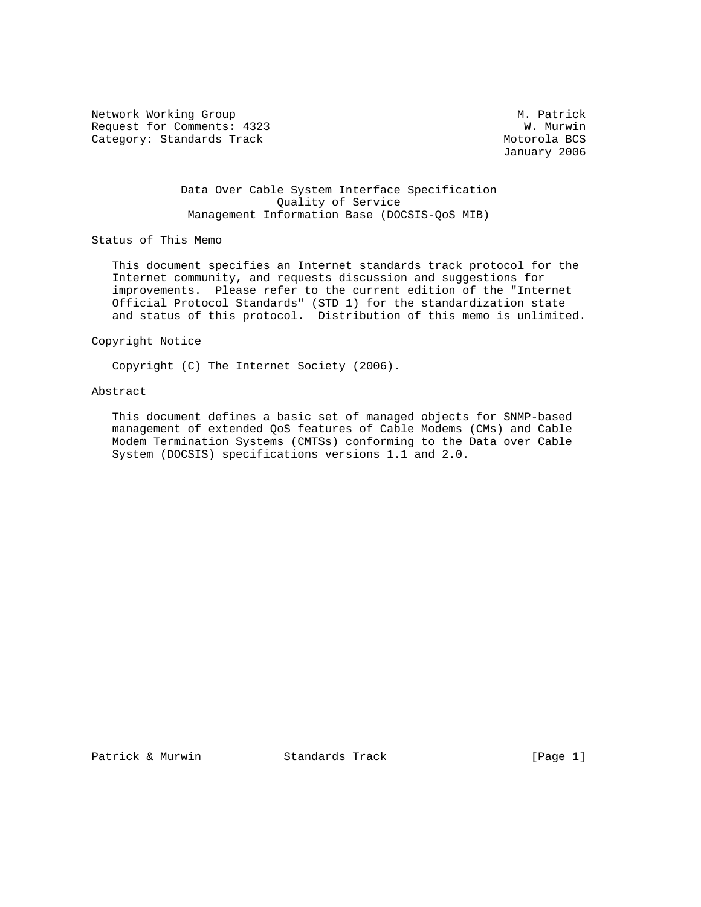Network Working Group M. Patrick
Request for Comments: 4323 W. Murwin
Category: Standards Track Motorola BCS
January 2006

# Data Over Cable System Interface Specification Quality of Service Management Information Base (DOCSIS-QoS MIB)

## Status of This Memo

This document specifies an Internet standards track protocol for the Internet community, and requests discussion and suggestions for improvements. Please refer to the current edition of the "Internet Official Protocol Standards" (STD 1) for the standardization state and status of this protocol. Distribution of this memo is unlimited.

## Copyright Notice

Copyright (C) The Internet Society (2006).

## Abstract

This document defines a basic set of managed objects for SNMP-based management of extended QoS features of Cable Modems (CMs) and Cable Modem Termination Systems (CMTSs) conforming to the Data over Cable System (DOCSIS) specifications versions 1.1 and 2.0.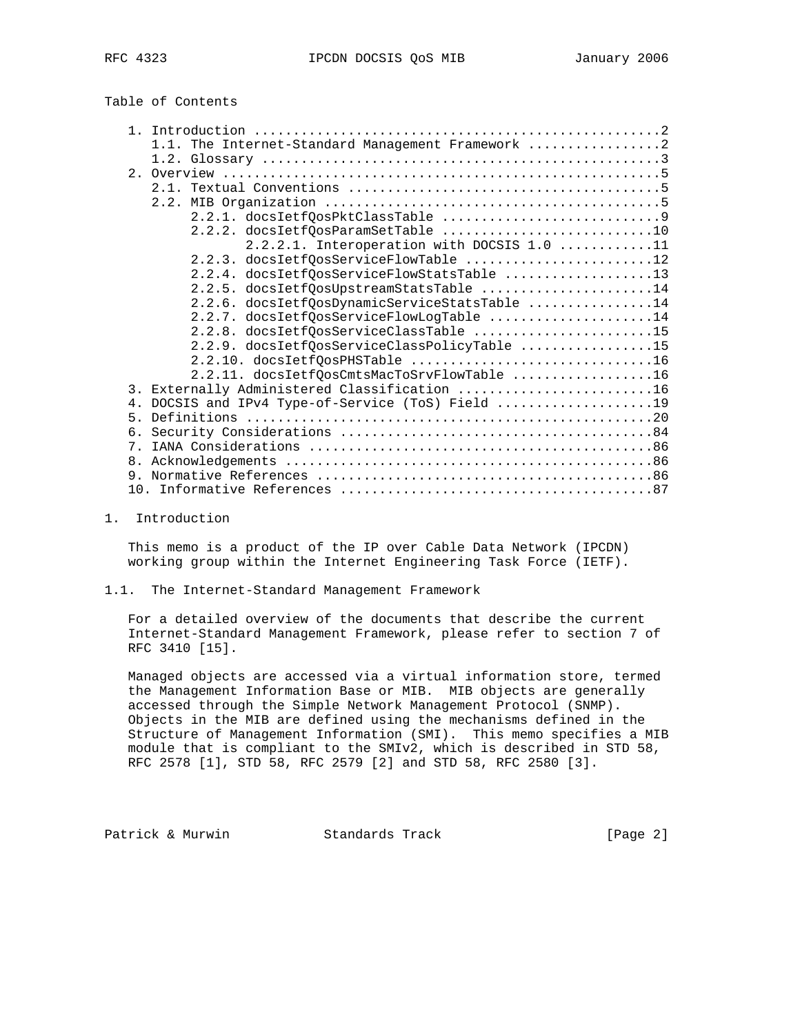## Table of Contents

1. Introduction ....................................................2
   - 1.1. The Internet-Standard Management Framework .................2
   - 1.2. Glossary ...................................................3
2. Overview ........................................................5
   - 2.1. Textual Conventions ........................................5
   - 2.2. MIB Organization ...........................................5
     - 2.2.1. docsIetfQosPktClassTable ............................9
     - 2.2.2. docsIetfQosParamSetTable ...........................10
       - 2.2.2.1. Interoperation with DOCSIS 1.0 ...........11
     - 2.2.3. docsIetfQosServiceFlowTable ........................12
     - 2.2.4. docsIetfQosServiceFlowStatsTable ...................13
     - 2.2.5. docsIetfQosUpstreamStatsTable ......................14
     - 2.2.6. docsIetfQosDynamicServiceStatsTable ................14
     - 2.2.7. docsIetfQosServiceFlowLogTable .....................14
     - 2.2.8. docsIetfQosServiceClassTable .......................15
     - 2.2.9. docsIetfQosServiceClassPolicyTable .................15
     - 2.2.10. docsIetfQosPHSTable ...............................16
     - 2.2.11. docsIetfQosCmtsMacToSrvFlowTable ..................16
3. Externally Administered Classification .........................16
4. DOCSIS and IPv4 Type-of-Service (ToS) Field ....................19
5. Definitions ....................................................20
6. Security Considerations ........................................84
7. IANA Considerations ............................................86
8. Acknowledgements ...............................................86
9. Normative References ...........................................86
10. Informative References ........................................87

## 1. Introduction

This memo is a product of the IP over Cable Data Network (IPCDN) working group within the Internet Engineering Task Force (IETF).

### 1.1. The Internet-Standard Management Framework

For a detailed overview of the documents that describe the current Internet-Standard Management Framework, please refer to section 7 of RFC 3410 [15].

Managed objects are accessed via a virtual information store, termed the Management Information Base or MIB. MIB objects are generally accessed through the Simple Network Management Protocol (SNMP). Objects in the MIB are defined using the mechanisms defined in the Structure of Management Information (SMI). This memo specifies a MIB module that is compliant to the SMIv2, which is described in STD 58, RFC 2578 [1], STD 58, RFC 2579 [2] and STD 58, RFC 2580 [3].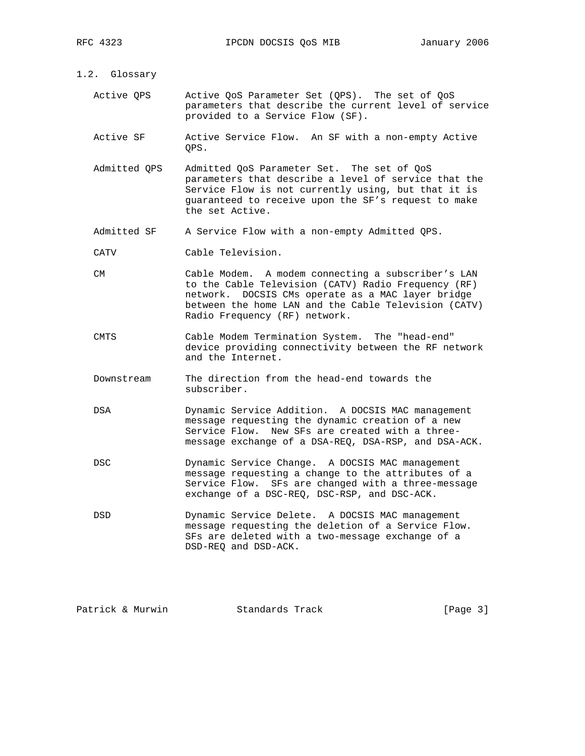## 1.2. Glossary

Active QPS
: Active QoS Parameter Set (QPS). The set of QoS parameters that describe the current level of service provided to a Service Flow (SF).

Active SF
: Active Service Flow. An SF with a non-empty Active QPS.

Admitted QPS
: Admitted QoS Parameter Set. The set of QoS parameters that describe a level of service that the Service Flow is not currently using, but that it is guaranteed to receive upon the SF's request to make the set Active.

Admitted SF
: A Service Flow with a non-empty Admitted QPS.

CATV
: Cable Television.

CM
: Cable Modem. A modem connecting a subscriber's LAN to the Cable Television (CATV) Radio Frequency (RF) network. DOCSIS CMs operate as a MAC layer bridge between the home LAN and the Cable Television (CATV) Radio Frequency (RF) network.

CMTS
: Cable Modem Termination System. The "head-end" device providing connectivity between the RF network and the Internet.

Downstream
: The direction from the head-end towards the subscriber.

DSA
: Dynamic Service Addition. A DOCSIS MAC management message requesting the dynamic creation of a new Service Flow. New SFs are created with a three-message exchange of a DSA-REQ, DSA-RSP, and DSA-ACK.

DSC
: Dynamic Service Change. A DOCSIS MAC management message requesting a change to the attributes of a Service Flow. SFs are changed with a three-message exchange of a DSC-REQ, DSC-RSP, and DSC-ACK.

DSD
: Dynamic Service Delete. A DOCSIS MAC management message requesting the deletion of a Service Flow. SFs are deleted with a two-message exchange of a DSD-REQ and DSD-ACK.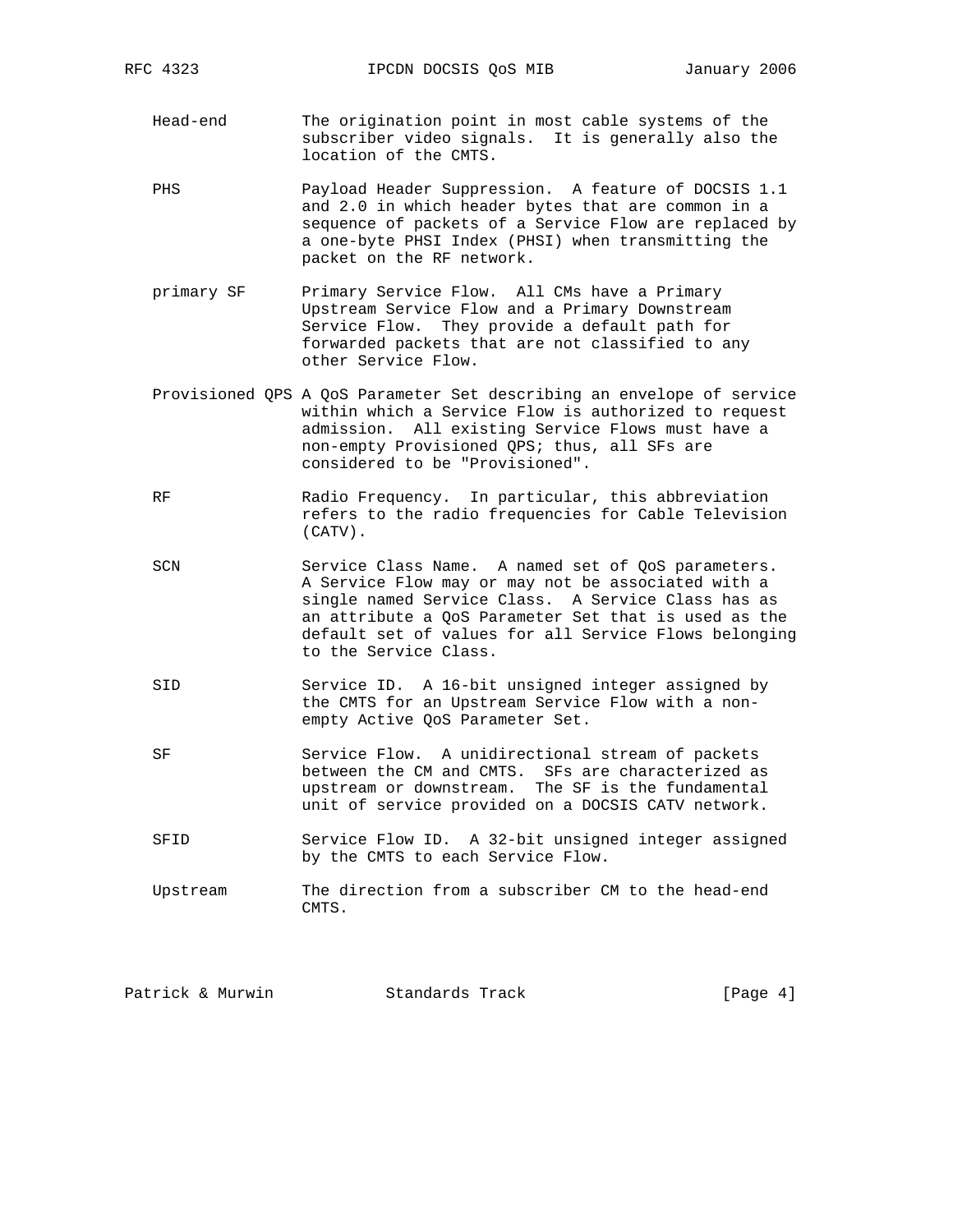Head-end
: The origination point in most cable systems of the subscriber video signals. It is generally also the location of the CMTS.

PHS
: Payload Header Suppression. A feature of DOCSIS 1.1 and 2.0 in which header bytes that are common in a sequence of packets of a Service Flow are replaced by a one-byte PHSI Index (PHSI) when transmitting the packet on the RF network.

primary SF
: Primary Service Flow. All CMs have a Primary Upstream Service Flow and a Primary Downstream Service Flow. They provide a default path for forwarded packets that are not classified to any other Service Flow.

Provisioned QPS
: A QoS Parameter Set describing an envelope of service within which a Service Flow is authorized to request admission. All existing Service Flows must have a non-empty Provisioned QPS; thus, all SFs are considered to be "Provisioned".

RF
: Radio Frequency. In particular, this abbreviation refers to the radio frequencies for Cable Television (CATV).

SCN
: Service Class Name. A named set of QoS parameters. A Service Flow may or may not be associated with a single named Service Class. A Service Class has as an attribute a QoS Parameter Set that is used as the default set of values for all Service Flows belonging to the Service Class.

SID
: Service ID. A 16-bit unsigned integer assigned by the CMTS for an Upstream Service Flow with a non-empty Active QoS Parameter Set.

SF
: Service Flow. A unidirectional stream of packets between the CM and CMTS. SFs are characterized as upstream or downstream. The SF is the fundamental unit of service provided on a DOCSIS CATV network.

SFID
: Service Flow ID. A 32-bit unsigned integer assigned by the CMTS to each Service Flow.

Upstream
: The direction from a subscriber CM to the head-end CMTS.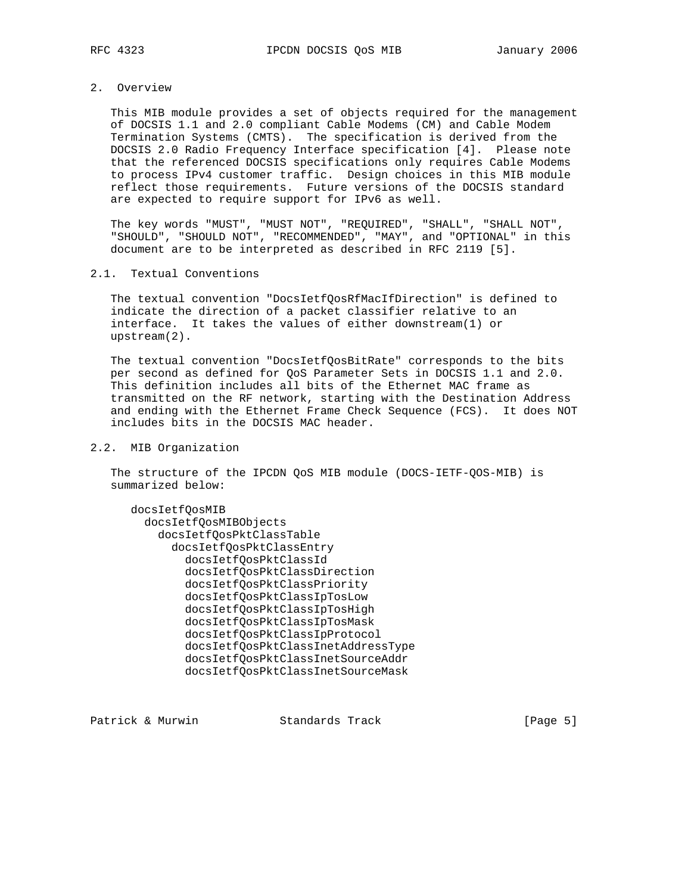## 2. Overview

This MIB module provides a set of objects required for the management of DOCSIS 1.1 and 2.0 compliant Cable Modems (CM) and Cable Modem Termination Systems (CMTS). The specification is derived from the DOCSIS 2.0 Radio Frequency Interface specification [4]. Please note that the referenced DOCSIS specifications only requires Cable Modems to process IPv4 customer traffic. Design choices in this MIB module reflect those requirements. Future versions of the DOCSIS standard are expected to require support for IPv6 as well.

The key words "MUST", "MUST NOT", "REQUIRED", "SHALL", "SHALL NOT", "SHOULD", "SHOULD NOT", "RECOMMENDED", "MAY", and "OPTIONAL" in this document are to be interpreted as described in RFC 2119 [5].

### 2.1. Textual Conventions

The textual convention "DocsIetfQosRfMacIfDirection" is defined to indicate the direction of a packet classifier relative to an interface. It takes the values of either downstream(1) or upstream(2).

The textual convention "DocsIetfQosBitRate" corresponds to the bits per second as defined for QoS Parameter Sets in DOCSIS 1.1 and 2.0. This definition includes all bits of the Ethernet MAC frame as transmitted on the RF network, starting with the Destination Address and ending with the Ethernet Frame Check Sequence (FCS). It does NOT includes bits in the DOCSIS MAC header.

### 2.2. MIB Organization

The structure of the IPCDN QoS MIB module (DOCS-IETF-QOS-MIB) is summarized below:

```
docsIetfQosMIB
  docsIetfQosMIBObjects
    docsIetfQosPktClassTable
      docsIetfQosPktClassEntry
        docsIetfQosPktClassId
        docsIetfQosPktClassDirection
        docsIetfQosPktClassPriority
        docsIetfQosPktClassIpTosLow
        docsIetfQosPktClassIpTosHigh
        docsIetfQosPktClassIpTosMask
        docsIetfQosPktClassIpProtocol
        docsIetfQosPktClassInetAddressType
        docsIetfQosPktClassInetSourceAddr
        docsIetfQosPktClassInetSourceMask
```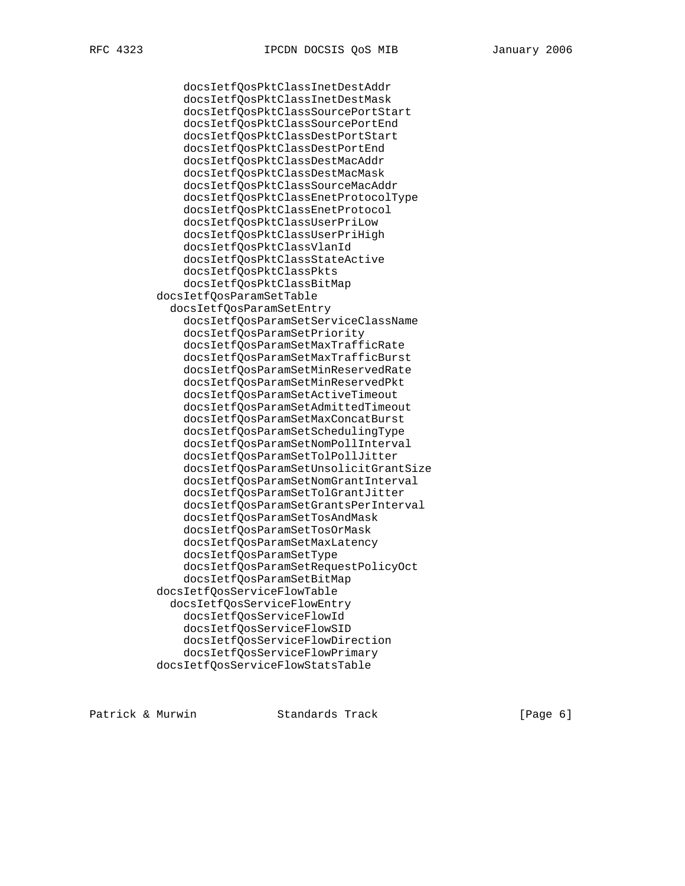```
            docsIetfQosPktClassInetDestAddr
            docsIetfQosPktClassInetDestMask
            docsIetfQosPktClassSourcePortStart
            docsIetfQosPktClassSourcePortEnd
            docsIetfQosPktClassDestPortStart
            docsIetfQosPktClassDestPortEnd
            docsIetfQosPktClassDestMacAddr
            docsIetfQosPktClassDestMacMask
            docsIetfQosPktClassSourceMacAddr
            docsIetfQosPktClassEnetProtocolType
            docsIetfQosPktClassEnetProtocol
            docsIetfQosPktClassUserPriLow
            docsIetfQosPktClassUserPriHigh
            docsIetfQosPktClassVlanId
            docsIetfQosPktClassStateActive
            docsIetfQosPktClassPkts
            docsIetfQosPktClassBitMap
        docsIetfQosParamSetTable
          docsIetfQosParamSetEntry
            docsIetfQosParamSetServiceClassName
            docsIetfQosParamSetPriority
            docsIetfQosParamSetMaxTrafficRate
            docsIetfQosParamSetMaxTrafficBurst
            docsIetfQosParamSetMinReservedRate
            docsIetfQosParamSetMinReservedPkt
            docsIetfQosParamSetActiveTimeout
            docsIetfQosParamSetAdmittedTimeout
            docsIetfQosParamSetMaxConcatBurst
            docsIetfQosParamSetSchedulingType
            docsIetfQosParamSetNomPollInterval
            docsIetfQosParamSetTolPollJitter
            docsIetfQosParamSetUnsolicitGrantSize
            docsIetfQosParamSetNomGrantInterval
            docsIetfQosParamSetTolGrantJitter
            docsIetfQosParamSetGrantsPerInterval
            docsIetfQosParamSetTosAndMask
            docsIetfQosParamSetTosOrMask
            docsIetfQosParamSetMaxLatency
            docsIetfQosParamSetType
            docsIetfQosParamSetRequestPolicyOct
            docsIetfQosParamSetBitMap
        docsIetfQosServiceFlowTable
          docsIetfQosServiceFlowEntry
            docsIetfQosServiceFlowId
            docsIetfQosServiceFlowSID
            docsIetfQosServiceFlowDirection
            docsIetfQosServiceFlowPrimary
        docsIetfQosServiceFlowStatsTable
```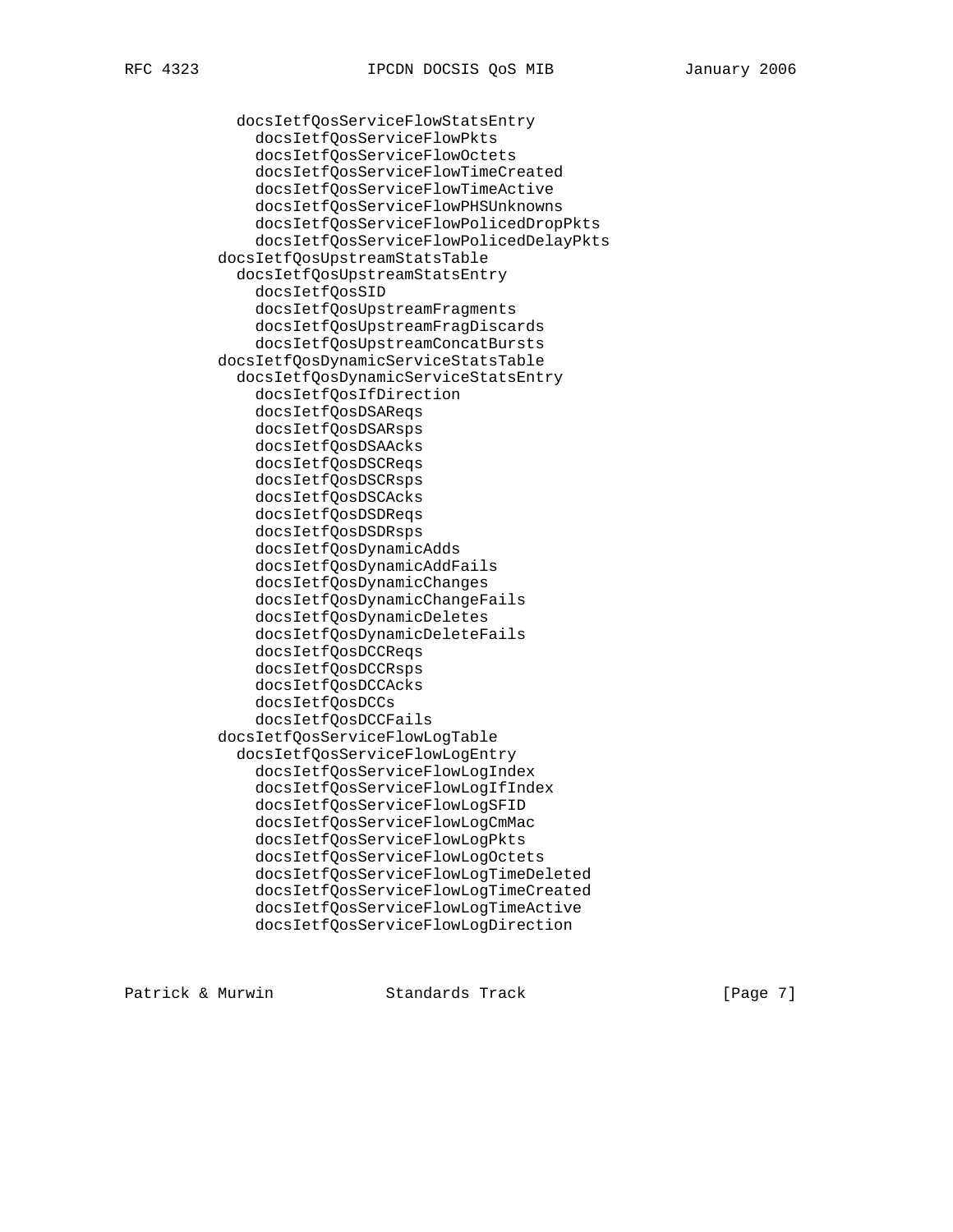```
          docsIetfQosServiceFlowStatsEntry
            docsIetfQosServiceFlowPkts
            docsIetfQosServiceFlowOctets
            docsIetfQosServiceFlowTimeCreated
            docsIetfQosServiceFlowTimeActive
            docsIetfQosServiceFlowPHSUnknowns
            docsIetfQosServiceFlowPolicedDropPkts
            docsIetfQosServiceFlowPolicedDelayPkts
        docsIetfQosUpstreamStatsTable
          docsIetfQosUpstreamStatsEntry
            docsIetfQosSID
            docsIetfQosUpstreamFragments
            docsIetfQosUpstreamFragDiscards
            docsIetfQosUpstreamConcatBursts
        docsIetfQosDynamicServiceStatsTable
          docsIetfQosDynamicServiceStatsEntry
            docsIetfQosIfDirection
            docsIetfQosDSAReqs
            docsIetfQosDSARsps
            docsIetfQosDSAAcks
            docsIetfQosDSCReqs
            docsIetfQosDSCRsps
            docsIetfQosDSCAcks
            docsIetfQosDSDReqs
            docsIetfQosDSDRsps
            docsIetfQosDynamicAdds
            docsIetfQosDynamicAddFails
            docsIetfQosDynamicChanges
            docsIetfQosDynamicChangeFails
            docsIetfQosDynamicDeletes
            docsIetfQosDynamicDeleteFails
            docsIetfQosDCCReqs
            docsIetfQosDCCRsps
            docsIetfQosDCCAcks
            docsIetfQosDCCs
            docsIetfQosDCCFails
        docsIetfQosServiceFlowLogTable
          docsIetfQosServiceFlowLogEntry
            docsIetfQosServiceFlowLogIndex
            docsIetfQosServiceFlowLogIfIndex
            docsIetfQosServiceFlowLogSFID
            docsIetfQosServiceFlowLogCmMac
            docsIetfQosServiceFlowLogPkts
            docsIetfQosServiceFlowLogOctets
            docsIetfQosServiceFlowLogTimeDeleted
            docsIetfQosServiceFlowLogTimeCreated
            docsIetfQosServiceFlowLogTimeActive
            docsIetfQosServiceFlowLogDirection
```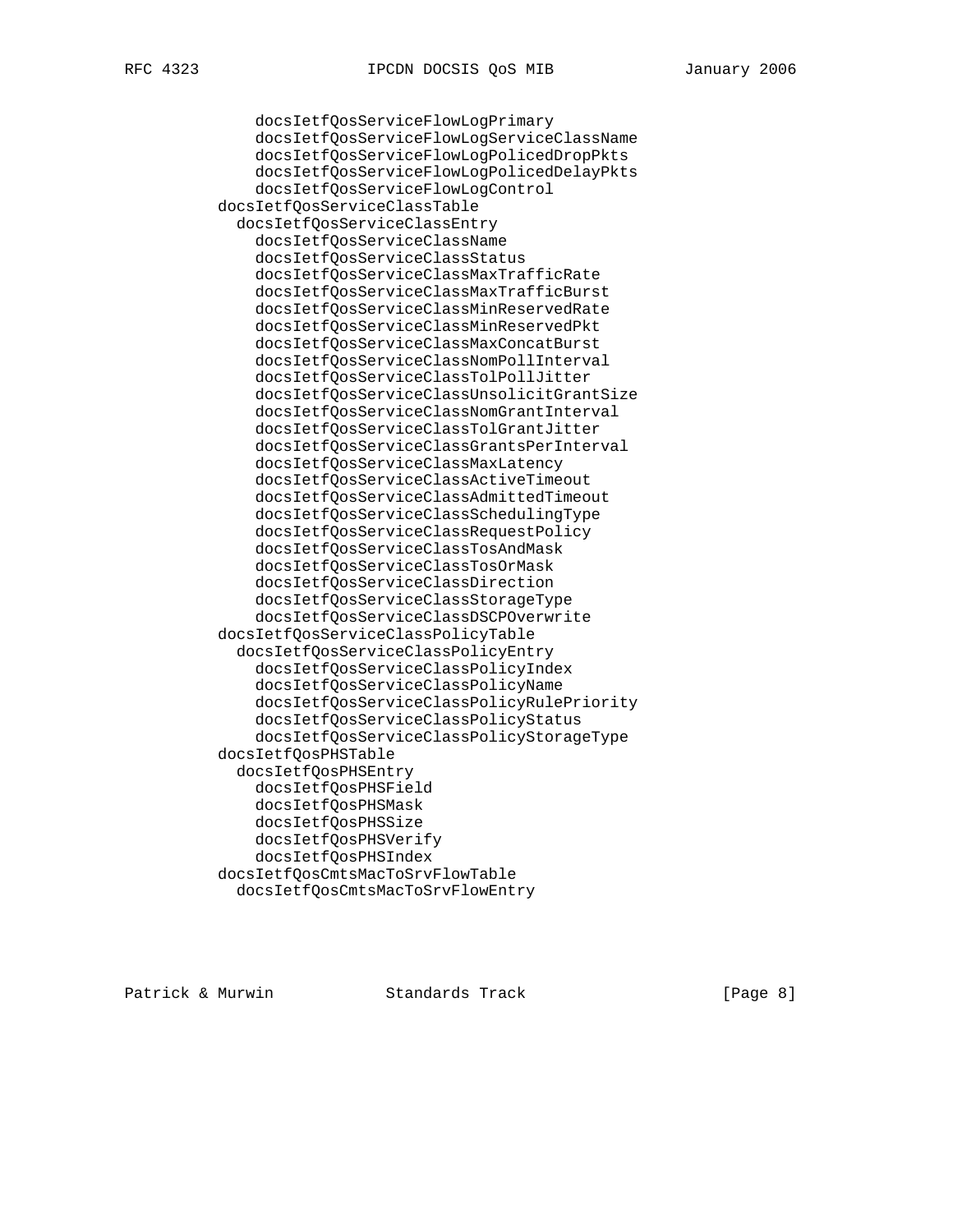```
          docsIetfQosServiceFlowLogPrimary
          docsIetfQosServiceFlowLogServiceClassName
          docsIetfQosServiceFlowLogPolicedDropPkts
          docsIetfQosServiceFlowLogPolicedDelayPkts
          docsIetfQosServiceFlowLogControl
      docsIetfQosServiceClassTable
        docsIetfQosServiceClassEntry
          docsIetfQosServiceClassName
          docsIetfQosServiceClassStatus
          docsIetfQosServiceClassMaxTrafficRate
          docsIetfQosServiceClassMaxTrafficBurst
          docsIetfQosServiceClassMinReservedRate
          docsIetfQosServiceClassMinReservedPkt
          docsIetfQosServiceClassMaxConcatBurst
          docsIetfQosServiceClassNomPollInterval
          docsIetfQosServiceClassTolPollJitter
          docsIetfQosServiceClassUnsolicitGrantSize
          docsIetfQosServiceClassNomGrantInterval
          docsIetfQosServiceClassTolGrantJitter
          docsIetfQosServiceClassGrantsPerInterval
          docsIetfQosServiceClassMaxLatency
          docsIetfQosServiceClassActiveTimeout
          docsIetfQosServiceClassAdmittedTimeout
          docsIetfQosServiceClassSchedulingType
          docsIetfQosServiceClassRequestPolicy
          docsIetfQosServiceClassTosAndMask
          docsIetfQosServiceClassTosOrMask
          docsIetfQosServiceClassDirection
          docsIetfQosServiceClassStorageType
          docsIetfQosServiceClassDSCPOverwrite
      docsIetfQosServiceClassPolicyTable
        docsIetfQosServiceClassPolicyEntry
          docsIetfQosServiceClassPolicyIndex
          docsIetfQosServiceClassPolicyName
          docsIetfQosServiceClassPolicyRulePriority
          docsIetfQosServiceClassPolicyStatus
          docsIetfQosServiceClassPolicyStorageType
      docsIetfQosPHSTable
        docsIetfQosPHSEntry
          docsIetfQosPHSField
          docsIetfQosPHSMask
          docsIetfQosPHSSize
          docsIetfQosPHSVerify
          docsIetfQosPHSIndex
      docsIetfQosCmtsMacToSrvFlowTable
        docsIetfQosCmtsMacToSrvFlowEntry
```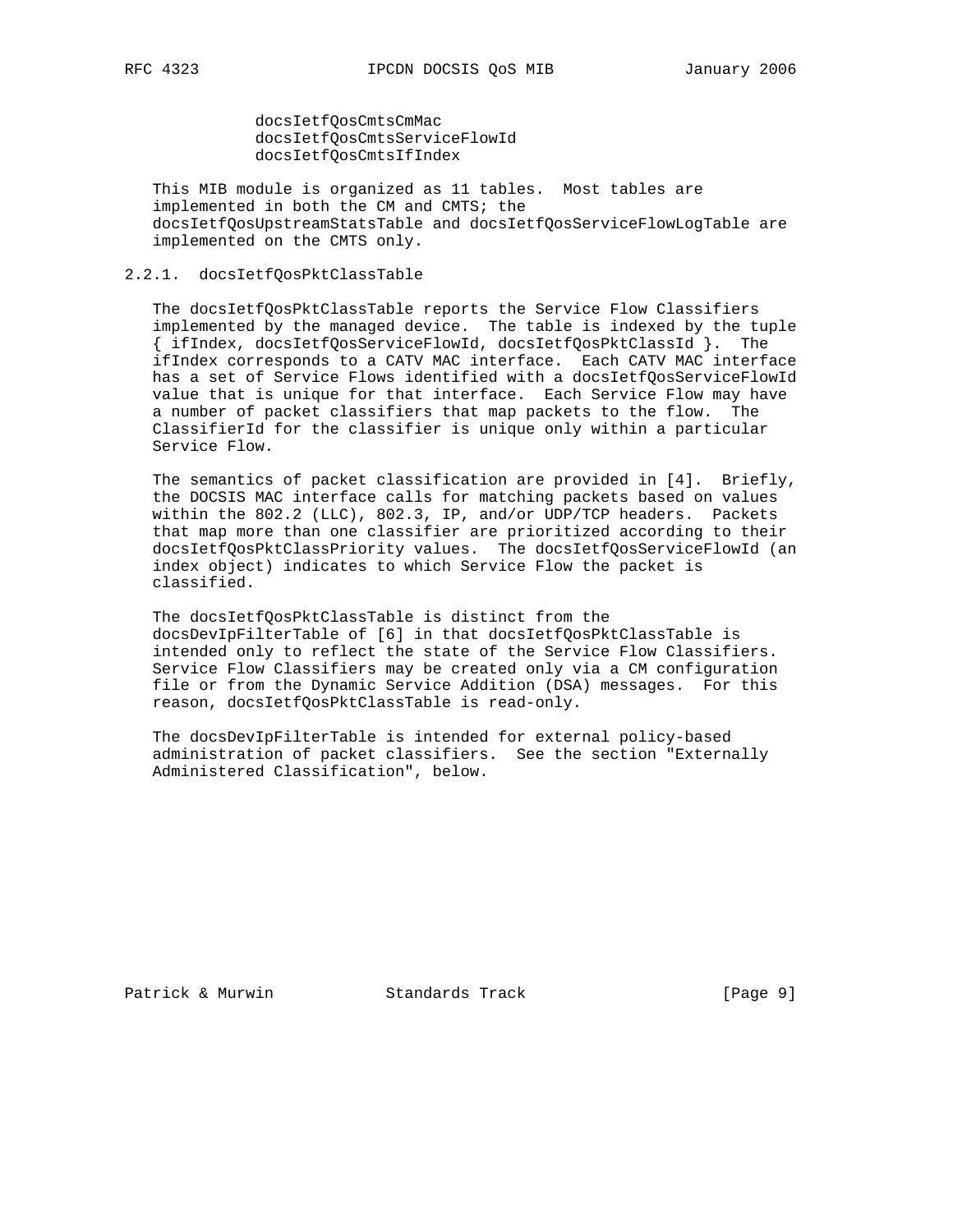docsIetfQosCmtsCmMac
docsIetfQosCmtsServiceFlowId
docsIetfQosCmtsIfIndex

This MIB module is organized as 11 tables. Most tables are implemented in both the CM and CMTS; the docsIetfQosUpstreamStatsTable and docsIetfQosServiceFlowLogTable are implemented on the CMTS only.

### 2.2.1. docsIetfQosPktClassTable

The docsIetfQosPktClassTable reports the Service Flow Classifiers implemented by the managed device. The table is indexed by the tuple { ifIndex, docsIetfQosServiceFlowId, docsIetfQosPktClassId }. The ifIndex corresponds to a CATV MAC interface. Each CATV MAC interface has a set of Service Flows identified with a docsIetfQosServiceFlowId value that is unique for that interface. Each Service Flow may have a number of packet classifiers that map packets to the flow. The ClassifierId for the classifier is unique only within a particular Service Flow.

The semantics of packet classification are provided in [4]. Briefly, the DOCSIS MAC interface calls for matching packets based on values within the 802.2 (LLC), 802.3, IP, and/or UDP/TCP headers. Packets that map more than one classifier are prioritized according to their docsIetfQosPktClassPriority values. The docsIetfQosServiceFlowId (an index object) indicates to which Service Flow the packet is classified.

The docsIetfQosPktClassTable is distinct from the docsDevIpFilterTable of [6] in that docsIetfQosPktClassTable is intended only to reflect the state of the Service Flow Classifiers. Service Flow Classifiers may be created only via a CM configuration file or from the Dynamic Service Addition (DSA) messages. For this reason, docsIetfQosPktClassTable is read-only.

The docsDevIpFilterTable is intended for external policy-based administration of packet classifiers. See the section "Externally Administered Classification", below.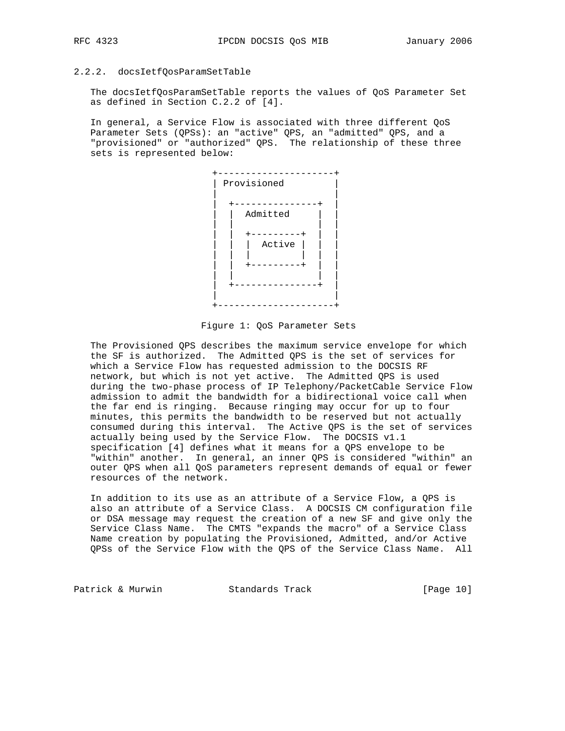### 2.2.2. docsIetfQosParamSetTable

The docsIetfQosParamSetTable reports the values of QoS Parameter Set as defined in Section C.2.2 of [4].

In general, a Service Flow is associated with three different QoS Parameter Sets (QPSs): an "active" QPS, an "admitted" QPS, and a "provisioned" or "authorized" QPS. The relationship of these three sets is represented below:

```
+---------------------+
| Provisioned         |
|                     |
|  +---------------+  |
|  |  Admitted     |  |
|  |               |  |
|  |  +---------+  |  |
|  |  |  Active |  |  |
|  |  |         |  |  |
|  |  +---------+  |  |
|  |               |  |
|  +---------------+  |
|                     |
+---------------------+
```

Figure 1: QoS Parameter Sets

The Provisioned QPS describes the maximum service envelope for which the SF is authorized. The Admitted QPS is the set of services for which a Service Flow has requested admission to the DOCSIS RF network, but which is not yet active. The Admitted QPS is used during the two-phase process of IP Telephony/PacketCable Service Flow admission to admit the bandwidth for a bidirectional voice call when the far end is ringing. Because ringing may occur for up to four minutes, this permits the bandwidth to be reserved but not actually consumed during this interval. The Active QPS is the set of services actually being used by the Service Flow. The DOCSIS v1.1 specification [4] defines what it means for a QPS envelope to be "within" another. In general, an inner QPS is considered "within" an outer QPS when all QoS parameters represent demands of equal or fewer resources of the network.

In addition to its use as an attribute of a Service Flow, a QPS is also an attribute of a Service Class. A DOCSIS CM configuration file or DSA message may request the creation of a new SF and give only the Service Class Name. The CMTS "expands the macro" of a Service Class Name creation by populating the Provisioned, Admitted, and/or Active QPSs of the Service Flow with the QPS of the Service Class Name. All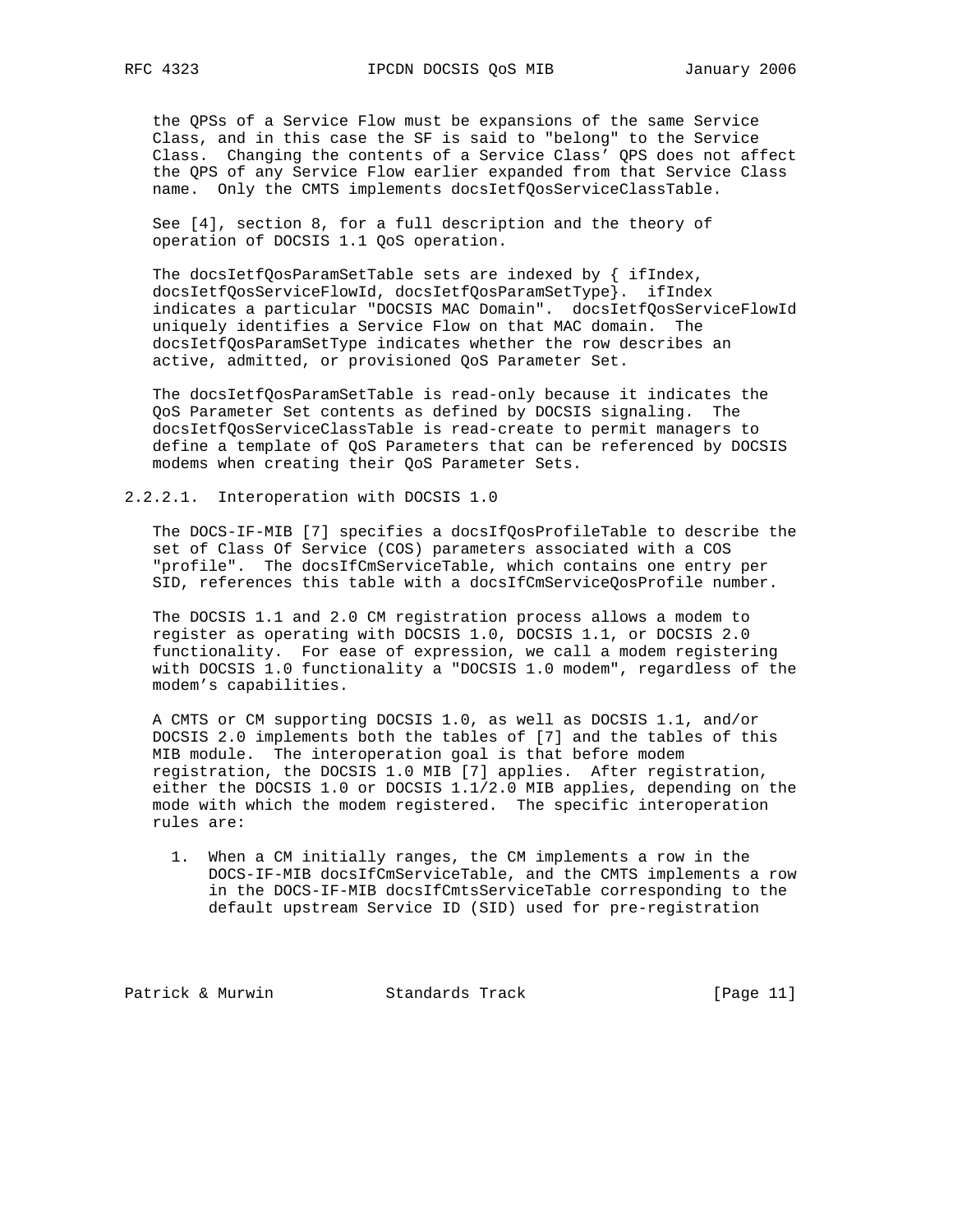the QPSs of a Service Flow must be expansions of the same Service Class, and in this case the SF is said to "belong" to the Service Class. Changing the contents of a Service Class' QPS does not affect the QPS of any Service Flow earlier expanded from that Service Class name. Only the CMTS implements docsIetfQosServiceClassTable.

See [4], section 8, for a full description and the theory of operation of DOCSIS 1.1 QoS operation.

The docsIetfQosParamSetTable sets are indexed by { ifIndex, docsIetfQosServiceFlowId, docsIetfQosParamSetType}. ifIndex indicates a particular "DOCSIS MAC Domain". docsIetfQosServiceFlowId uniquely identifies a Service Flow on that MAC domain. The docsIetfQosParamSetType indicates whether the row describes an active, admitted, or provisioned QoS Parameter Set.

The docsIetfQosParamSetTable is read-only because it indicates the QoS Parameter Set contents as defined by DOCSIS signaling. The docsIetfQosServiceClassTable is read-create to permit managers to define a template of QoS Parameters that can be referenced by DOCSIS modems when creating their QoS Parameter Sets.

#### 2.2.2.1. Interoperation with DOCSIS 1.0

The DOCS-IF-MIB [7] specifies a docsIfQosProfileTable to describe the set of Class Of Service (COS) parameters associated with a COS "profile". The docsIfCmServiceTable, which contains one entry per SID, references this table with a docsIfCmServiceQosProfile number.

The DOCSIS 1.1 and 2.0 CM registration process allows a modem to register as operating with DOCSIS 1.0, DOCSIS 1.1, or DOCSIS 2.0 functionality. For ease of expression, we call a modem registering with DOCSIS 1.0 functionality a "DOCSIS 1.0 modem", regardless of the modem's capabilities.

A CMTS or CM supporting DOCSIS 1.0, as well as DOCSIS 1.1, and/or DOCSIS 2.0 implements both the tables of [7] and the tables of this MIB module. The interoperation goal is that before modem registration, the DOCSIS 1.0 MIB [7] applies. After registration, either the DOCSIS 1.0 or DOCSIS 1.1/2.0 MIB applies, depending on the mode with which the modem registered. The specific interoperation rules are:

1. When a CM initially ranges, the CM implements a row in the DOCS-IF-MIB docsIfCmServiceTable, and the CMTS implements a row in the DOCS-IF-MIB docsIfCmtsServiceTable corresponding to the default upstream Service ID (SID) used for pre-registration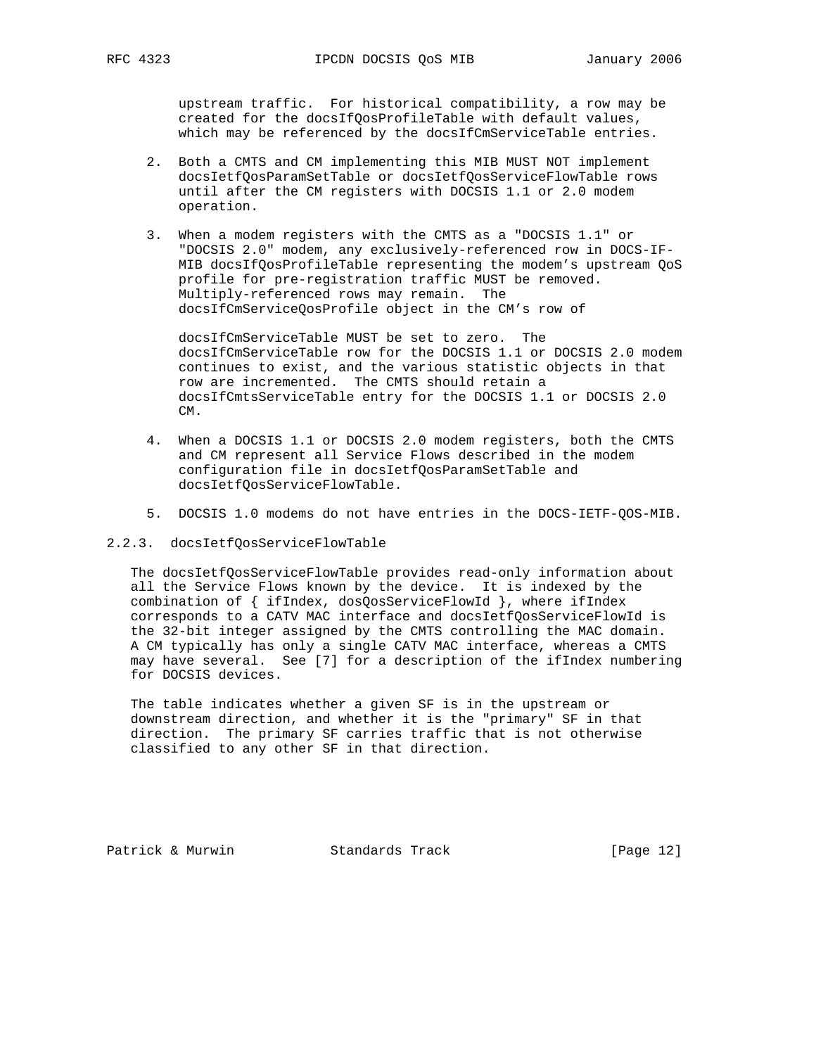upstream traffic. For historical compatibility, a row may be created for the docsIfQosProfileTable with default values, which may be referenced by the docsIfCmServiceTable entries.

2. Both a CMTS and CM implementing this MIB MUST NOT implement docsIetfQosParamSetTable or docsIetfQosServiceFlowTable rows until after the CM registers with DOCSIS 1.1 or 2.0 modem operation.

3. When a modem registers with the CMTS as a "DOCSIS 1.1" or "DOCSIS 2.0" modem, any exclusively-referenced row in DOCS-IF-MIB docsIfQosProfileTable representing the modem's upstream QoS profile for pre-registration traffic MUST be removed. Multiply-referenced rows may remain. The docsIfCmServiceQosProfile object in the CM's row of docsIfCmServiceTable MUST be set to zero. The docsIfCmServiceTable row for the DOCSIS 1.1 or DOCSIS 2.0 modem continues to exist, and the various statistic objects in that row are incremented. The CMTS should retain a docsIfCmtsServiceTable entry for the DOCSIS 1.1 or DOCSIS 2.0 CM.

4. When a DOCSIS 1.1 or DOCSIS 2.0 modem registers, both the CMTS and CM represent all Service Flows described in the modem configuration file in docsIetfQosParamSetTable and docsIetfQosServiceFlowTable.

5. DOCSIS 1.0 modems do not have entries in the DOCS-IETF-QOS-MIB.

### 2.2.3. docsIetfQosServiceFlowTable

The docsIetfQosServiceFlowTable provides read-only information about all the Service Flows known by the device. It is indexed by the combination of { ifIndex, dosQosServiceFlowId }, where ifIndex corresponds to a CATV MAC interface and docsIetfQosServiceFlowId is the 32-bit integer assigned by the CMTS controlling the MAC domain. A CM typically has only a single CATV MAC interface, whereas a CMTS may have several. See [7] for a description of the ifIndex numbering for DOCSIS devices.

The table indicates whether a given SF is in the upstream or downstream direction, and whether it is the "primary" SF in that direction. The primary SF carries traffic that is not otherwise classified to any other SF in that direction.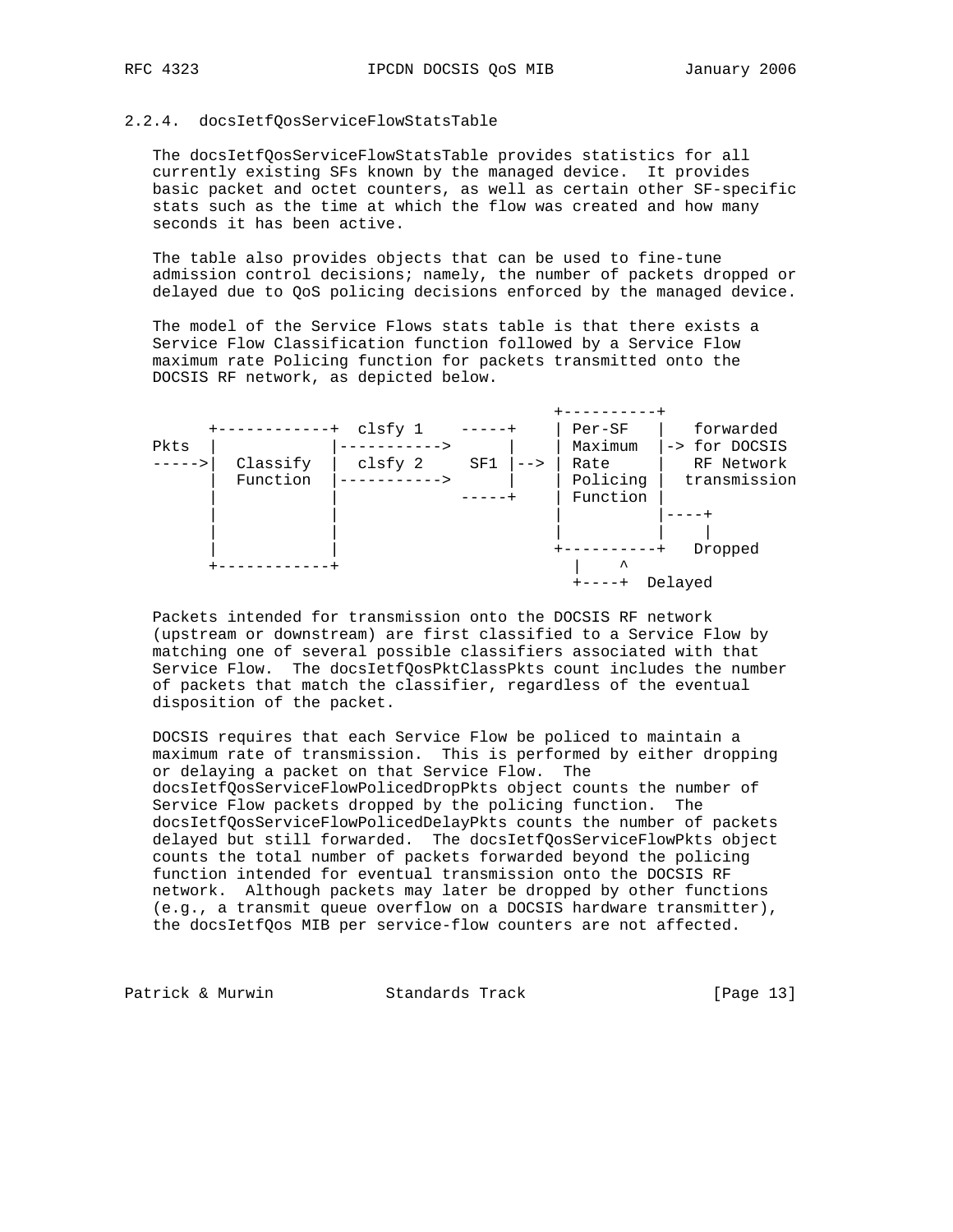### 2.2.4. docsIetfQosServiceFlowStatsTable

The docsIetfQosServiceFlowStatsTable provides statistics for all currently existing SFs known by the managed device. It provides basic packet and octet counters, as well as certain other SF-specific stats such as the time at which the flow was created and how many seconds it has been active.

The table also provides objects that can be used to fine-tune admission control decisions; namely, the number of packets dropped or delayed due to QoS policing decisions enforced by the managed device.

The model of the Service Flows stats table is that there exists a Service Flow Classification function followed by a Service Flow maximum rate Policing function for packets transmitted onto the DOCSIS RF network, as depicted below.

```
                                             +----------+
      +------------+  clsfy 1    -----+     | Per-SF   |   forwarded
Pkts  |            |----------->      |     | Maximum  |-> for DOCSIS
----->|  Classify  |  clsfy 2     SF1 |-->  | Rate     |   RF Network
      |  Function  |----------->      |     | Policing |  transmission
      |            |             -----+     | Function |
      |            |                        |          |----+
      |            |                        |          |    |
      |            |                        +----------+   Dropped
      +------------+                          |    ^
                                              +----+  Delayed
```

Packets intended for transmission onto the DOCSIS RF network (upstream or downstream) are first classified to a Service Flow by matching one of several possible classifiers associated with that Service Flow. The docsIetfQosPktClassPkts count includes the number of packets that match the classifier, regardless of the eventual disposition of the packet.

DOCSIS requires that each Service Flow be policed to maintain a maximum rate of transmission. This is performed by either dropping or delaying a packet on that Service Flow. The docsIetfQosServiceFlowPolicedDropPkts object counts the number of Service Flow packets dropped by the policing function. The docsIetfQosServiceFlowPolicedDelayPkts counts the number of packets delayed but still forwarded. The docsIetfQosServiceFlowPkts object counts the total number of packets forwarded beyond the policing function intended for eventual transmission onto the DOCSIS RF network. Although packets may later be dropped by other functions (e.g., a transmit queue overflow on a DOCSIS hardware transmitter), the docsIetfQos MIB per service-flow counters are not affected.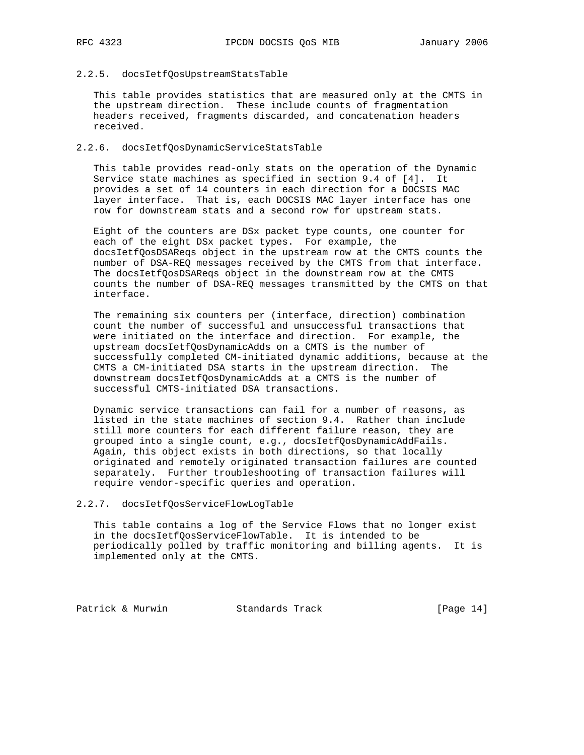### 2.2.5. docsIetfQosUpstreamStatsTable

This table provides statistics that are measured only at the CMTS in the upstream direction. These include counts of fragmentation headers received, fragments discarded, and concatenation headers received.

### 2.2.6. docsIetfQosDynamicServiceStatsTable

This table provides read-only stats on the operation of the Dynamic Service state machines as specified in section 9.4 of [4]. It provides a set of 14 counters in each direction for a DOCSIS MAC layer interface. That is, each DOCSIS MAC layer interface has one row for downstream stats and a second row for upstream stats.

Eight of the counters are DSx packet type counts, one counter for each of the eight DSx packet types. For example, the docsIetfQosDSAReqs object in the upstream row at the CMTS counts the number of DSA-REQ messages received by the CMTS from that interface. The docsIetfQosDSAReqs object in the downstream row at the CMTS counts the number of DSA-REQ messages transmitted by the CMTS on that interface.

The remaining six counters per (interface, direction) combination count the number of successful and unsuccessful transactions that were initiated on the interface and direction. For example, the upstream docsIetfQosDynamicAdds on a CMTS is the number of successfully completed CM-initiated dynamic additions, because at the CMTS a CM-initiated DSA starts in the upstream direction. The downstream docsIetfQosDynamicAdds at a CMTS is the number of successful CMTS-initiated DSA transactions.

Dynamic service transactions can fail for a number of reasons, as listed in the state machines of section 9.4. Rather than include still more counters for each different failure reason, they are grouped into a single count, e.g., docsIetfQosDynamicAddFails. Again, this object exists in both directions, so that locally originated and remotely originated transaction failures are counted separately. Further troubleshooting of transaction failures will require vendor-specific queries and operation.

### 2.2.7. docsIetfQosServiceFlowLogTable

This table contains a log of the Service Flows that no longer exist in the docsIetfQosServiceFlowTable. It is intended to be periodically polled by traffic monitoring and billing agents. It is implemented only at the CMTS.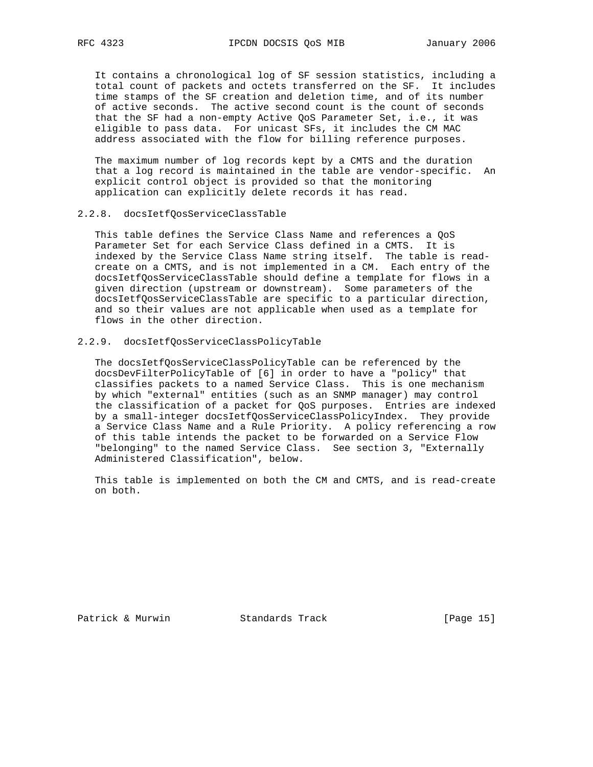It contains a chronological log of SF session statistics, including a total count of packets and octets transferred on the SF. It includes time stamps of the SF creation and deletion time, and of its number of active seconds. The active second count is the count of seconds that the SF had a non-empty Active QoS Parameter Set, i.e., it was eligible to pass data. For unicast SFs, it includes the CM MAC address associated with the flow for billing reference purposes.

The maximum number of log records kept by a CMTS and the duration that a log record is maintained in the table are vendor-specific. An explicit control object is provided so that the monitoring application can explicitly delete records it has read.

### 2.2.8. docsIetfQosServiceClassTable

This table defines the Service Class Name and references a QoS Parameter Set for each Service Class defined in a CMTS. It is indexed by the Service Class Name string itself. The table is read-create on a CMTS, and is not implemented in a CM. Each entry of the docsIetfQosServiceClassTable should define a template for flows in a given direction (upstream or downstream). Some parameters of the docsIetfQosServiceClassTable are specific to a particular direction, and so their values are not applicable when used as a template for flows in the other direction.

### 2.2.9. docsIetfQosServiceClassPolicyTable

The docsIetfQosServiceClassPolicyTable can be referenced by the docsDevFilterPolicyTable of [6] in order to have a "policy" that classifies packets to a named Service Class. This is one mechanism by which "external" entities (such as an SNMP manager) may control the classification of a packet for QoS purposes. Entries are indexed by a small-integer docsIetfQosServiceClassPolicyIndex. They provide a Service Class Name and a Rule Priority. A policy referencing a row of this table intends the packet to be forwarded on a Service Flow "belonging" to the named Service Class. See section 3, "Externally Administered Classification", below.

This table is implemented on both the CM and CMTS, and is read-create on both.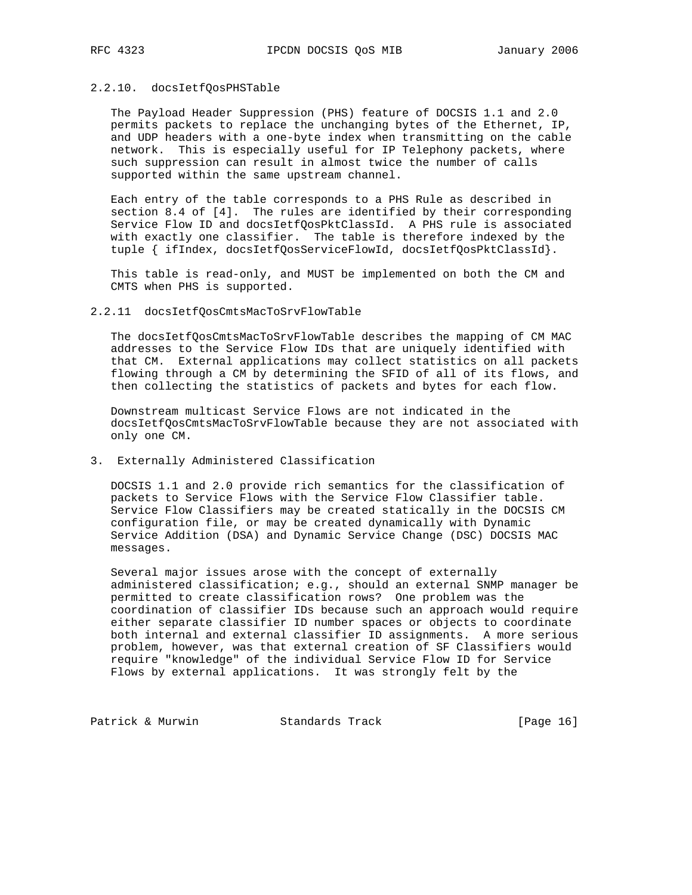### 2.2.10. docsIetfQosPHSTable

The Payload Header Suppression (PHS) feature of DOCSIS 1.1 and 2.0 permits packets to replace the unchanging bytes of the Ethernet, IP, and UDP headers with a one-byte index when transmitting on the cable network. This is especially useful for IP Telephony packets, where such suppression can result in almost twice the number of calls supported within the same upstream channel.

Each entry of the table corresponds to a PHS Rule as described in section 8.4 of [4]. The rules are identified by their corresponding Service Flow ID and docsIetfQosPktClassId. A PHS rule is associated with exactly one classifier. The table is therefore indexed by the tuple { ifIndex, docsIetfQosServiceFlowId, docsIetfQosPktClassId}.

This table is read-only, and MUST be implemented on both the CM and CMTS when PHS is supported.

### 2.2.11 docsIetfQosCmtsMacToSrvFlowTable

The docsIetfQosCmtsMacToSrvFlowTable describes the mapping of CM MAC addresses to the Service Flow IDs that are uniquely identified with that CM. External applications may collect statistics on all packets flowing through a CM by determining the SFID of all of its flows, and then collecting the statistics of packets and bytes for each flow.

Downstream multicast Service Flows are not indicated in the docsIetfQosCmtsMacToSrvFlowTable because they are not associated with only one CM.

## 3. Externally Administered Classification

DOCSIS 1.1 and 2.0 provide rich semantics for the classification of packets to Service Flows with the Service Flow Classifier table. Service Flow Classifiers may be created statically in the DOCSIS CM configuration file, or may be created dynamically with Dynamic Service Addition (DSA) and Dynamic Service Change (DSC) DOCSIS MAC messages.

Several major issues arose with the concept of externally administered classification; e.g., should an external SNMP manager be permitted to create classification rows? One problem was the coordination of classifier IDs because such an approach would require either separate classifier ID number spaces or objects to coordinate both internal and external classifier ID assignments. A more serious problem, however, was that external creation of SF Classifiers would require "knowledge" of the individual Service Flow ID for Service Flows by external applications. It was strongly felt by the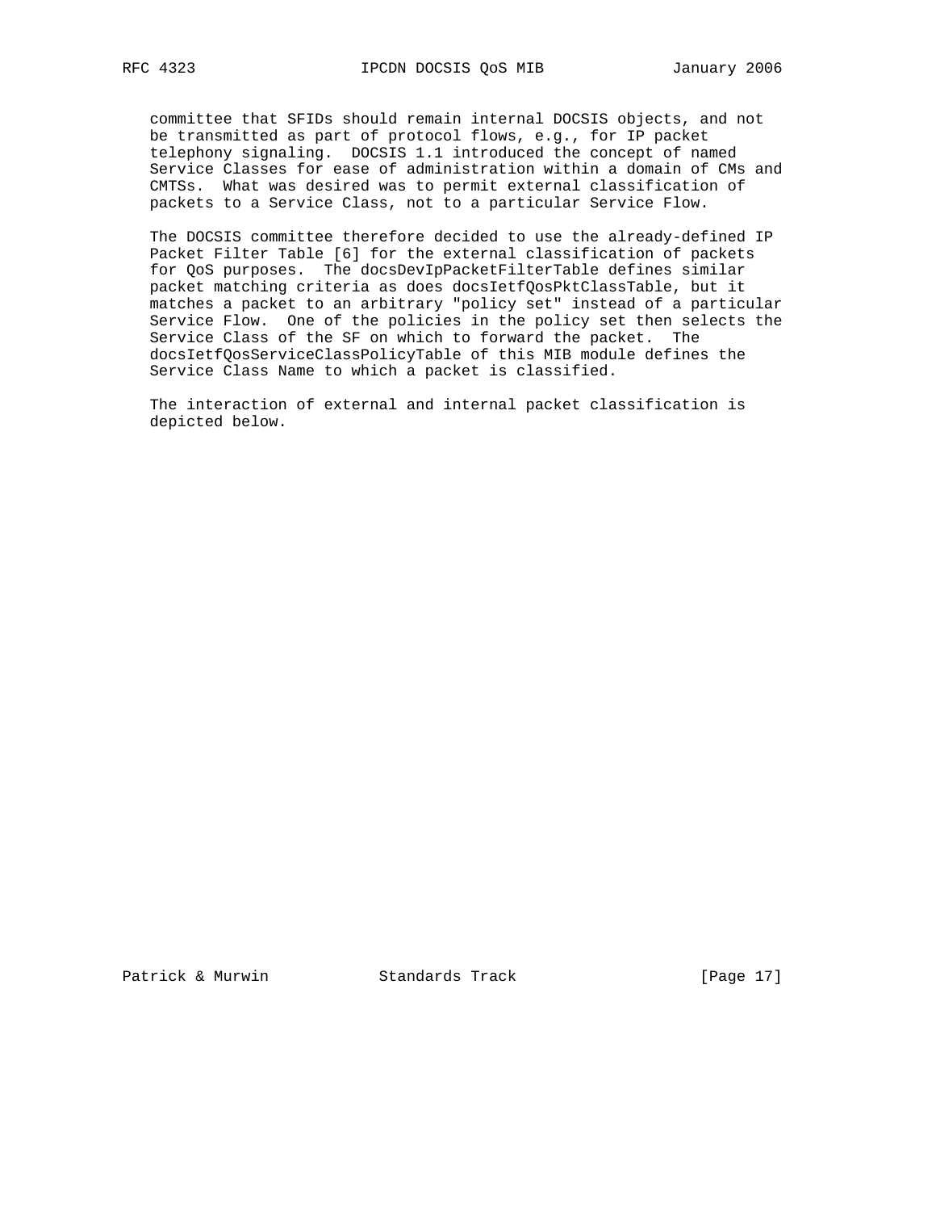committee that SFIDs should remain internal DOCSIS objects, and not be transmitted as part of protocol flows, e.g., for IP packet telephony signaling. DOCSIS 1.1 introduced the concept of named Service Classes for ease of administration within a domain of CMs and CMTSs. What was desired was to permit external classification of packets to a Service Class, not to a particular Service Flow.

The DOCSIS committee therefore decided to use the already-defined IP Packet Filter Table [6] for the external classification of packets for QoS purposes. The docsDevIpPacketFilterTable defines similar packet matching criteria as does docsIetfQosPktClassTable, but it matches a packet to an arbitrary "policy set" instead of a particular Service Flow. One of the policies in the policy set then selects the Service Class of the SF on which to forward the packet. The docsIetfQosServiceClassPolicyTable of this MIB module defines the Service Class Name to which a packet is classified.

The interaction of external and internal packet classification is depicted below.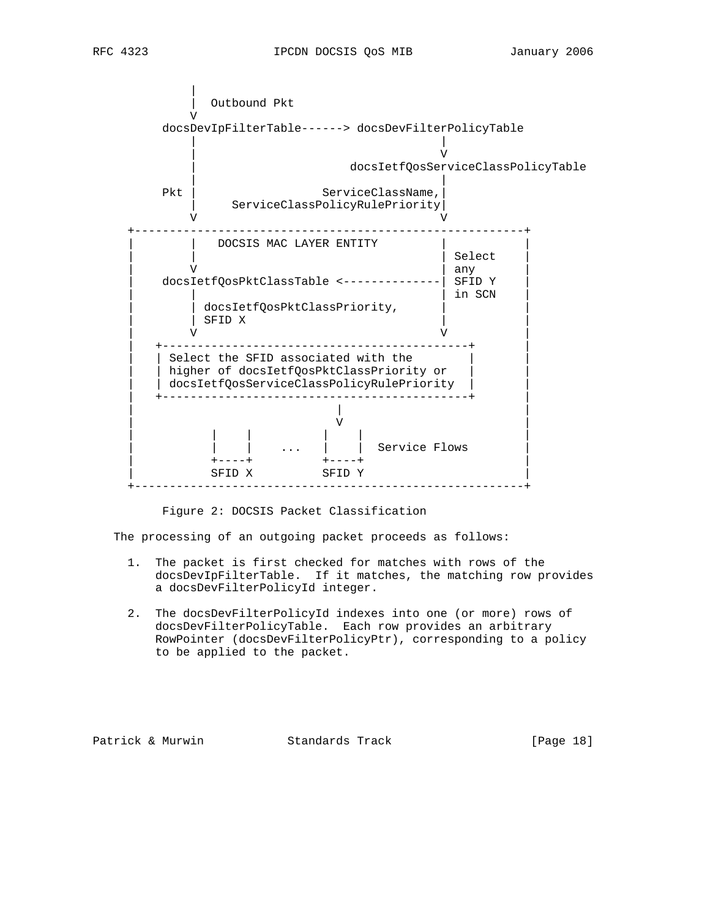```
            |
            |  Outbound Pkt
            V
       docsDevIpFilterTable------> docsDevFilterPolicyTable
            |                                  |
            |                                  V
            |                     docsIetfQosServiceClassPolicyTable
            |                                  |
       Pkt  |                  ServiceClassName,|
            |      ServiceClassPolicyRulePriority|
            V                                  V
    +---------------------------------------------------------+
    |       |   DOCSIS MAC LAYER ENTITY        |              |
    |       |                                  | Select       |
    |       V                                  | any          |
    |    docsIetfQosPktClassTable <------------| SFID Y       |
    |       |                                  | in SCN       |
    |       | docsIetfQosPktClassPriority,     |              |
    |       | SFID X                           |              |
    |       V                                  V              |
    |   +-------------------------------------------+         |
    |   | Select the SFID associated with the       |         |
    |   | higher of docsIetfQosPktClassPriority or  |         |
    |   | docsIetfQosServiceClassPolicyRulePriority |         |
    |   +-------------------------------------------+         |
    |                           |                             |
    |                           V                             |
    |          |    |          |    |                         |
    |          |    |    ...   |    |  Service Flows          |
    |          +----+          +----+                         |
    |          SFID X          SFID Y                         |
    +---------------------------------------------------------+
```

Figure 2: DOCSIS Packet Classification

The processing of an outgoing packet proceeds as follows:

1. The packet is first checked for matches with rows of the docsDevIpFilterTable. If it matches, the matching row provides a docsDevFilterPolicyId integer.

2. The docsDevFilterPolicyId indexes into one (or more) rows of docsDevFilterPolicyTable. Each row provides an arbitrary RowPointer (docsDevFilterPolicyPtr), corresponding to a policy to be applied to the packet.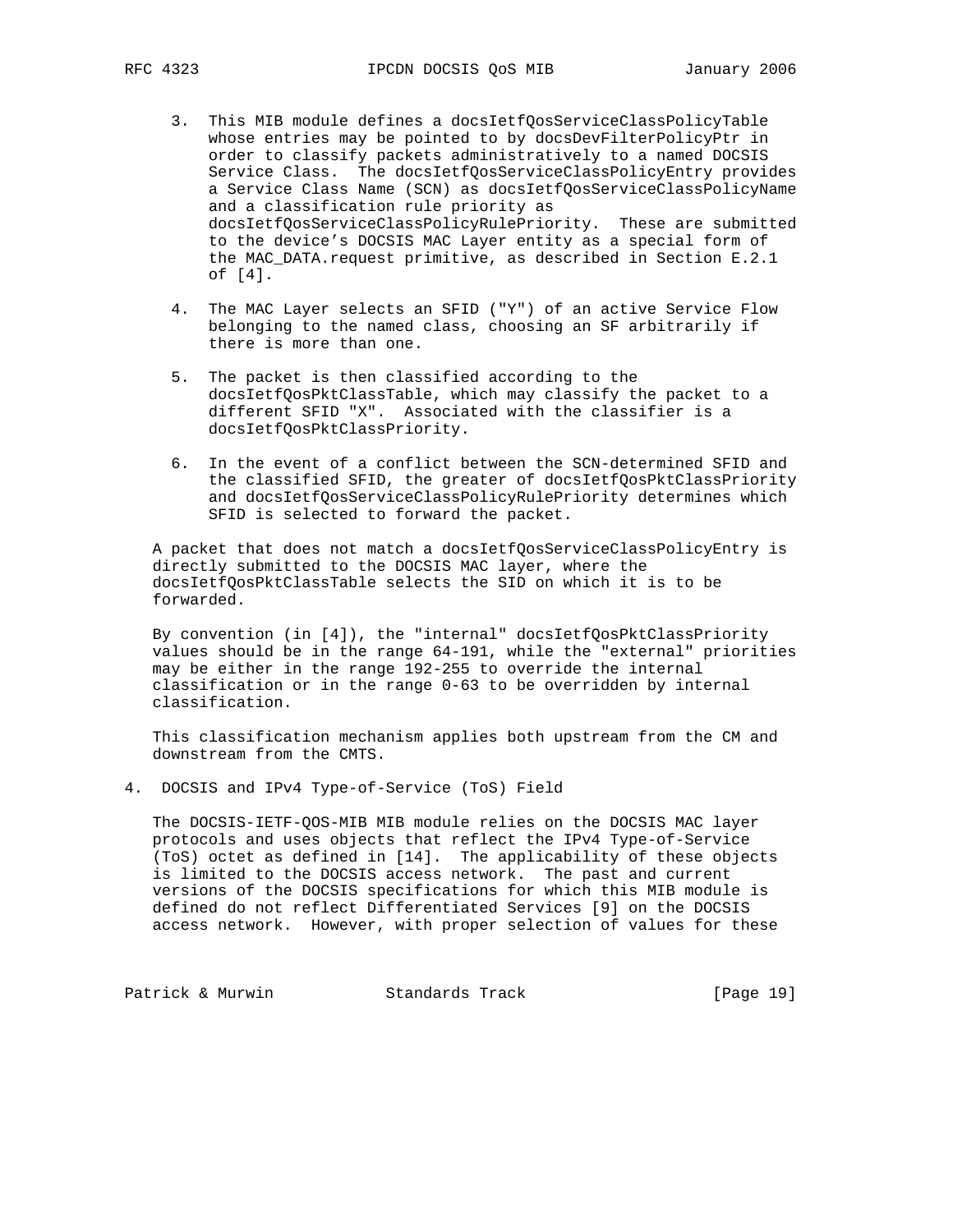3. This MIB module defines a docsIetfQosServiceClassPolicyTable whose entries may be pointed to by docsDevFilterPolicyPtr in order to classify packets administratively to a named DOCSIS Service Class. The docsIetfQosServiceClassPolicyEntry provides a Service Class Name (SCN) as docsIetfQosServiceClassPolicyName and a classification rule priority as docsIetfQosServiceClassPolicyRulePriority. These are submitted to the device's DOCSIS MAC Layer entity as a special form of the MAC_DATA.request primitive, as described in Section E.2.1 of [4].

4. The MAC Layer selects an SFID ("Y") of an active Service Flow belonging to the named class, choosing an SF arbitrarily if there is more than one.

5. The packet is then classified according to the docsIetfQosPktClassTable, which may classify the packet to a different SFID "X". Associated with the classifier is a docsIetfQosPktClassPriority.

6. In the event of a conflict between the SCN-determined SFID and the classified SFID, the greater of docsIetfQosPktClassPriority and docsIetfQosServiceClassPolicyRulePriority determines which SFID is selected to forward the packet.

A packet that does not match a docsIetfQosServiceClassPolicyEntry is directly submitted to the DOCSIS MAC layer, where the docsIetfQosPktClassTable selects the SID on which it is to be forwarded.

By convention (in [4]), the "internal" docsIetfQosPktClassPriority values should be in the range 64-191, while the "external" priorities may be either in the range 192-255 to override the internal classification or in the range 0-63 to be overridden by internal classification.

This classification mechanism applies both upstream from the CM and downstream from the CMTS.

## 4. DOCSIS and IPv4 Type-of-Service (ToS) Field

The DOCSIS-IETF-QOS-MIB MIB module relies on the DOCSIS MAC layer protocols and uses objects that reflect the IPv4 Type-of-Service (ToS) octet as defined in [14]. The applicability of these objects is limited to the DOCSIS access network. The past and current versions of the DOCSIS specifications for which this MIB module is defined do not reflect Differentiated Services [9] on the DOCSIS access network. However, with proper selection of values for these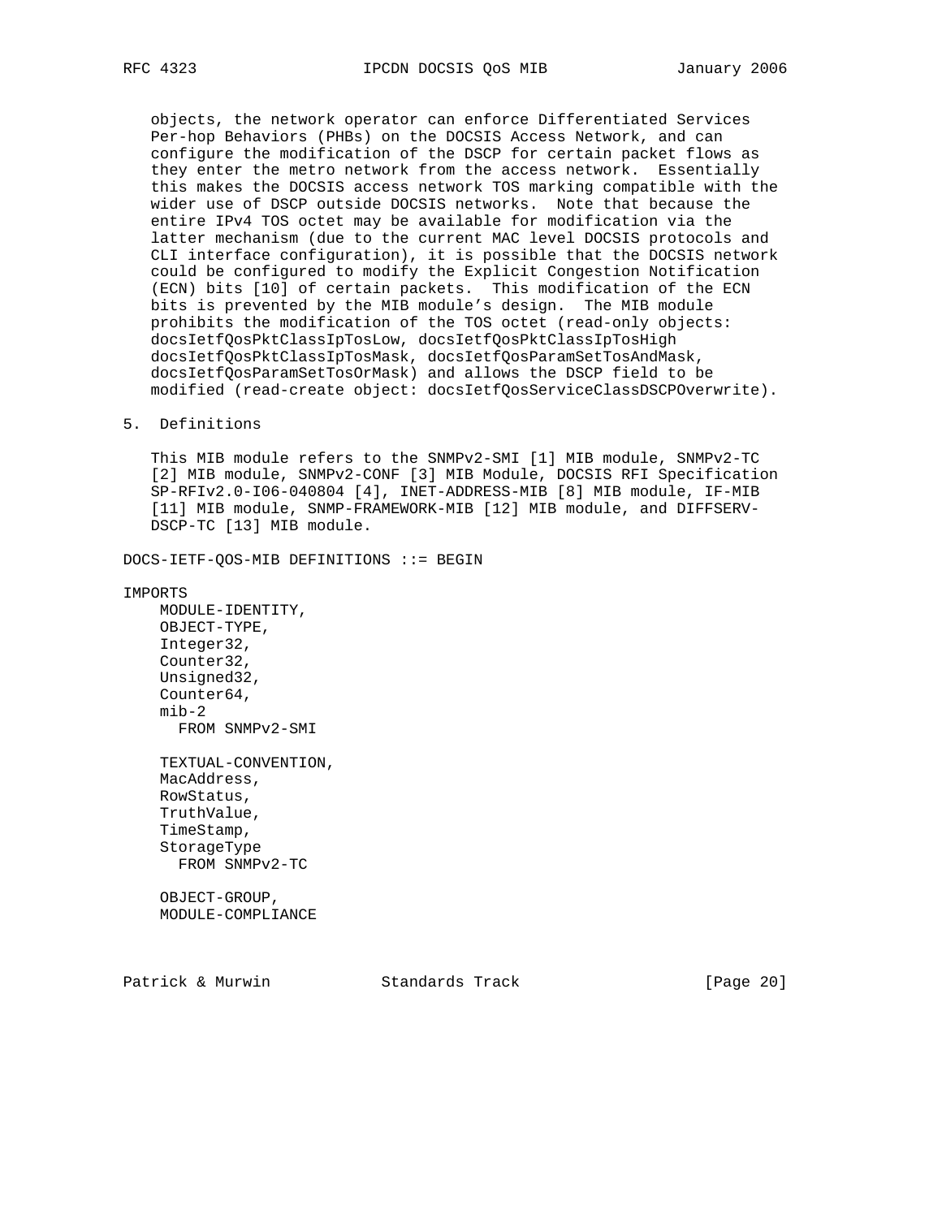objects, the network operator can enforce Differentiated Services Per-hop Behaviors (PHBs) on the DOCSIS Access Network, and can configure the modification of the DSCP for certain packet flows as they enter the metro network from the access network. Essentially this makes the DOCSIS access network TOS marking compatible with the wider use of DSCP outside DOCSIS networks. Note that because the entire IPv4 TOS octet may be available for modification via the latter mechanism (due to the current MAC level DOCSIS protocols and CLI interface configuration), it is possible that the DOCSIS network could be configured to modify the Explicit Congestion Notification (ECN) bits [10] of certain packets. This modification of the ECN bits is prevented by the MIB module's design. The MIB module prohibits the modification of the TOS octet (read-only objects: docsIetfQosPktClassIpTosLow, docsIetfQosPktClassIpTosHigh docsIetfQosPktClassIpTosMask, docsIetfQosParamSetTosAndMask, docsIetfQosParamSetTosOrMask) and allows the DSCP field to be modified (read-create object: docsIetfQosServiceClassDSCPOverwrite).

## 5. Definitions

This MIB module refers to the SNMPv2-SMI [1] MIB module, SNMPv2-TC [2] MIB module, SNMPv2-CONF [3] MIB Module, DOCSIS RFI Specification SP-RFIv2.0-I06-040804 [4], INET-ADDRESS-MIB [8] MIB module, IF-MIB [11] MIB module, SNMP-FRAMEWORK-MIB [12] MIB module, and DIFFSERV-DSCP-TC [13] MIB module.

```
DOCS-IETF-QOS-MIB DEFINITIONS ::= BEGIN

IMPORTS
    MODULE-IDENTITY,
    OBJECT-TYPE,
    Integer32,
    Counter32,
    Unsigned32,
    Counter64,
    mib-2
      FROM SNMPv2-SMI

    TEXTUAL-CONVENTION,
    MacAddress,
    RowStatus,
    TruthValue,
    TimeStamp,
    StorageType
      FROM SNMPv2-TC

    OBJECT-GROUP,
    MODULE-COMPLIANCE
```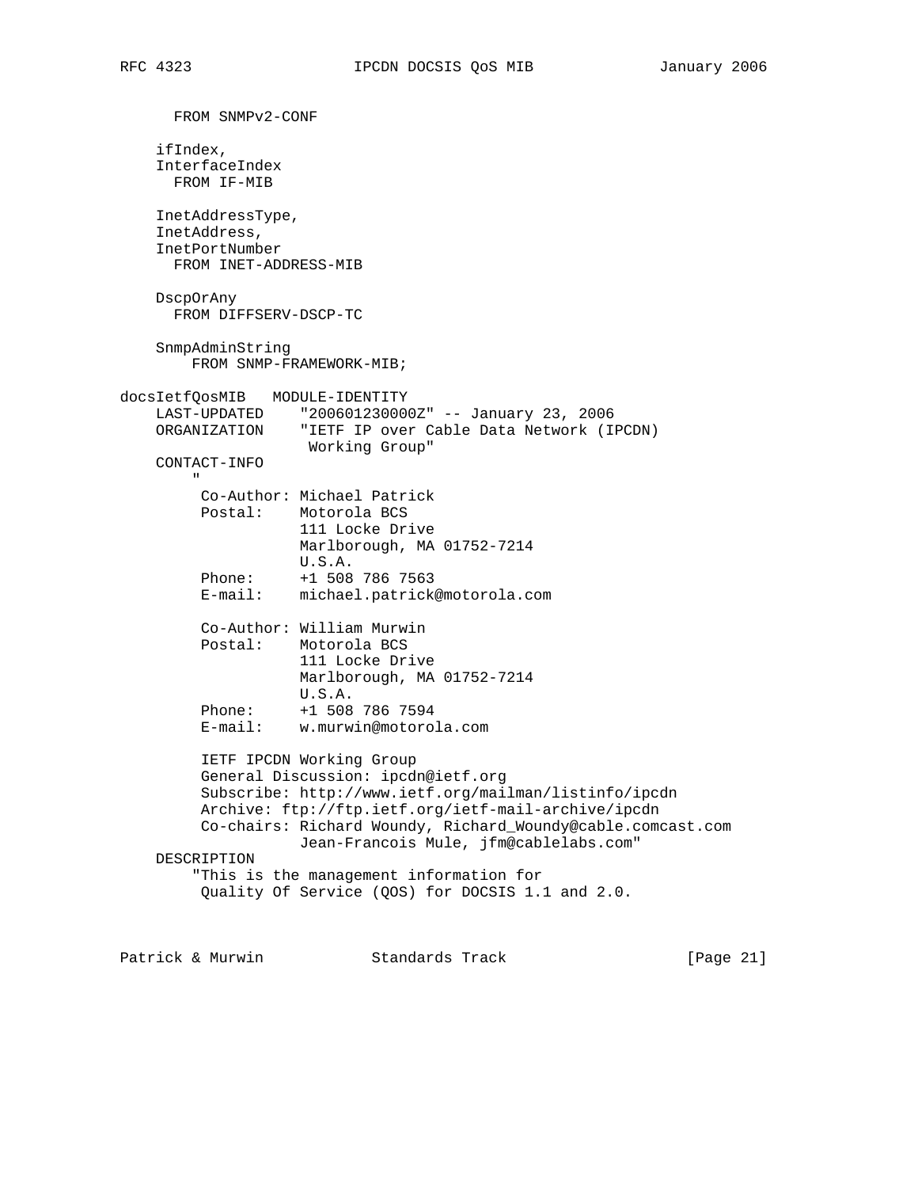```
          FROM SNMPv2-CONF

        ifIndex,
        InterfaceIndex
          FROM IF-MIB

        InetAddressType,
        InetAddress,
        InetPortNumber
          FROM INET-ADDRESS-MIB

        DscpOrAny
          FROM DIFFSERV-DSCP-TC

        SnmpAdminString
            FROM SNMP-FRAMEWORK-MIB;

   docsIetfQosMIB   MODULE-IDENTITY
        LAST-UPDATED     "200601230000Z" -- January 23, 2006
        ORGANIZATION     "IETF IP over Cable Data Network (IPCDN)
                          Working Group"
        CONTACT-INFO
            "
             Co-Author: Michael Patrick
             Postal:    Motorola BCS
                        111 Locke Drive
                        Marlborough, MA 01752-7214
                        U.S.A.
             Phone:     +1 508 786 7563
             E-mail:    michael.patrick@motorola.com

             Co-Author: William Murwin
             Postal:    Motorola BCS
                        111 Locke Drive
                        Marlborough, MA 01752-7214
                        U.S.A.
             Phone:     +1 508 786 7594
             E-mail:    w.murwin@motorola.com

             IETF IPCDN Working Group
             General Discussion: ipcdn@ietf.org
             Subscribe: http://www.ietf.org/mailman/listinfo/ipcdn
             Archive: ftp://ftp.ietf.org/ietf-mail-archive/ipcdn
             Co-chairs: Richard Woundy, Richard_Woundy@cable.comcast.com
                        Jean-Francois Mule, jfm@cablelabs.com"
        DESCRIPTION
            "This is the management information for
             Quality Of Service (QOS) for DOCSIS 1.1 and 2.0.
```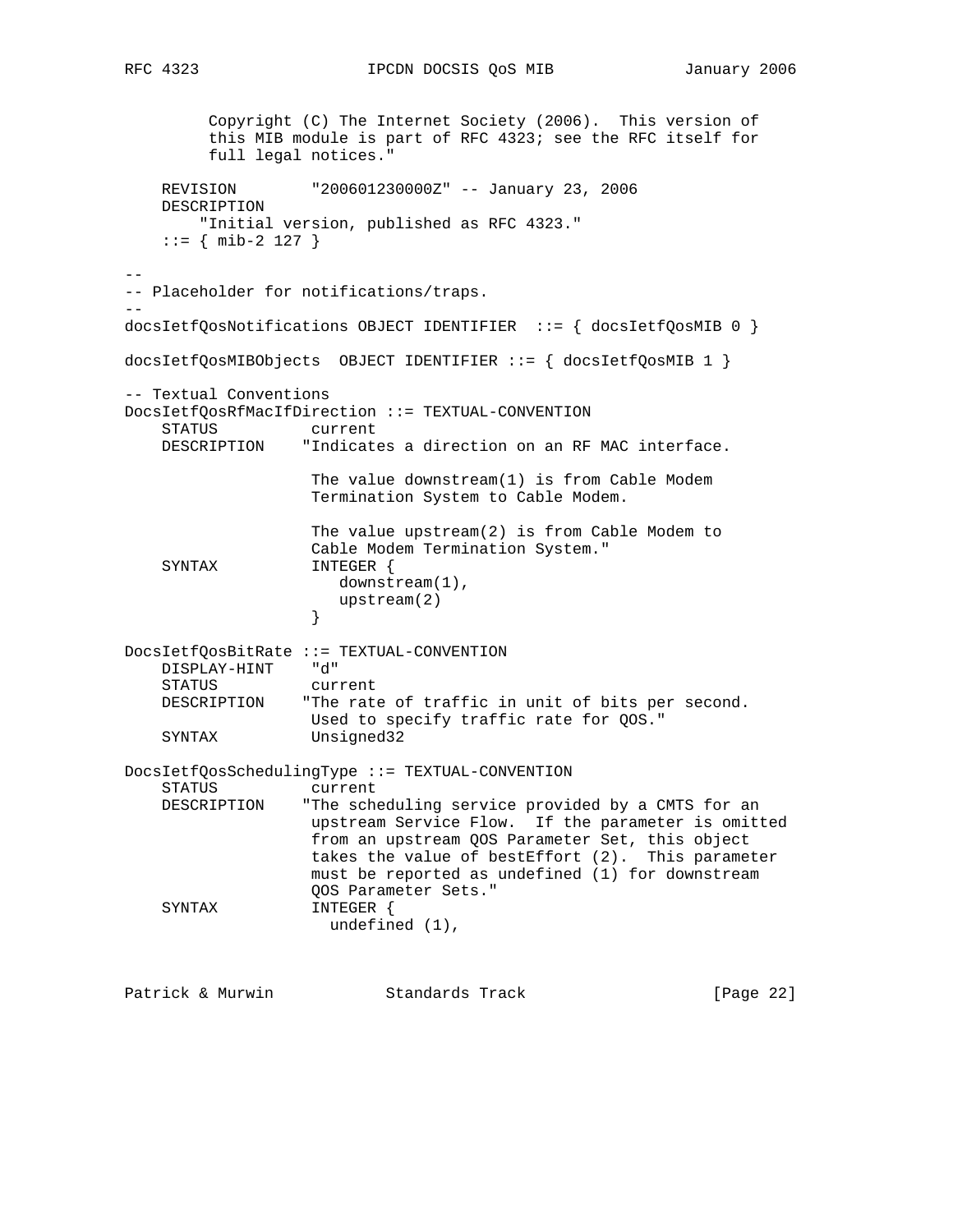```
         Copyright (C) The Internet Society (2006).  This version of
         this MIB module is part of RFC 4323; see the RFC itself for
         full legal notices."

    REVISION        "200601230000Z" -- January 23, 2006
    DESCRIPTION
        "Initial version, published as RFC 4323."
    ::= { mib-2 127 }

--
-- Placeholder for notifications/traps.
--
docsIetfQosNotifications OBJECT IDENTIFIER  ::= { docsIetfQosMIB 0 }

docsIetfQosMIBObjects  OBJECT IDENTIFIER ::= { docsIetfQosMIB 1 }

-- Textual Conventions
DocsIetfQosRfMacIfDirection ::= TEXTUAL-CONVENTION
    STATUS          current
    DESCRIPTION    "Indicates a direction on an RF MAC interface.

                    The value downstream(1) is from Cable Modem
                    Termination System to Cable Modem.

                    The value upstream(2) is from Cable Modem to
                    Cable Modem Termination System."
    SYNTAX          INTEGER {
                       downstream(1),
                       upstream(2)
                    }

DocsIetfQosBitRate ::= TEXTUAL-CONVENTION
    DISPLAY-HINT    "d"
    STATUS          current
    DESCRIPTION    "The rate of traffic in unit of bits per second.
                    Used to specify traffic rate for QOS."
    SYNTAX          Unsigned32

DocsIetfQosSchedulingType ::= TEXTUAL-CONVENTION
    STATUS          current
    DESCRIPTION    "The scheduling service provided by a CMTS for an
                    upstream Service Flow.  If the parameter is omitted
                    from an upstream QOS Parameter Set, this object
                    takes the value of bestEffort (2).  This parameter
                    must be reported as undefined (1) for downstream
                    QOS Parameter Sets."
    SYNTAX          INTEGER {
                      undefined (1),
```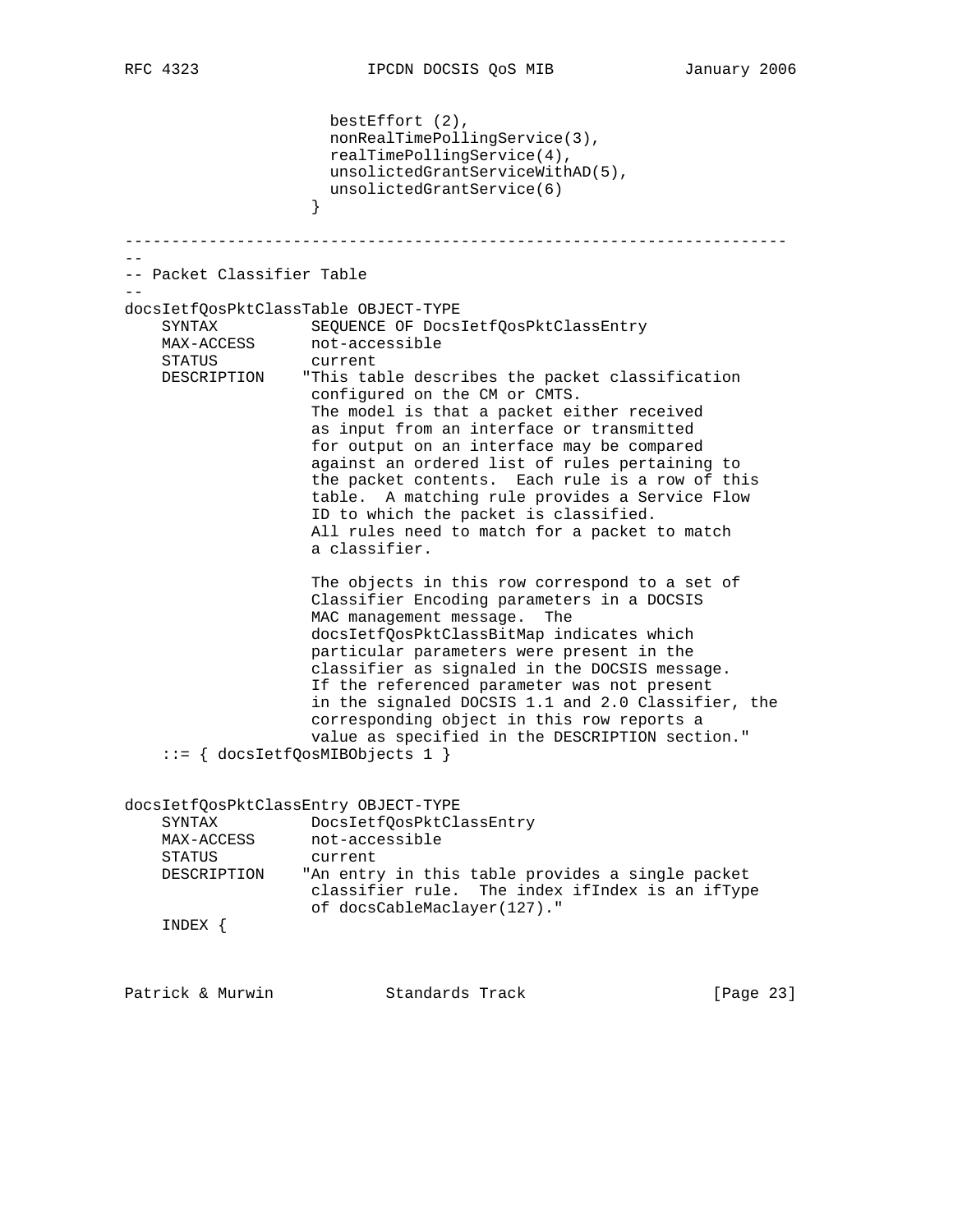```
                      bestEffort (2),
                      nonRealTimePollingService(3),
                      realTimePollingService(4),
                      unsolictedGrantServiceWithAD(5),
                      unsolictedGrantService(6)
                    }

---------------------------------------------------------------------
--
-- Packet Classifier Table
--
docsIetfQosPktClassTable OBJECT-TYPE
    SYNTAX          SEQUENCE OF DocsIetfQosPktClassEntry
    MAX-ACCESS      not-accessible
    STATUS          current
    DESCRIPTION    "This table describes the packet classification
                    configured on the CM or CMTS.
                    The model is that a packet either received
                    as input from an interface or transmitted
                    for output on an interface may be compared
                    against an ordered list of rules pertaining to
                    the packet contents.  Each rule is a row of this
                    table.  A matching rule provides a Service Flow
                    ID to which the packet is classified.
                    All rules need to match for a packet to match
                    a classifier.

                    The objects in this row correspond to a set of
                    Classifier Encoding parameters in a DOCSIS
                    MAC management message.  The
                    docsIetfQosPktClassBitMap indicates which
                    particular parameters were present in the
                    classifier as signaled in the DOCSIS message.
                    If the referenced parameter was not present
                    in the signaled DOCSIS 1.1 and 2.0 Classifier, the
                    corresponding object in this row reports a
                    value as specified in the DESCRIPTION section."
    ::= { docsIetfQosMIBObjects 1 }


docsIetfQosPktClassEntry OBJECT-TYPE
    SYNTAX          DocsIetfQosPktClassEntry
    MAX-ACCESS      not-accessible
    STATUS          current
    DESCRIPTION    "An entry in this table provides a single packet
                    classifier rule.  The index ifIndex is an ifType
                    of docsCableMaclayer(127)."
    INDEX {
```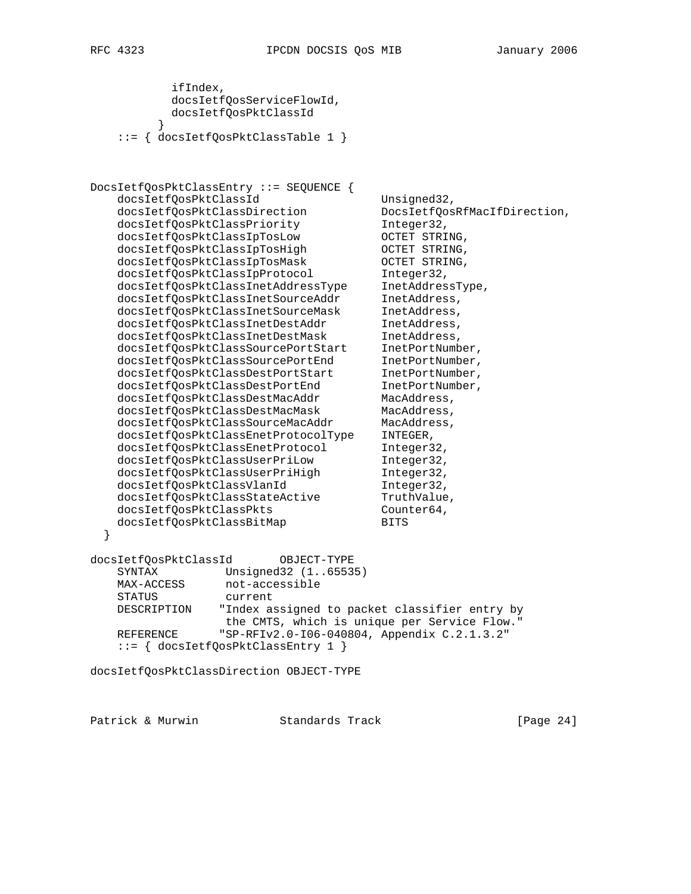```
            ifIndex,
            docsIetfQosServiceFlowId,
            docsIetfQosPktClassId
          }
    ::= { docsIetfQosPktClassTable 1 }



DocsIetfQosPktClassEntry ::= SEQUENCE {
    docsIetfQosPktClassId                Unsigned32,
    docsIetfQosPktClassDirection         DocsIetfQosRfMacIfDirection,
    docsIetfQosPktClassPriority          Integer32,
    docsIetfQosPktClassIpTosLow          OCTET STRING,
    docsIetfQosPktClassIpTosHigh         OCTET STRING,
    docsIetfQosPktClassIpTosMask         OCTET STRING,
    docsIetfQosPktClassIpProtocol        Integer32,
    docsIetfQosPktClassInetAddressType   InetAddressType,
    docsIetfQosPktClassInetSourceAddr    InetAddress,
    docsIetfQosPktClassInetSourceMask    InetAddress,
    docsIetfQosPktClassInetDestAddr      InetAddress,
    docsIetfQosPktClassInetDestMask      InetAddress,
    docsIetfQosPktClassSourcePortStart   InetPortNumber,
    docsIetfQosPktClassSourcePortEnd     InetPortNumber,
    docsIetfQosPktClassDestPortStart     InetPortNumber,
    docsIetfQosPktClassDestPortEnd       InetPortNumber,
    docsIetfQosPktClassDestMacAddr       MacAddress,
    docsIetfQosPktClassDestMacMask       MacAddress,
    docsIetfQosPktClassSourceMacAddr     MacAddress,
    docsIetfQosPktClassEnetProtocolType  INTEGER,
    docsIetfQosPktClassEnetProtocol      Integer32,
    docsIetfQosPktClassUserPriLow        Integer32,
    docsIetfQosPktClassUserPriHigh       Integer32,
    docsIetfQosPktClassVlanId            Integer32,
    docsIetfQosPktClassStateActive       TruthValue,
    docsIetfQosPktClassPkts              Counter64,
    docsIetfQosPktClassBitMap            BITS
  }

docsIetfQosPktClassId       OBJECT-TYPE
    SYNTAX          Unsigned32 (1..65535)
    MAX-ACCESS      not-accessible
    STATUS          current
    DESCRIPTION    "Index assigned to packet classifier entry by
                    the CMTS, which is unique per Service Flow."
    REFERENCE      "SP-RFIv2.0-I06-040804, Appendix C.2.1.3.2"
    ::= { docsIetfQosPktClassEntry 1 }

docsIetfQosPktClassDirection OBJECT-TYPE
```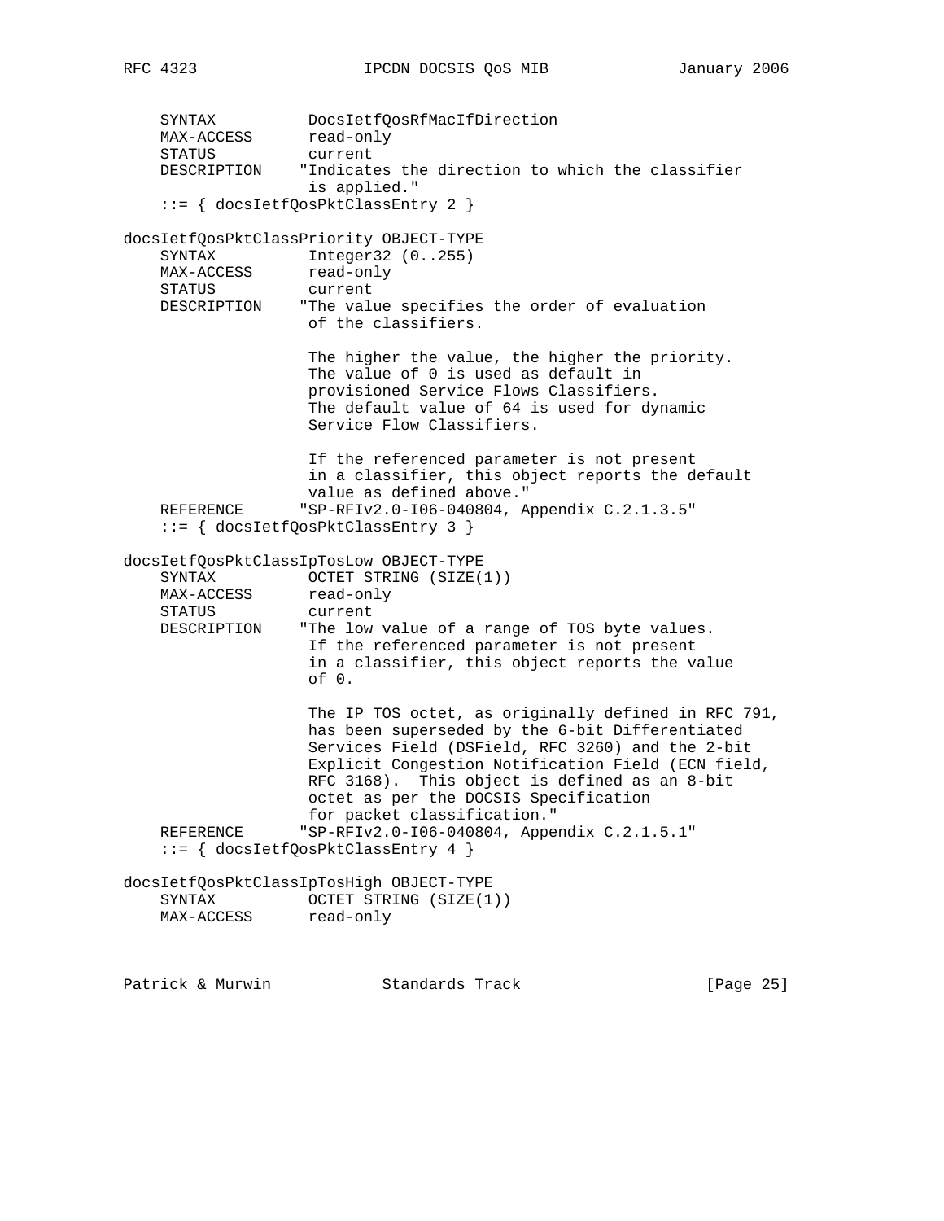```
    SYNTAX          DocsIetfQosRfMacIfDirection
    MAX-ACCESS      read-only
    STATUS          current
    DESCRIPTION    "Indicates the direction to which the classifier
                    is applied."
    ::= { docsIetfQosPktClassEntry 2 }

docsIetfQosPktClassPriority OBJECT-TYPE
    SYNTAX          Integer32 (0..255)
    MAX-ACCESS      read-only
    STATUS          current
    DESCRIPTION    "The value specifies the order of evaluation
                    of the classifiers.

                    The higher the value, the higher the priority.
                    The value of 0 is used as default in
                    provisioned Service Flows Classifiers.
                    The default value of 64 is used for dynamic
                    Service Flow Classifiers.

                    If the referenced parameter is not present
                    in a classifier, this object reports the default
                    value as defined above."
    REFERENCE      "SP-RFIv2.0-I06-040804, Appendix C.2.1.3.5"
    ::= { docsIetfQosPktClassEntry 3 }

docsIetfQosPktClassIpTosLow OBJECT-TYPE
    SYNTAX          OCTET STRING (SIZE(1))
    MAX-ACCESS      read-only
    STATUS          current
    DESCRIPTION    "The low value of a range of TOS byte values.
                    If the referenced parameter is not present
                    in a classifier, this object reports the value
                    of 0.

                    The IP TOS octet, as originally defined in RFC 791,
                    has been superseded by the 6-bit Differentiated
                    Services Field (DSField, RFC 3260) and the 2-bit
                    Explicit Congestion Notification Field (ECN field,
                    RFC 3168).  This object is defined as an 8-bit
                    octet as per the DOCSIS Specification
                    for packet classification."
    REFERENCE      "SP-RFIv2.0-I06-040804, Appendix C.2.1.5.1"
    ::= { docsIetfQosPktClassEntry 4 }

docsIetfQosPktClassIpTosHigh OBJECT-TYPE
    SYNTAX          OCTET STRING (SIZE(1))
    MAX-ACCESS      read-only
```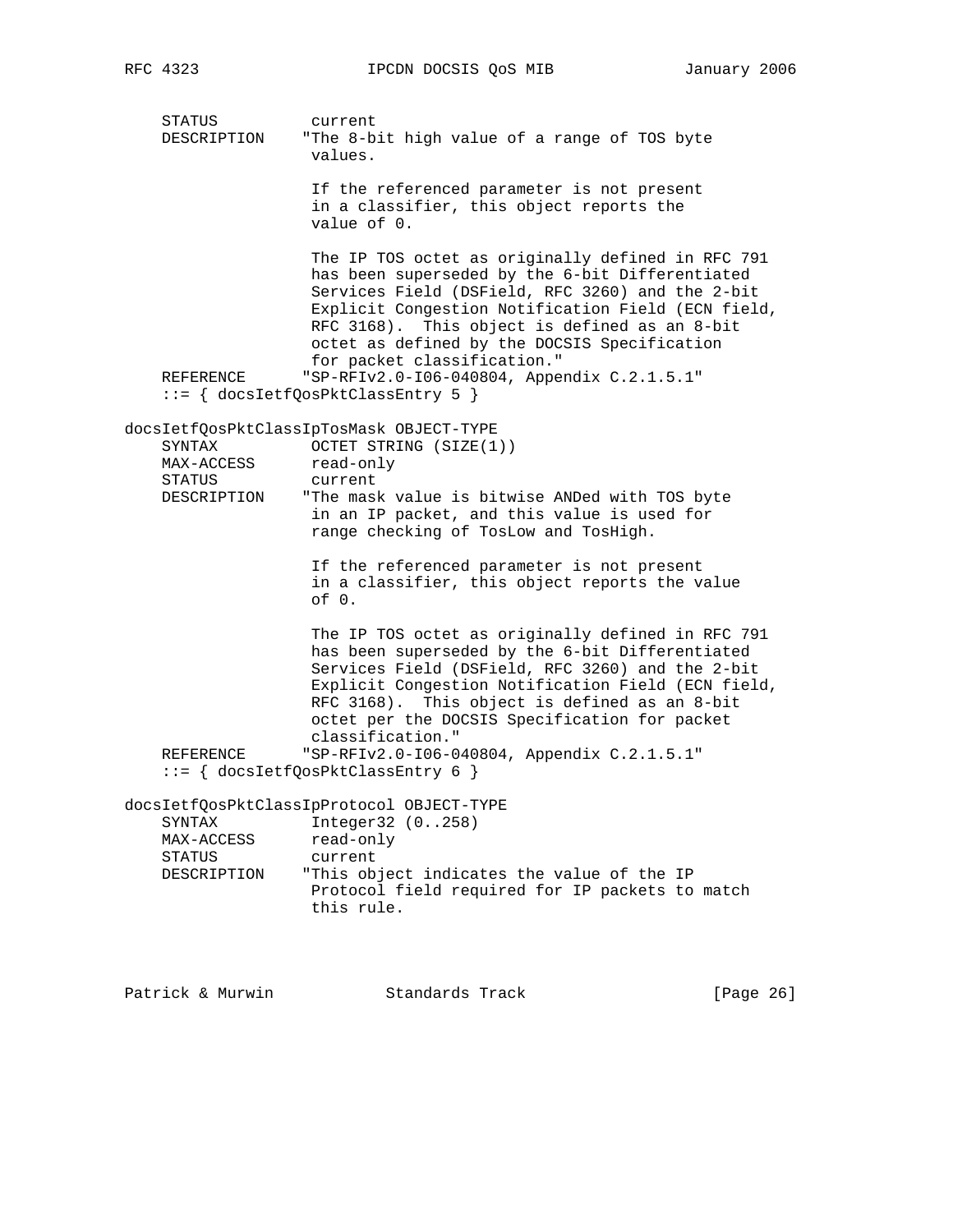```
    STATUS          current
    DESCRIPTION    "The 8-bit high value of a range of TOS byte
                    values.

                    If the referenced parameter is not present
                    in a classifier, this object reports the
                    value of 0.

                    The IP TOS octet as originally defined in RFC 791
                    has been superseded by the 6-bit Differentiated
                    Services Field (DSField, RFC 3260) and the 2-bit
                    Explicit Congestion Notification Field (ECN field,
                    RFC 3168).  This object is defined as an 8-bit
                    octet as defined by the DOCSIS Specification
                    for packet classification."
    REFERENCE      "SP-RFIv2.0-I06-040804, Appendix C.2.1.5.1"
    ::= { docsIetfQosPktClassEntry 5 }

docsIetfQosPktClassIpTosMask OBJECT-TYPE
    SYNTAX          OCTET STRING (SIZE(1))
    MAX-ACCESS      read-only
    STATUS          current
    DESCRIPTION    "The mask value is bitwise ANDed with TOS byte
                    in an IP packet, and this value is used for
                    range checking of TosLow and TosHigh.

                    If the referenced parameter is not present
                    in a classifier, this object reports the value
                    of 0.

                    The IP TOS octet as originally defined in RFC 791
                    has been superseded by the 6-bit Differentiated
                    Services Field (DSField, RFC 3260) and the 2-bit
                    Explicit Congestion Notification Field (ECN field,
                    RFC 3168).  This object is defined as an 8-bit
                    octet per the DOCSIS Specification for packet
                    classification."
    REFERENCE      "SP-RFIv2.0-I06-040804, Appendix C.2.1.5.1"
    ::= { docsIetfQosPktClassEntry 6 }

docsIetfQosPktClassIpProtocol OBJECT-TYPE
    SYNTAX          Integer32 (0..258)
    MAX-ACCESS      read-only
    STATUS          current
    DESCRIPTION    "This object indicates the value of the IP
                    Protocol field required for IP packets to match
                    this rule.
```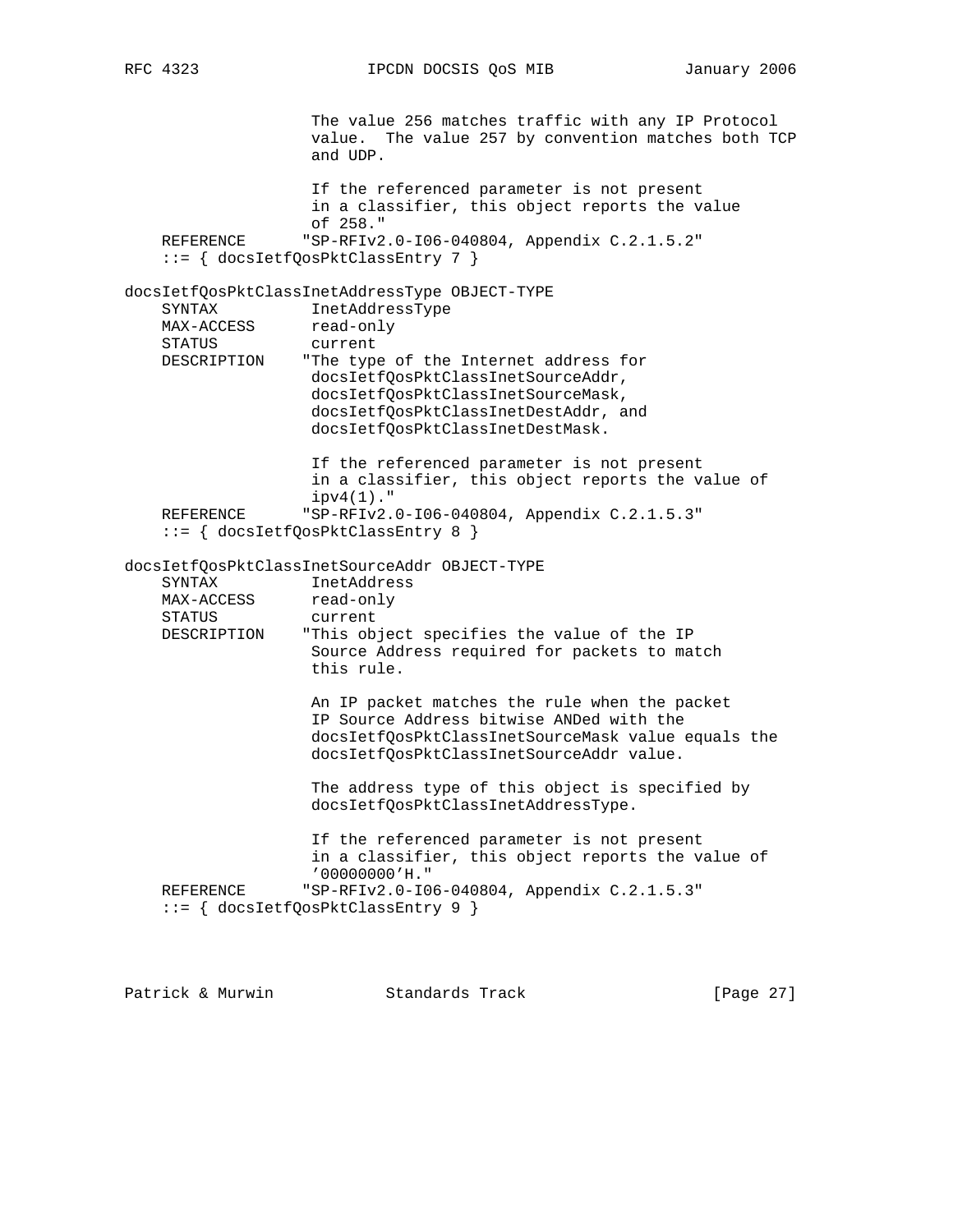```
                    The value 256 matches traffic with any IP Protocol
                    value.  The value 257 by convention matches both TCP
                    and UDP.

                    If the referenced parameter is not present
                    in a classifier, this object reports the value
                    of 258."
    REFERENCE      "SP-RFIv2.0-I06-040804, Appendix C.2.1.5.2"
    ::= { docsIetfQosPktClassEntry 7 }

docsIetfQosPktClassInetAddressType OBJECT-TYPE
    SYNTAX          InetAddressType
    MAX-ACCESS      read-only
    STATUS          current
    DESCRIPTION    "The type of the Internet address for
                    docsIetfQosPktClassInetSourceAddr,
                    docsIetfQosPktClassInetSourceMask,
                    docsIetfQosPktClassInetDestAddr, and
                    docsIetfQosPktClassInetDestMask.

                    If the referenced parameter is not present
                    in a classifier, this object reports the value of
                    ipv4(1)."
    REFERENCE      "SP-RFIv2.0-I06-040804, Appendix C.2.1.5.3"
    ::= { docsIetfQosPktClassEntry 8 }

docsIetfQosPktClassInetSourceAddr OBJECT-TYPE
    SYNTAX          InetAddress
    MAX-ACCESS      read-only
    STATUS          current
    DESCRIPTION    "This object specifies the value of the IP
                    Source Address required for packets to match
                    this rule.

                    An IP packet matches the rule when the packet
                    IP Source Address bitwise ANDed with the
                    docsIetfQosPktClassInetSourceMask value equals the
                    docsIetfQosPktClassInetSourceAddr value.

                    The address type of this object is specified by
                    docsIetfQosPktClassInetAddressType.

                    If the referenced parameter is not present
                    in a classifier, this object reports the value of
                    '00000000'H."
    REFERENCE      "SP-RFIv2.0-I06-040804, Appendix C.2.1.5.3"
    ::= { docsIetfQosPktClassEntry 9 }
```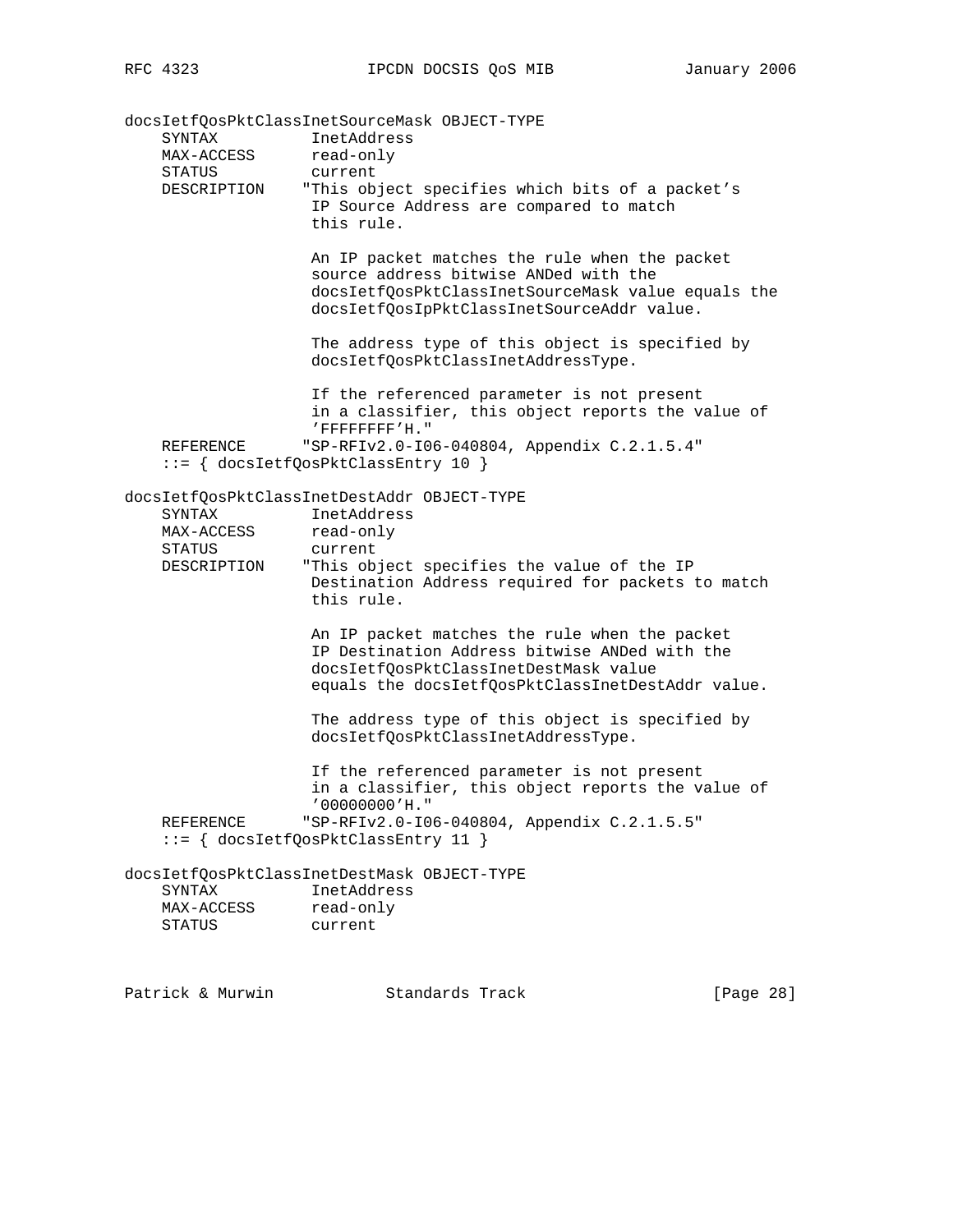```
docsIetfQosPktClassInetSourceMask OBJECT-TYPE
    SYNTAX          InetAddress
    MAX-ACCESS      read-only
    STATUS          current
    DESCRIPTION    "This object specifies which bits of a packet's
                    IP Source Address are compared to match
                    this rule.

                    An IP packet matches the rule when the packet
                    source address bitwise ANDed with the
                    docsIetfQosPktClassInetSourceMask value equals the
                    docsIetfQosIpPktClassInetSourceAddr value.

                    The address type of this object is specified by
                    docsIetfQosPktClassInetAddressType.

                    If the referenced parameter is not present
                    in a classifier, this object reports the value of
                    'FFFFFFFF'H."
    REFERENCE      "SP-RFIv2.0-I06-040804, Appendix C.2.1.5.4"
    ::= { docsIetfQosPktClassEntry 10 }

docsIetfQosPktClassInetDestAddr OBJECT-TYPE
    SYNTAX          InetAddress
    MAX-ACCESS      read-only
    STATUS          current
    DESCRIPTION    "This object specifies the value of the IP
                    Destination Address required for packets to match
                    this rule.

                    An IP packet matches the rule when the packet
                    IP Destination Address bitwise ANDed with the
                    docsIetfQosPktClassInetDestMask value
                    equals the docsIetfQosPktClassInetDestAddr value.

                    The address type of this object is specified by
                    docsIetfQosPktClassInetAddressType.

                    If the referenced parameter is not present
                    in a classifier, this object reports the value of
                    '00000000'H."
    REFERENCE      "SP-RFIv2.0-I06-040804, Appendix C.2.1.5.5"
    ::= { docsIetfQosPktClassEntry 11 }

docsIetfQosPktClassInetDestMask OBJECT-TYPE
    SYNTAX          InetAddress
    MAX-ACCESS      read-only
    STATUS          current
```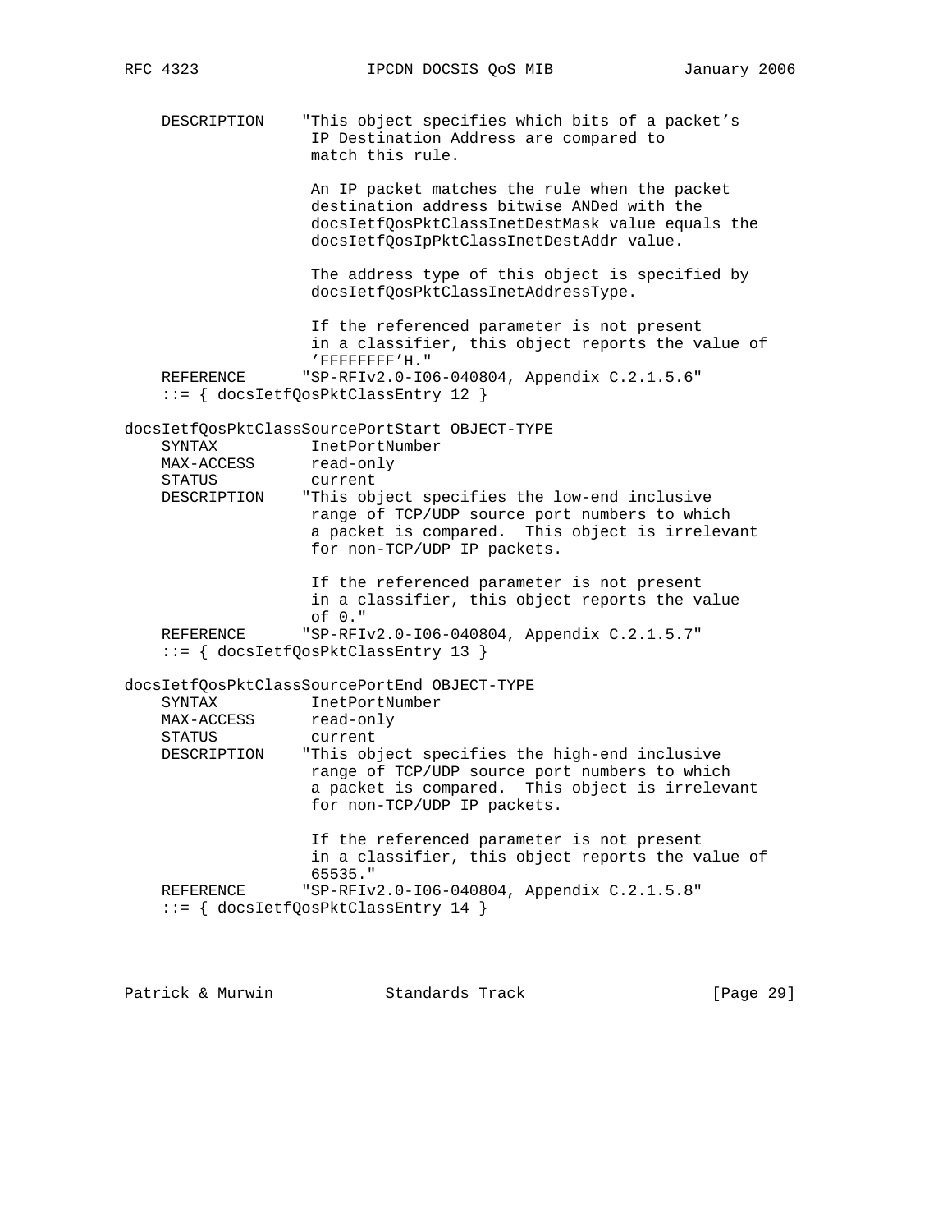```
    DESCRIPTION    "This object specifies which bits of a packet's
                    IP Destination Address are compared to
                    match this rule.

                   An IP packet matches the rule when the packet
                   destination address bitwise ANDed with the
                   docsIetfQosPktClassInetDestMask value equals the
                   docsIetfQosIpPktClassInetDestAddr value.

                   The address type of this object is specified by
                   docsIetfQosPktClassInetAddressType.

                   If the referenced parameter is not present
                   in a classifier, this object reports the value of
                   'FFFFFFFF'H."
    REFERENCE      "SP-RFIv2.0-I06-040804, Appendix C.2.1.5.6"
    ::= { docsIetfQosPktClassEntry 12 }

docsIetfQosPktClassSourcePortStart OBJECT-TYPE
    SYNTAX          InetPortNumber
    MAX-ACCESS      read-only
    STATUS          current
    DESCRIPTION    "This object specifies the low-end inclusive
                    range of TCP/UDP source port numbers to which
                    a packet is compared.  This object is irrelevant
                    for non-TCP/UDP IP packets.

                   If the referenced parameter is not present
                   in a classifier, this object reports the value
                   of 0."
    REFERENCE      "SP-RFIv2.0-I06-040804, Appendix C.2.1.5.7"
    ::= { docsIetfQosPktClassEntry 13 }

docsIetfQosPktClassSourcePortEnd OBJECT-TYPE
    SYNTAX          InetPortNumber
    MAX-ACCESS      read-only
    STATUS          current
    DESCRIPTION    "This object specifies the high-end inclusive
                    range of TCP/UDP source port numbers to which
                    a packet is compared.  This object is irrelevant
                    for non-TCP/UDP IP packets.

                   If the referenced parameter is not present
                   in a classifier, this object reports the value of
                   65535."
    REFERENCE      "SP-RFIv2.0-I06-040804, Appendix C.2.1.5.8"
    ::= { docsIetfQosPktClassEntry 14 }
```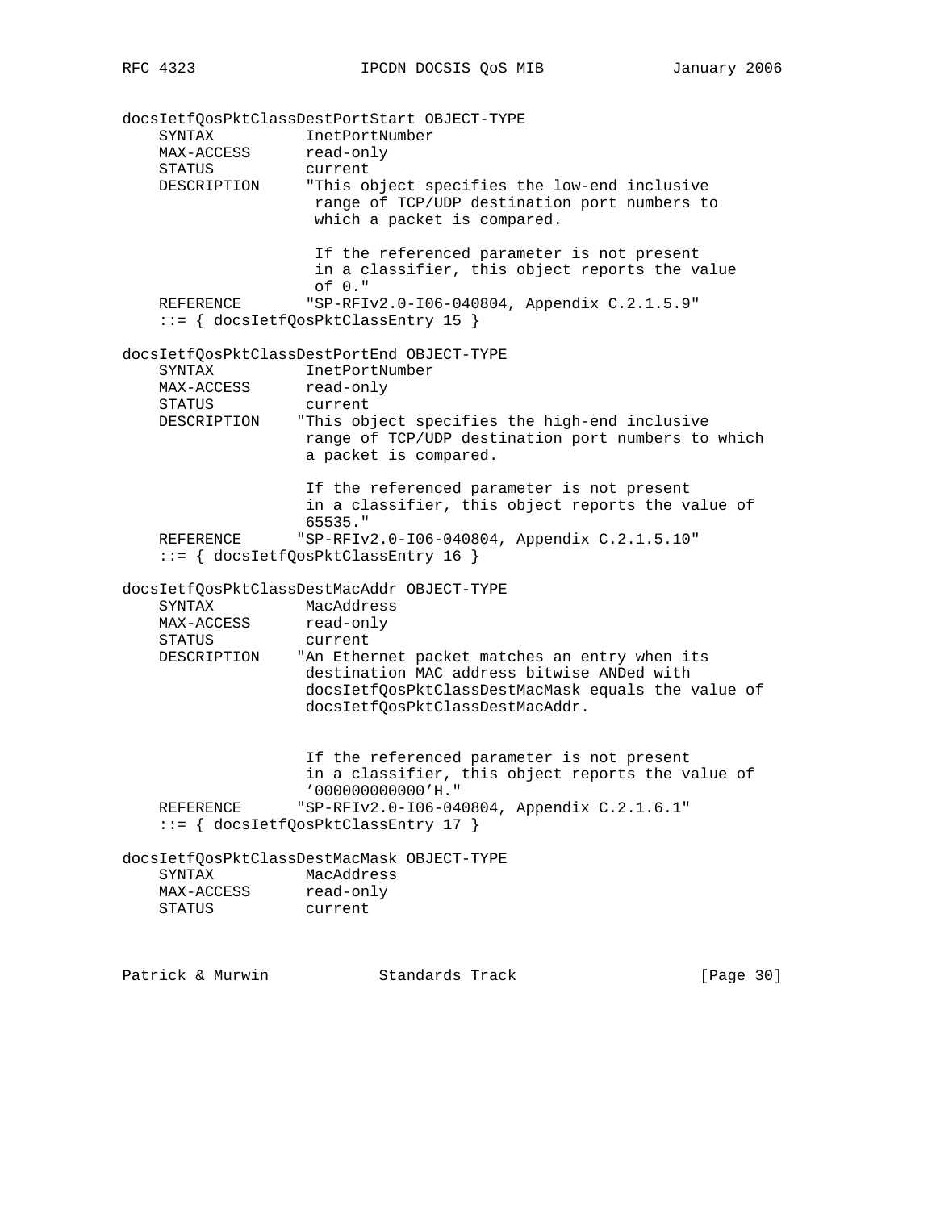```
docsIetfQosPktClassDestPortStart OBJECT-TYPE
    SYNTAX          InetPortNumber
    MAX-ACCESS      read-only
    STATUS          current
    DESCRIPTION     "This object specifies the low-end inclusive
                     range of TCP/UDP destination port numbers to
                     which a packet is compared.

                     If the referenced parameter is not present
                     in a classifier, this object reports the value
                     of 0."
    REFERENCE       "SP-RFIv2.0-I06-040804, Appendix C.2.1.5.9"
    ::= { docsIetfQosPktClassEntry 15 }

docsIetfQosPktClassDestPortEnd OBJECT-TYPE
    SYNTAX          InetPortNumber
    MAX-ACCESS      read-only
    STATUS          current
    DESCRIPTION    "This object specifies the high-end inclusive
                    range of TCP/UDP destination port numbers to which
                    a packet is compared.

                    If the referenced parameter is not present
                    in a classifier, this object reports the value of
                    65535."
    REFERENCE      "SP-RFIv2.0-I06-040804, Appendix C.2.1.5.10"
    ::= { docsIetfQosPktClassEntry 16 }

docsIetfQosPktClassDestMacAddr OBJECT-TYPE
    SYNTAX          MacAddress
    MAX-ACCESS      read-only
    STATUS          current
    DESCRIPTION    "An Ethernet packet matches an entry when its
                    destination MAC address bitwise ANDed with
                    docsIetfQosPktClassDestMacMask equals the value of
                    docsIetfQosPktClassDestMacAddr.


                    If the referenced parameter is not present
                    in a classifier, this object reports the value of
                    '000000000000'H."
    REFERENCE      "SP-RFIv2.0-I06-040804, Appendix C.2.1.6.1"
    ::= { docsIetfQosPktClassEntry 17 }

docsIetfQosPktClassDestMacMask OBJECT-TYPE
    SYNTAX          MacAddress
    MAX-ACCESS      read-only
    STATUS          current
```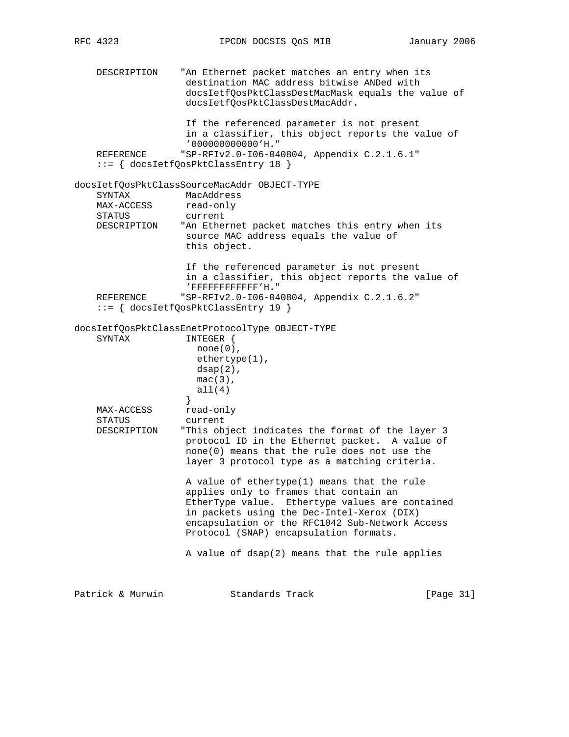```
    DESCRIPTION    "An Ethernet packet matches an entry when its
                    destination MAC address bitwise ANDed with
                    docsIetfQosPktClassDestMacMask equals the value of
                    docsIetfQosPktClassDestMacAddr.

                    If the referenced parameter is not present
                    in a classifier, this object reports the value of
                    '000000000000'H."
    REFERENCE      "SP-RFIv2.0-I06-040804, Appendix C.2.1.6.1"
    ::= { docsIetfQosPktClassEntry 18 }

docsIetfQosPktClassSourceMacAddr OBJECT-TYPE
    SYNTAX          MacAddress
    MAX-ACCESS      read-only
    STATUS          current
    DESCRIPTION    "An Ethernet packet matches this entry when its
                    source MAC address equals the value of
                    this object.

                    If the referenced parameter is not present
                    in a classifier, this object reports the value of
                    'FFFFFFFFFFFF'H."
    REFERENCE      "SP-RFIv2.0-I06-040804, Appendix C.2.1.6.2"
    ::= { docsIetfQosPktClassEntry 19 }

docsIetfQosPktClassEnetProtocolType OBJECT-TYPE
    SYNTAX          INTEGER {
                      none(0),
                      ethertype(1),
                      dsap(2),
                      mac(3),
                      all(4)
                    }
    MAX-ACCESS      read-only
    STATUS          current
    DESCRIPTION    "This object indicates the format of the layer 3
                    protocol ID in the Ethernet packet.  A value of
                    none(0) means that the rule does not use the
                    layer 3 protocol type as a matching criteria.

                    A value of ethertype(1) means that the rule
                    applies only to frames that contain an
                    EtherType value.  Ethertype values are contained
                    in packets using the Dec-Intel-Xerox (DIX)
                    encapsulation or the RFC1042 Sub-Network Access
                    Protocol (SNAP) encapsulation formats.

                    A value of dsap(2) means that the rule applies
```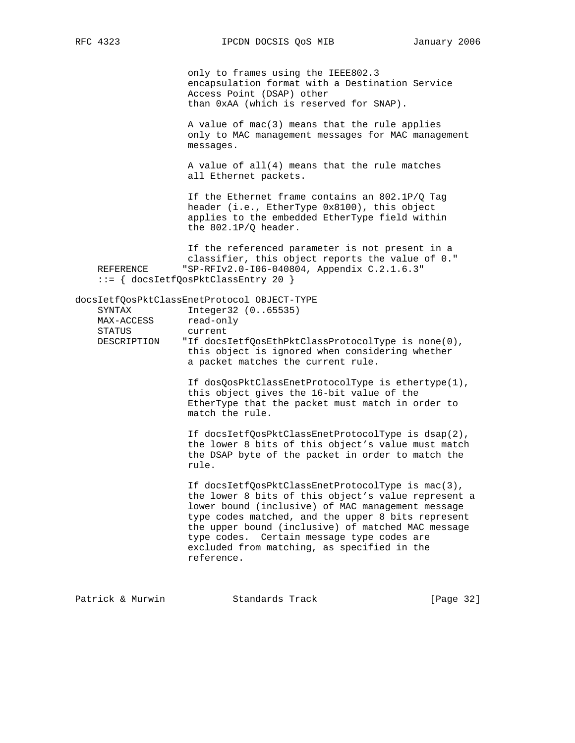```
                 only to frames using the IEEE802.3
                 encapsulation format with a Destination Service
                 Access Point (DSAP) other
                 than 0xAA (which is reserved for SNAP).

                 A value of mac(3) means that the rule applies
                 only to MAC management messages for MAC management
                 messages.

                 A value of all(4) means that the rule matches
                 all Ethernet packets.

                 If the Ethernet frame contains an 802.1P/Q Tag
                 header (i.e., EtherType 0x8100), this object
                 applies to the embedded EtherType field within
                 the 802.1P/Q header.

                 If the referenced parameter is not present in a
                 classifier, this object reports the value of 0."
    REFERENCE      "SP-RFIv2.0-I06-040804, Appendix C.2.1.6.3"
    ::= { docsIetfQosPktClassEntry 20 }

docsIetfQosPktClassEnetProtocol OBJECT-TYPE
    SYNTAX         Integer32 (0..65535)
    MAX-ACCESS     read-only
    STATUS         current
    DESCRIPTION    "If docsIetfQosEthPktClassProtocolType is none(0),
                 this object is ignored when considering whether
                 a packet matches the current rule.

                 If dosQosPktClassEnetProtocolType is ethertype(1),
                 this object gives the 16-bit value of the
                 EtherType that the packet must match in order to
                 match the rule.

                 If docsIetfQosPktClassEnetProtocolType is dsap(2),
                 the lower 8 bits of this object's value must match
                 the DSAP byte of the packet in order to match the
                 rule.

                 If docsIetfQosPktClassEnetProtocolType is mac(3),
                 the lower 8 bits of this object's value represent a
                 lower bound (inclusive) of MAC management message
                 type codes matched, and the upper 8 bits represent
                 the upper bound (inclusive) of matched MAC message
                 type codes.  Certain message type codes are
                 excluded from matching, as specified in the
                 reference.
```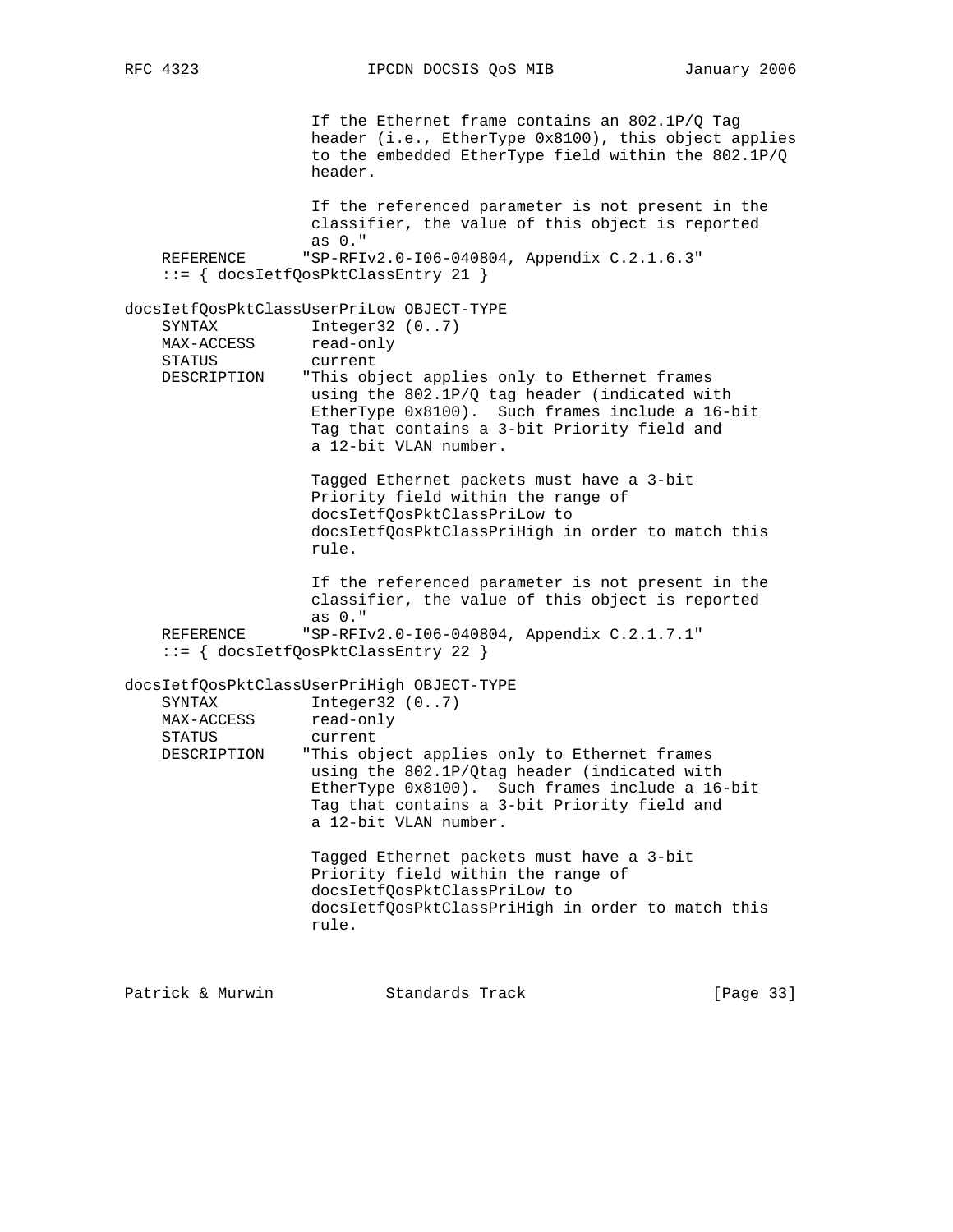```
                   If the Ethernet frame contains an 802.1P/Q Tag
                   header (i.e., EtherType 0x8100), this object applies
                   to the embedded EtherType field within the 802.1P/Q
                   header.

                   If the referenced parameter is not present in the
                   classifier, the value of this object is reported
                   as 0."
    REFERENCE      "SP-RFIv2.0-I06-040804, Appendix C.2.1.6.3"
    ::= { docsIetfQosPktClassEntry 21 }

docsIetfQosPktClassUserPriLow OBJECT-TYPE
    SYNTAX         Integer32 (0..7)
    MAX-ACCESS     read-only
    STATUS         current
    DESCRIPTION    "This object applies only to Ethernet frames
                   using the 802.1P/Q tag header (indicated with
                   EtherType 0x8100).  Such frames include a 16-bit
                   Tag that contains a 3-bit Priority field and
                   a 12-bit VLAN number.

                   Tagged Ethernet packets must have a 3-bit
                   Priority field within the range of
                   docsIetfQosPktClassPriLow to
                   docsIetfQosPktClassPriHigh in order to match this
                   rule.

                   If the referenced parameter is not present in the
                   classifier, the value of this object is reported
                   as 0."
    REFERENCE      "SP-RFIv2.0-I06-040804, Appendix C.2.1.7.1"
    ::= { docsIetfQosPktClassEntry 22 }

docsIetfQosPktClassUserPriHigh OBJECT-TYPE
    SYNTAX         Integer32 (0..7)
    MAX-ACCESS     read-only
    STATUS         current
    DESCRIPTION    "This object applies only to Ethernet frames
                   using the 802.1P/Qtag header (indicated with
                   EtherType 0x8100).  Such frames include a 16-bit
                   Tag that contains a 3-bit Priority field and
                   a 12-bit VLAN number.

                   Tagged Ethernet packets must have a 3-bit
                   Priority field within the range of
                   docsIetfQosPktClassPriLow to
                   docsIetfQosPktClassPriHigh in order to match this
                   rule.
```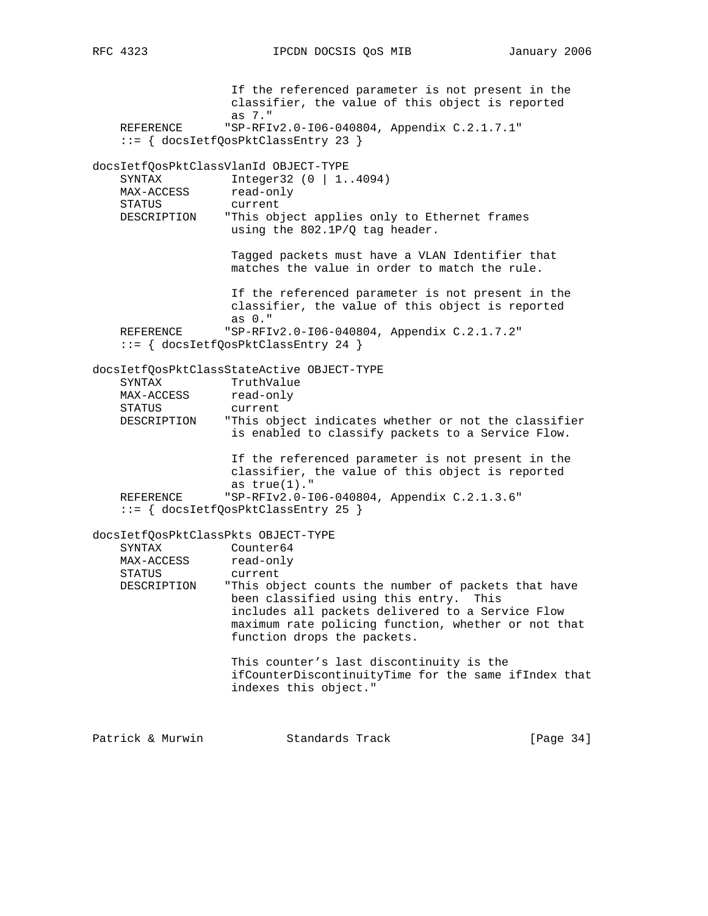```
                 If the referenced parameter is not present in the
                 classifier, the value of this object is reported
                 as 7."
    REFERENCE       "SP-RFIv2.0-I06-040804, Appendix C.2.1.7.1"
    ::= { docsIetfQosPktClassEntry 23 }

docsIetfQosPktClassVlanId OBJECT-TYPE
    SYNTAX          Integer32 (0 | 1..4094)
    MAX-ACCESS      read-only
    STATUS          current
    DESCRIPTION     "This object applies only to Ethernet frames
                     using the 802.1P/Q tag header.

                     Tagged packets must have a VLAN Identifier that
                     matches the value in order to match the rule.

                     If the referenced parameter is not present in the
                     classifier, the value of this object is reported
                     as 0."
    REFERENCE       "SP-RFIv2.0-I06-040804, Appendix C.2.1.7.2"
    ::= { docsIetfQosPktClassEntry 24 }

docsIetfQosPktClassStateActive OBJECT-TYPE
    SYNTAX          TruthValue
    MAX-ACCESS      read-only
    STATUS          current
    DESCRIPTION     "This object indicates whether or not the classifier
                     is enabled to classify packets to a Service Flow.

                     If the referenced parameter is not present in the
                     classifier, the value of this object is reported
                     as true(1)."
    REFERENCE       "SP-RFIv2.0-I06-040804, Appendix C.2.1.3.6"
    ::= { docsIetfQosPktClassEntry 25 }

docsIetfQosPktClassPkts OBJECT-TYPE
    SYNTAX          Counter64
    MAX-ACCESS      read-only
    STATUS          current
    DESCRIPTION     "This object counts the number of packets that have
                     been classified using this entry.  This
                     includes all packets delivered to a Service Flow
                     maximum rate policing function, whether or not that
                     function drops the packets.

                     This counter's last discontinuity is the
                     ifCounterDiscontinuityTime for the same ifIndex that
                     indexes this object."
```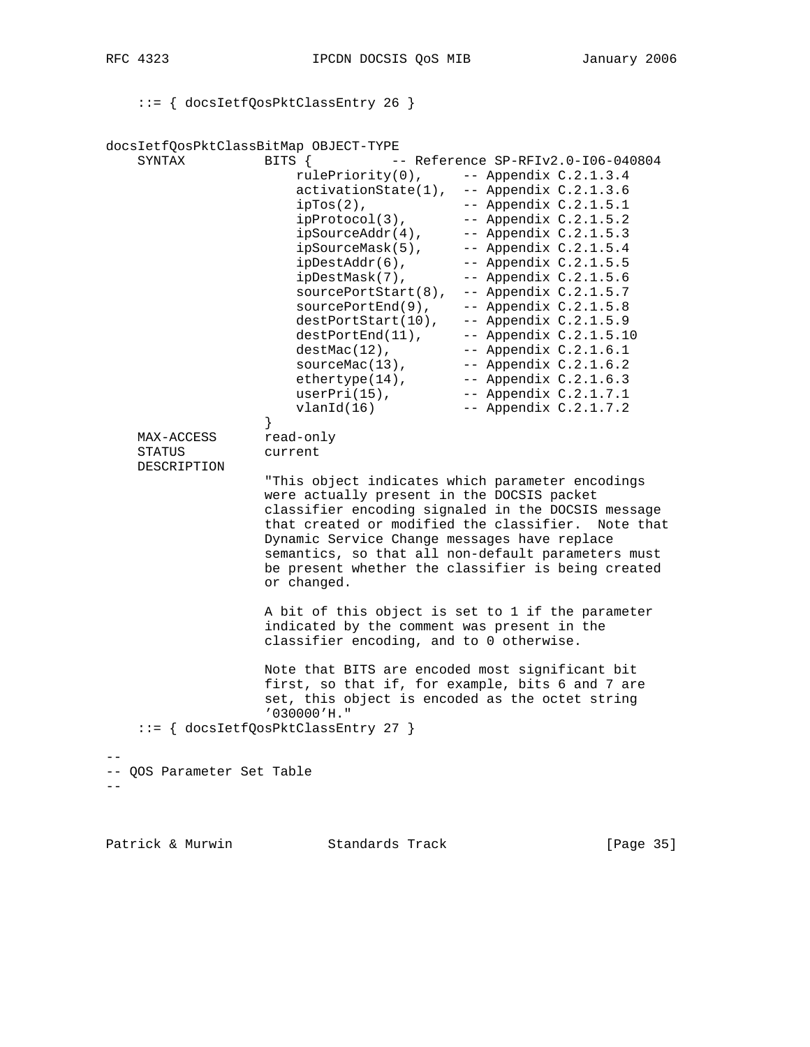```
    ::= { docsIetfQosPktClassEntry 26 }


docsIetfQosPktClassBitMap OBJECT-TYPE
    SYNTAX          BITS {          -- Reference SP-RFIv2.0-I06-040804
                        rulePriority(0),      -- Appendix C.2.1.3.4
                        activationState(1),  -- Appendix C.2.1.3.6
                        ipTos(2),             -- Appendix C.2.1.5.1
                        ipProtocol(3),        -- Appendix C.2.1.5.2
                        ipSourceAddr(4),      -- Appendix C.2.1.5.3
                        ipSourceMask(5),      -- Appendix C.2.1.5.4
                        ipDestAddr(6),        -- Appendix C.2.1.5.5
                        ipDestMask(7),        -- Appendix C.2.1.5.6
                        sourcePortStart(8),   -- Appendix C.2.1.5.7
                        sourcePortEnd(9),     -- Appendix C.2.1.5.8
                        destPortStart(10),    -- Appendix C.2.1.5.9
                        destPortEnd(11),      -- Appendix C.2.1.5.10
                        destMac(12),          -- Appendix C.2.1.6.1
                        sourceMac(13),        -- Appendix C.2.1.6.2
                        ethertype(14),        -- Appendix C.2.1.6.3
                        userPri(15),          -- Appendix C.2.1.7.1
                        vlanId(16)            -- Appendix C.2.1.7.2
                    }
    MAX-ACCESS      read-only
    STATUS          current
    DESCRIPTION
                    "This object indicates which parameter encodings
                    were actually present in the DOCSIS packet
                    classifier encoding signaled in the DOCSIS message
                    that created or modified the classifier.  Note that
                    Dynamic Service Change messages have replace
                    semantics, so that all non-default parameters must
                    be present whether the classifier is being created
                    or changed.

                    A bit of this object is set to 1 if the parameter
                    indicated by the comment was present in the
                    classifier encoding, and to 0 otherwise.

                    Note that BITS are encoded most significant bit
                    first, so that if, for example, bits 6 and 7 are
                    set, this object is encoded as the octet string
                    '030000'H."
    ::= { docsIetfQosPktClassEntry 27 }

--
-- QOS Parameter Set Table
--
```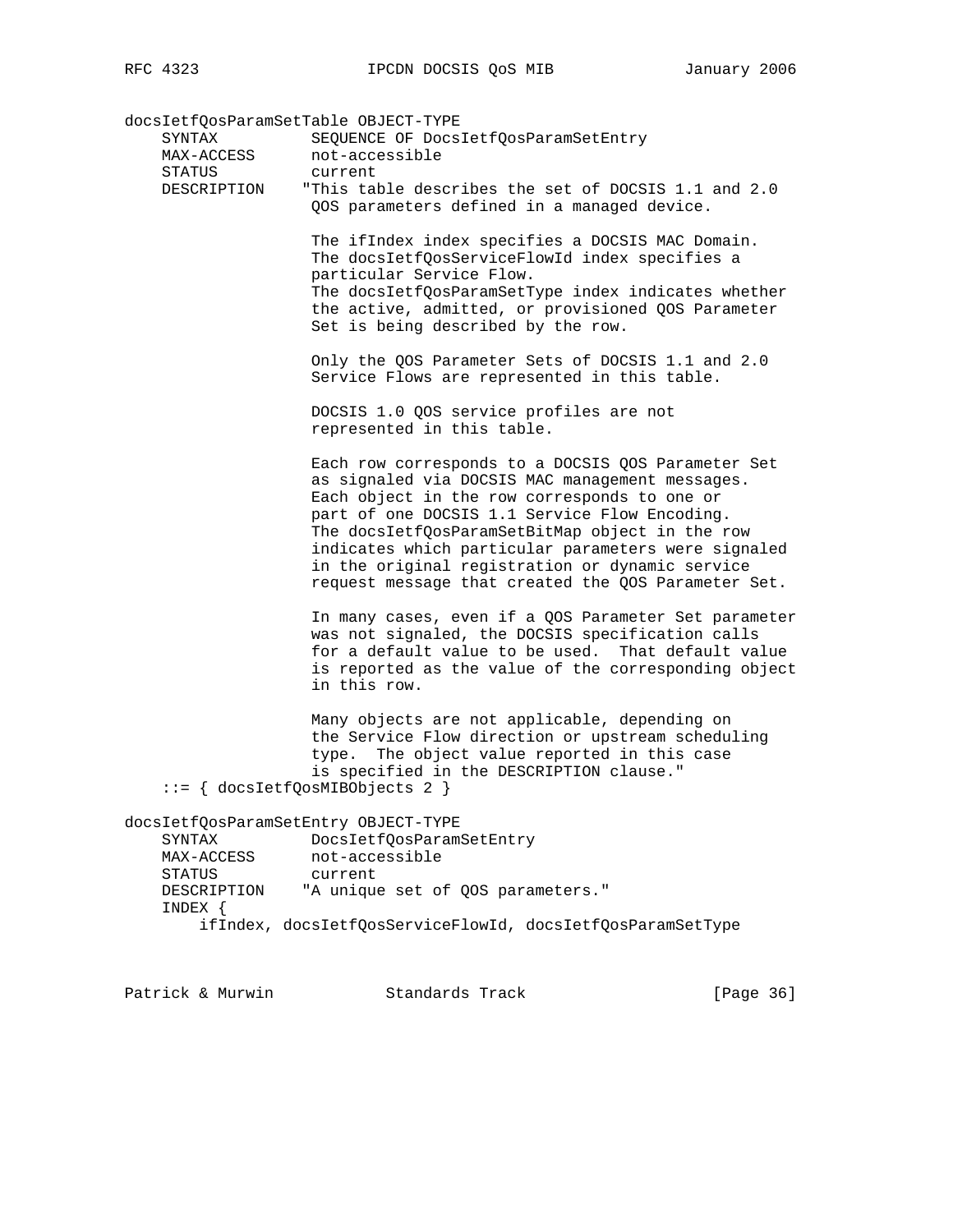```
docsIetfQosParamSetTable OBJECT-TYPE
    SYNTAX          SEQUENCE OF DocsIetfQosParamSetEntry
    MAX-ACCESS      not-accessible
    STATUS          current
    DESCRIPTION    "This table describes the set of DOCSIS 1.1 and 2.0
                    QOS parameters defined in a managed device.

                    The ifIndex index specifies a DOCSIS MAC Domain.
                    The docsIetfQosServiceFlowId index specifies a
                    particular Service Flow.
                    The docsIetfQosParamSetType index indicates whether
                    the active, admitted, or provisioned QOS Parameter
                    Set is being described by the row.

                    Only the QOS Parameter Sets of DOCSIS 1.1 and 2.0
                    Service Flows are represented in this table.

                    DOCSIS 1.0 QOS service profiles are not
                    represented in this table.

                    Each row corresponds to a DOCSIS QOS Parameter Set
                    as signaled via DOCSIS MAC management messages.
                    Each object in the row corresponds to one or
                    part of one DOCSIS 1.1 Service Flow Encoding.
                    The docsIetfQosParamSetBitMap object in the row
                    indicates which particular parameters were signaled
                    in the original registration or dynamic service
                    request message that created the QOS Parameter Set.

                    In many cases, even if a QOS Parameter Set parameter
                    was not signaled, the DOCSIS specification calls
                    for a default value to be used.  That default value
                    is reported as the value of the corresponding object
                    in this row.

                    Many objects are not applicable, depending on
                    the Service Flow direction or upstream scheduling
                    type.  The object value reported in this case
                    is specified in the DESCRIPTION clause."
    ::= { docsIetfQosMIBObjects 2 }

docsIetfQosParamSetEntry OBJECT-TYPE
    SYNTAX          DocsIetfQosParamSetEntry
    MAX-ACCESS      not-accessible
    STATUS          current
    DESCRIPTION    "A unique set of QOS parameters."
    INDEX {
        ifIndex, docsIetfQosServiceFlowId, docsIetfQosParamSetType
```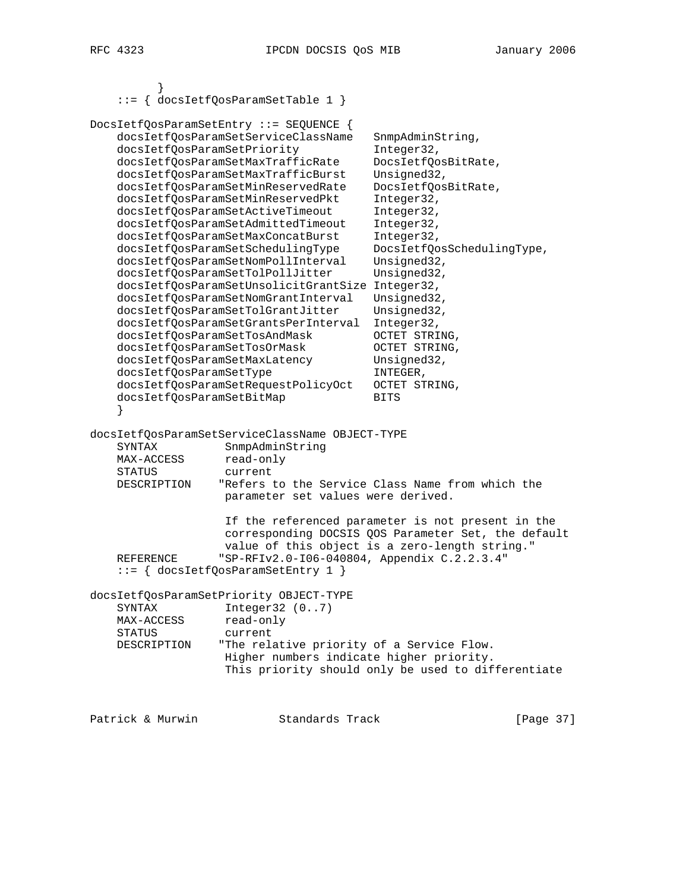```
        }
    ::= { docsIetfQosParamSetTable 1 }

DocsIetfQosParamSetEntry ::= SEQUENCE {
    docsIetfQosParamSetServiceClassName   SnmpAdminString,
    docsIetfQosParamSetPriority           Integer32,
    docsIetfQosParamSetMaxTrafficRate     DocsIetfQosBitRate,
    docsIetfQosParamSetMaxTrafficBurst    Unsigned32,
    docsIetfQosParamSetMinReservedRate    DocsIetfQosBitRate,
    docsIetfQosParamSetMinReservedPkt     Integer32,
    docsIetfQosParamSetActiveTimeout      Integer32,
    docsIetfQosParamSetAdmittedTimeout    Integer32,
    docsIetfQosParamSetMaxConcatBurst     Integer32,
    docsIetfQosParamSetSchedulingType     DocsIetfQosSchedulingType,
    docsIetfQosParamSetNomPollInterval    Unsigned32,
    docsIetfQosParamSetTolPollJitter      Unsigned32,
    docsIetfQosParamSetUnsolicitGrantSize Integer32,
    docsIetfQosParamSetNomGrantInterval   Unsigned32,
    docsIetfQosParamSetTolGrantJitter     Unsigned32,
    docsIetfQosParamSetGrantsPerInterval  Integer32,
    docsIetfQosParamSetTosAndMask         OCTET STRING,
    docsIetfQosParamSetTosOrMask          OCTET STRING,
    docsIetfQosParamSetMaxLatency         Unsigned32,
    docsIetfQosParamSetType               INTEGER,
    docsIetfQosParamSetRequestPolicyOct   OCTET STRING,
    docsIetfQosParamSetBitMap             BITS
    }

docsIetfQosParamSetServiceClassName OBJECT-TYPE
    SYNTAX          SnmpAdminString
    MAX-ACCESS      read-only
    STATUS          current
    DESCRIPTION    "Refers to the Service Class Name from which the
                    parameter set values were derived.

                    If the referenced parameter is not present in the
                    corresponding DOCSIS QOS Parameter Set, the default
                    value of this object is a zero-length string."
    REFERENCE      "SP-RFIv2.0-I06-040804, Appendix C.2.2.3.4"
    ::= { docsIetfQosParamSetEntry 1 }

docsIetfQosParamSetPriority OBJECT-TYPE
    SYNTAX          Integer32 (0..7)
    MAX-ACCESS      read-only
    STATUS          current
    DESCRIPTION    "The relative priority of a Service Flow.
                    Higher numbers indicate higher priority.
                    This priority should only be used to differentiate
```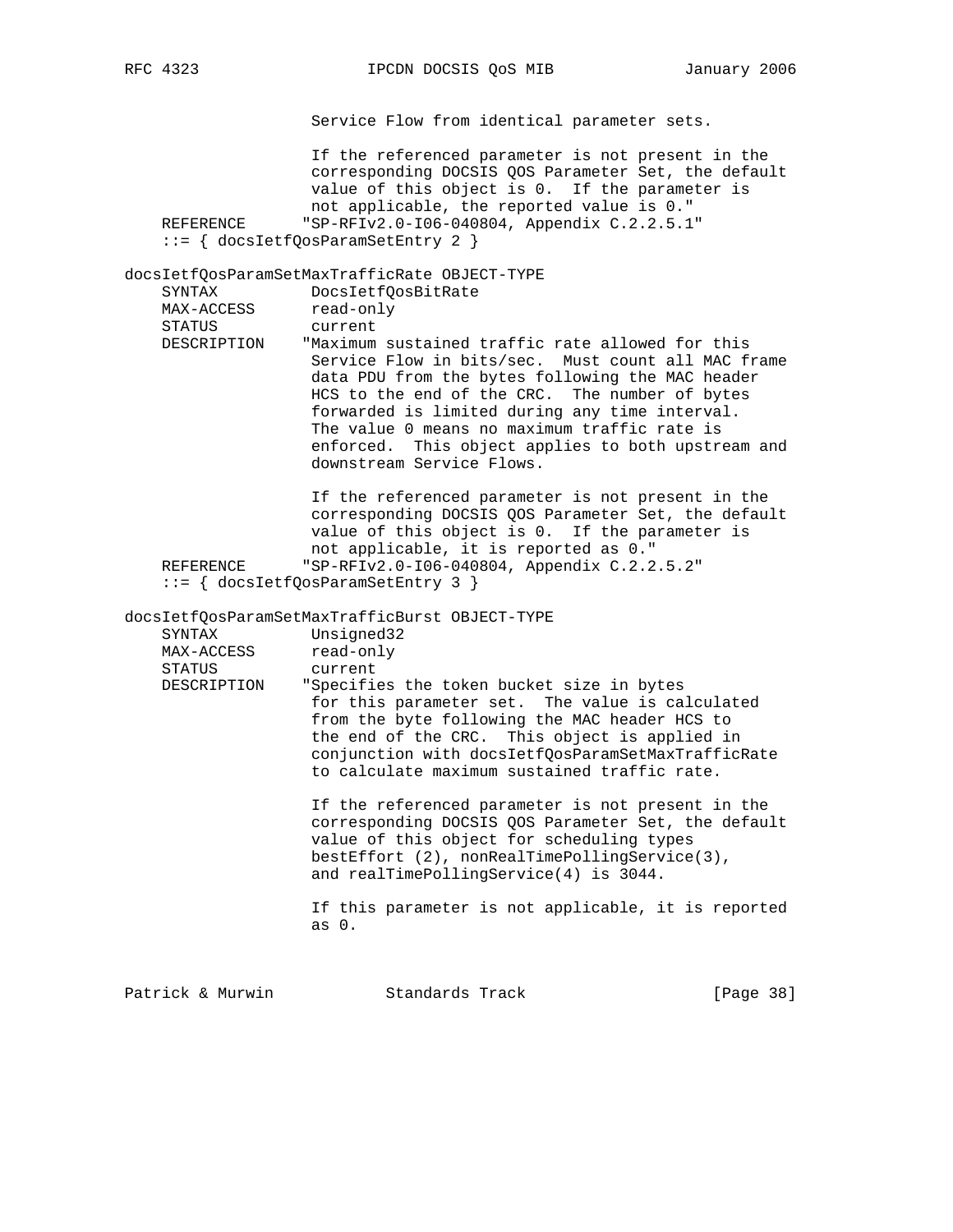```
                    Service Flow from identical parameter sets.

                    If the referenced parameter is not present in the
                    corresponding DOCSIS QOS Parameter Set, the default
                    value of this object is 0.  If the parameter is
                    not applicable, the reported value is 0."
    REFERENCE      "SP-RFIv2.0-I06-040804, Appendix C.2.2.5.1"
    ::= { docsIetfQosParamSetEntry 2 }

docsIetfQosParamSetMaxTrafficRate OBJECT-TYPE
    SYNTAX          DocsIetfQosBitRate
    MAX-ACCESS      read-only
    STATUS          current
    DESCRIPTION    "Maximum sustained traffic rate allowed for this
                    Service Flow in bits/sec.  Must count all MAC frame
                    data PDU from the bytes following the MAC header
                    HCS to the end of the CRC.  The number of bytes
                    forwarded is limited during any time interval.
                    The value 0 means no maximum traffic rate is
                    enforced.  This object applies to both upstream and
                    downstream Service Flows.

                    If the referenced parameter is not present in the
                    corresponding DOCSIS QOS Parameter Set, the default
                    value of this object is 0.  If the parameter is
                    not applicable, it is reported as 0."
    REFERENCE      "SP-RFIv2.0-I06-040804, Appendix C.2.2.5.2"
    ::= { docsIetfQosParamSetEntry 3 }

docsIetfQosParamSetMaxTrafficBurst OBJECT-TYPE
    SYNTAX          Unsigned32
    MAX-ACCESS      read-only
    STATUS          current
    DESCRIPTION    "Specifies the token bucket size in bytes
                    for this parameter set.  The value is calculated
                    from the byte following the MAC header HCS to
                    the end of the CRC.  This object is applied in
                    conjunction with docsIetfQosParamSetMaxTrafficRate
                    to calculate maximum sustained traffic rate.

                    If the referenced parameter is not present in the
                    corresponding DOCSIS QOS Parameter Set, the default
                    value of this object for scheduling types
                    bestEffort (2), nonRealTimePollingService(3),
                    and realTimePollingService(4) is 3044.

                    If this parameter is not applicable, it is reported
                    as 0.
```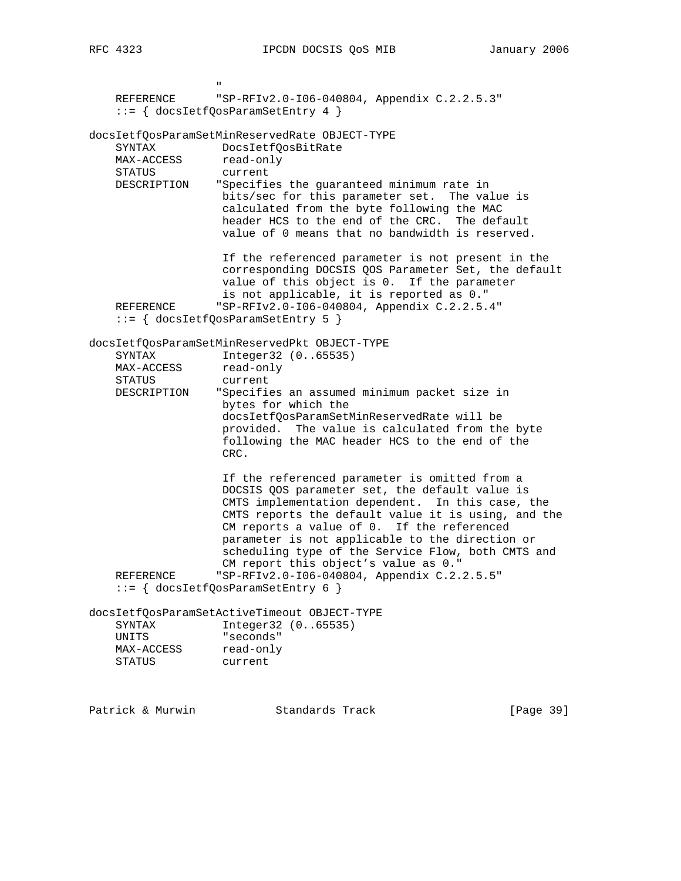```
                  "
    REFERENCE      "SP-RFIv2.0-I06-040804, Appendix C.2.2.5.3"
    ::= { docsIetfQosParamSetEntry 4 }

docsIetfQosParamSetMinReservedRate OBJECT-TYPE
    SYNTAX          DocsIetfQosBitRate
    MAX-ACCESS      read-only
    STATUS          current
    DESCRIPTION    "Specifies the guaranteed minimum rate in
                    bits/sec for this parameter set.  The value is
                    calculated from the byte following the MAC
                    header HCS to the end of the CRC.  The default
                    value of 0 means that no bandwidth is reserved.

                    If the referenced parameter is not present in the
                    corresponding DOCSIS QOS Parameter Set, the default
                    value of this object is 0.  If the parameter
                    is not applicable, it is reported as 0."
    REFERENCE      "SP-RFIv2.0-I06-040804, Appendix C.2.2.5.4"
    ::= { docsIetfQosParamSetEntry 5 }

docsIetfQosParamSetMinReservedPkt OBJECT-TYPE
    SYNTAX          Integer32 (0..65535)
    MAX-ACCESS      read-only
    STATUS          current
    DESCRIPTION    "Specifies an assumed minimum packet size in
                    bytes for which the
                    docsIetfQosParamSetMinReservedRate will be
                    provided.  The value is calculated from the byte
                    following the MAC header HCS to the end of the
                    CRC.

                    If the referenced parameter is omitted from a
                    DOCSIS QOS parameter set, the default value is
                    CMTS implementation dependent.  In this case, the
                    CMTS reports the default value it is using, and the
                    CM reports a value of 0.  If the referenced
                    parameter is not applicable to the direction or
                    scheduling type of the Service Flow, both CMTS and
                    CM report this object's value as 0."
    REFERENCE      "SP-RFIv2.0-I06-040804, Appendix C.2.2.5.5"
    ::= { docsIetfQosParamSetEntry 6 }

docsIetfQosParamSetActiveTimeout OBJECT-TYPE
    SYNTAX          Integer32 (0..65535)
    UNITS           "seconds"
    MAX-ACCESS      read-only
    STATUS          current
```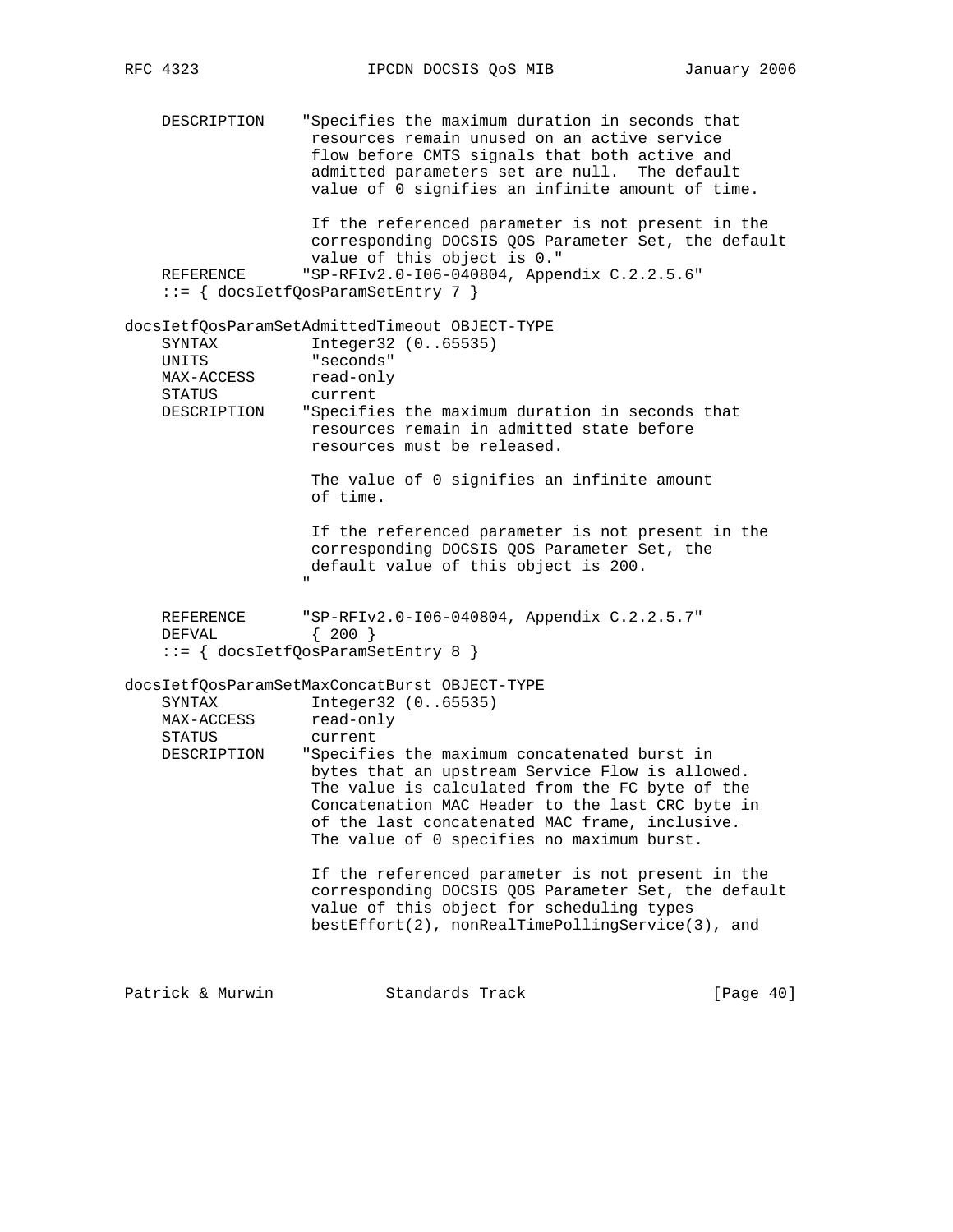```
    DESCRIPTION    "Specifies the maximum duration in seconds that
                    resources remain unused on an active service
                    flow before CMTS signals that both active and
                    admitted parameters set are null.  The default
                    value of 0 signifies an infinite amount of time.

                    If the referenced parameter is not present in the
                    corresponding DOCSIS QOS Parameter Set, the default
                    value of this object is 0."
    REFERENCE      "SP-RFIv2.0-I06-040804, Appendix C.2.2.5.6"
    ::= { docsIetfQosParamSetEntry 7 }

docsIetfQosParamSetAdmittedTimeout OBJECT-TYPE
    SYNTAX          Integer32 (0..65535)
    UNITS           "seconds"
    MAX-ACCESS      read-only
    STATUS          current
    DESCRIPTION    "Specifies the maximum duration in seconds that
                    resources remain in admitted state before
                    resources must be released.

                    The value of 0 signifies an infinite amount
                    of time.

                    If the referenced parameter is not present in the
                    corresponding DOCSIS QOS Parameter Set, the
                    default value of this object is 200.
                   "

    REFERENCE      "SP-RFIv2.0-I06-040804, Appendix C.2.2.5.7"
    DEFVAL          { 200 }
    ::= { docsIetfQosParamSetEntry 8 }

docsIetfQosParamSetMaxConcatBurst OBJECT-TYPE
    SYNTAX          Integer32 (0..65535)
    MAX-ACCESS      read-only
    STATUS          current
    DESCRIPTION    "Specifies the maximum concatenated burst in
                    bytes that an upstream Service Flow is allowed.
                    The value is calculated from the FC byte of the
                    Concatenation MAC Header to the last CRC byte in
                    of the last concatenated MAC frame, inclusive.
                    The value of 0 specifies no maximum burst.

                    If the referenced parameter is not present in the
                    corresponding DOCSIS QOS Parameter Set, the default
                    value of this object for scheduling types
                    bestEffort(2), nonRealTimePollingService(3), and
```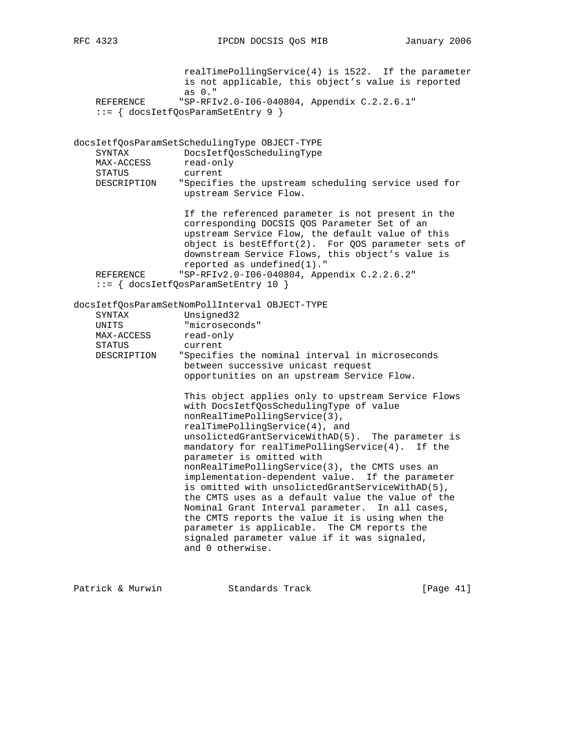```
                    realTimePollingService(4) is 1522.  If the parameter
                    is not applicable, this object's value is reported
                    as 0."
    REFERENCE      "SP-RFIv2.0-I06-040804, Appendix C.2.2.6.1"
    ::= { docsIetfQosParamSetEntry 9 }


docsIetfQosParamSetSchedulingType OBJECT-TYPE
    SYNTAX          DocsIetfQosSchedulingType
    MAX-ACCESS      read-only
    STATUS          current
    DESCRIPTION    "Specifies the upstream scheduling service used for
                    upstream Service Flow.

                    If the referenced parameter is not present in the
                    corresponding DOCSIS QOS Parameter Set of an
                    upstream Service Flow, the default value of this
                    object is bestEffort(2).  For QOS parameter sets of
                    downstream Service Flows, this object's value is
                    reported as undefined(1)."
    REFERENCE      "SP-RFIv2.0-I06-040804, Appendix C.2.2.6.2"
    ::= { docsIetfQosParamSetEntry 10 }

docsIetfQosParamSetNomPollInterval OBJECT-TYPE
    SYNTAX          Unsigned32
    UNITS           "microseconds"
    MAX-ACCESS      read-only
    STATUS          current
    DESCRIPTION    "Specifies the nominal interval in microseconds
                    between successive unicast request
                    opportunities on an upstream Service Flow.

                    This object applies only to upstream Service Flows
                    with DocsIetfQosSchedulingType of value
                    nonRealTimePollingService(3),
                    realTimePollingService(4), and
                    unsolictedGrantServiceWithAD(5).  The parameter is
                    mandatory for realTimePollingService(4).  If the
                    parameter is omitted with
                    nonRealTimePollingService(3), the CMTS uses an
                    implementation-dependent value.  If the parameter
                    is omitted with unsolictedGrantServiceWithAD(5),
                    the CMTS uses as a default value the value of the
                    Nominal Grant Interval parameter.  In all cases,
                    the CMTS reports the value it is using when the
                    parameter is applicable.  The CM reports the
                    signaled parameter value if it was signaled,
                    and 0 otherwise.
```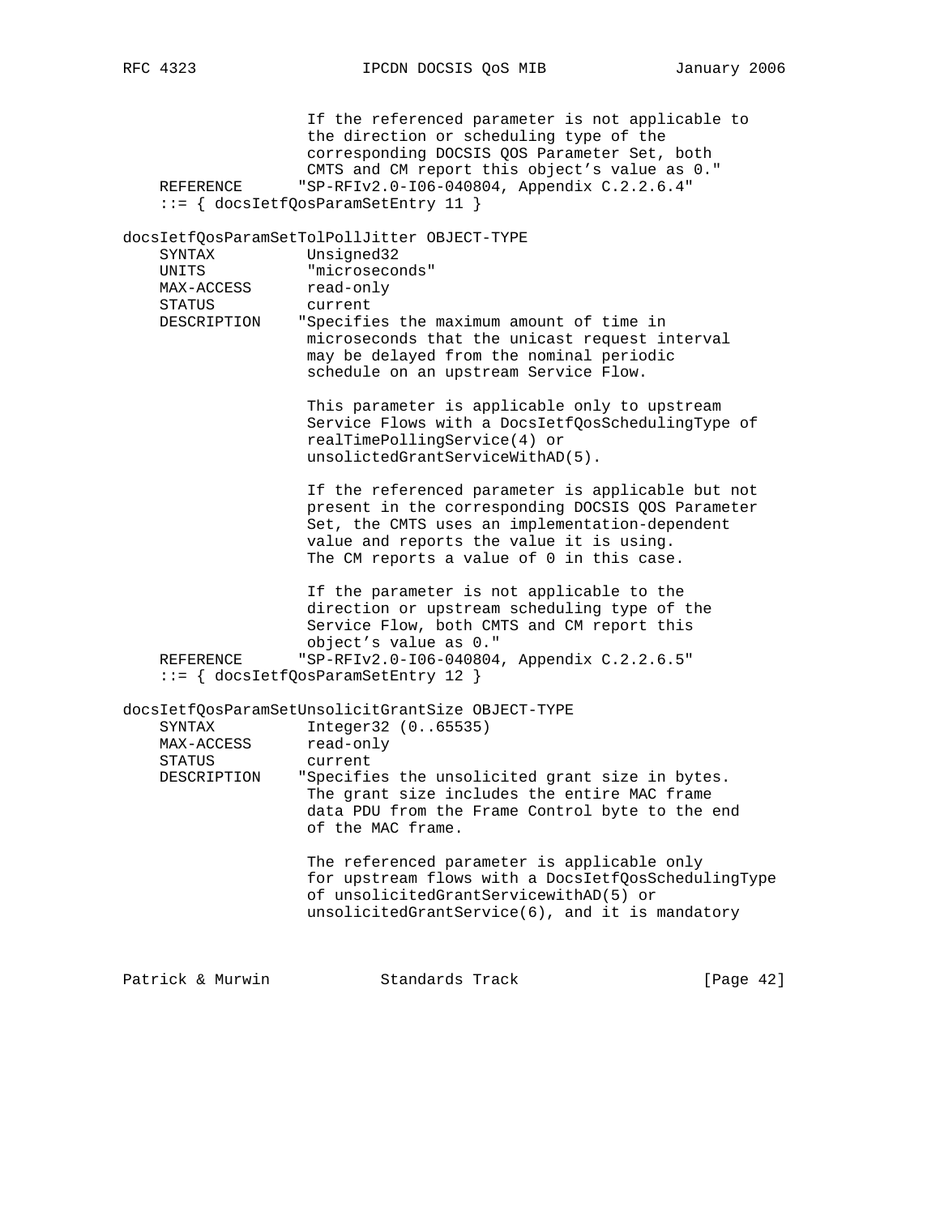```
                     If the referenced parameter is not applicable to
                     the direction or scheduling type of the
                     corresponding DOCSIS QOS Parameter Set, both
                     CMTS and CM report this object's value as 0."
    REFERENCE       "SP-RFIv2.0-I06-040804, Appendix C.2.2.6.4"
    ::= { docsIetfQosParamSetEntry 11 }

docsIetfQosParamSetTolPollJitter OBJECT-TYPE
    SYNTAX           Unsigned32
    UNITS            "microseconds"
    MAX-ACCESS       read-only
    STATUS           current
    DESCRIPTION     "Specifies the maximum amount of time in
                     microseconds that the unicast request interval
                     may be delayed from the nominal periodic
                     schedule on an upstream Service Flow.

                     This parameter is applicable only to upstream
                     Service Flows with a DocsIetfQosSchedulingType of
                     realTimePollingService(4) or
                     unsolictedGrantServiceWithAD(5).

                     If the referenced parameter is applicable but not
                     present in the corresponding DOCSIS QOS Parameter
                     Set, the CMTS uses an implementation-dependent
                     value and reports the value it is using.
                     The CM reports a value of 0 in this case.

                     If the parameter is not applicable to the
                     direction or upstream scheduling type of the
                     Service Flow, both CMTS and CM report this
                     object's value as 0."
    REFERENCE       "SP-RFIv2.0-I06-040804, Appendix C.2.2.6.5"
    ::= { docsIetfQosParamSetEntry 12 }

docsIetfQosParamSetUnsolicitGrantSize OBJECT-TYPE
    SYNTAX           Integer32 (0..65535)
    MAX-ACCESS       read-only
    STATUS           current
    DESCRIPTION     "Specifies the unsolicited grant size in bytes.
                     The grant size includes the entire MAC frame
                     data PDU from the Frame Control byte to the end
                     of the MAC frame.

                     The referenced parameter is applicable only
                     for upstream flows with a DocsIetfQosSchedulingType
                     of unsolicitedGrantServicewithAD(5) or
                     unsolicitedGrantService(6), and it is mandatory
```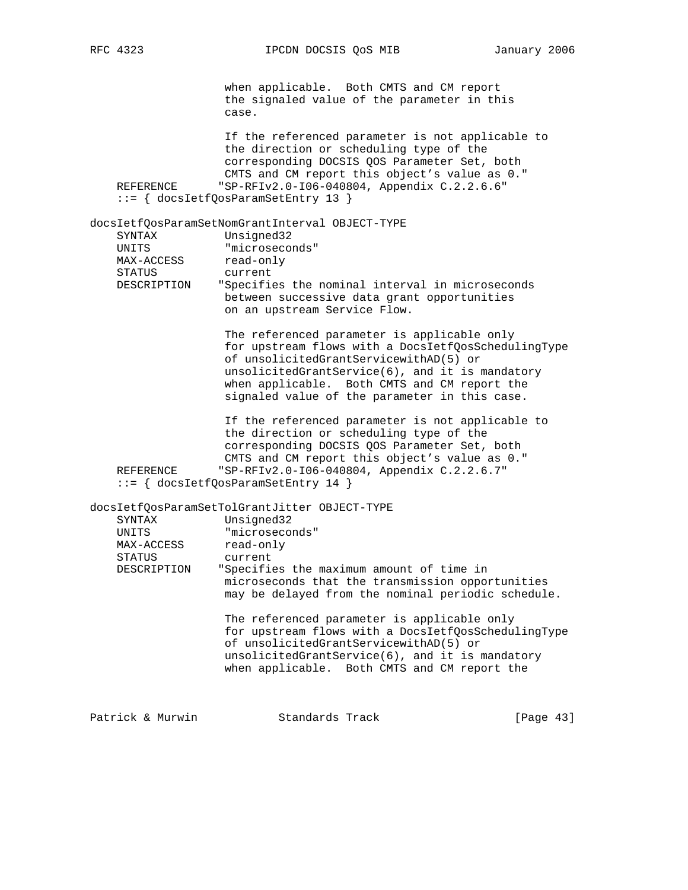```
                    when applicable.  Both CMTS and CM report
                    the signaled value of the parameter in this
                    case.

                    If the referenced parameter is not applicable to
                    the direction or scheduling type of the
                    corresponding DOCSIS QOS Parameter Set, both
                    CMTS and CM report this object's value as 0."
    REFERENCE      "SP-RFIv2.0-I06-040804, Appendix C.2.2.6.6"
    ::= { docsIetfQosParamSetEntry 13 }

docsIetfQosParamSetNomGrantInterval OBJECT-TYPE
    SYNTAX          Unsigned32
    UNITS           "microseconds"
    MAX-ACCESS      read-only
    STATUS          current
    DESCRIPTION    "Specifies the nominal interval in microseconds
                    between successive data grant opportunities
                    on an upstream Service Flow.

                    The referenced parameter is applicable only
                    for upstream flows with a DocsIetfQosSchedulingType
                    of unsolicitedGrantServicewithAD(5) or
                    unsolicitedGrantService(6), and it is mandatory
                    when applicable.  Both CMTS and CM report the
                    signaled value of the parameter in this case.

                    If the referenced parameter is not applicable to
                    the direction or scheduling type of the
                    corresponding DOCSIS QOS Parameter Set, both
                    CMTS and CM report this object's value as 0."
    REFERENCE      "SP-RFIv2.0-I06-040804, Appendix C.2.2.6.7"
    ::= { docsIetfQosParamSetEntry 14 }

docsIetfQosParamSetTolGrantJitter OBJECT-TYPE
    SYNTAX          Unsigned32
    UNITS           "microseconds"
    MAX-ACCESS      read-only
    STATUS          current
    DESCRIPTION    "Specifies the maximum amount of time in
                    microseconds that the transmission opportunities
                    may be delayed from the nominal periodic schedule.

                    The referenced parameter is applicable only
                    for upstream flows with a DocsIetfQosSchedulingType
                    of unsolicitedGrantServicewithAD(5) or
                    unsolicitedGrantService(6), and it is mandatory
                    when applicable.  Both CMTS and CM report the
```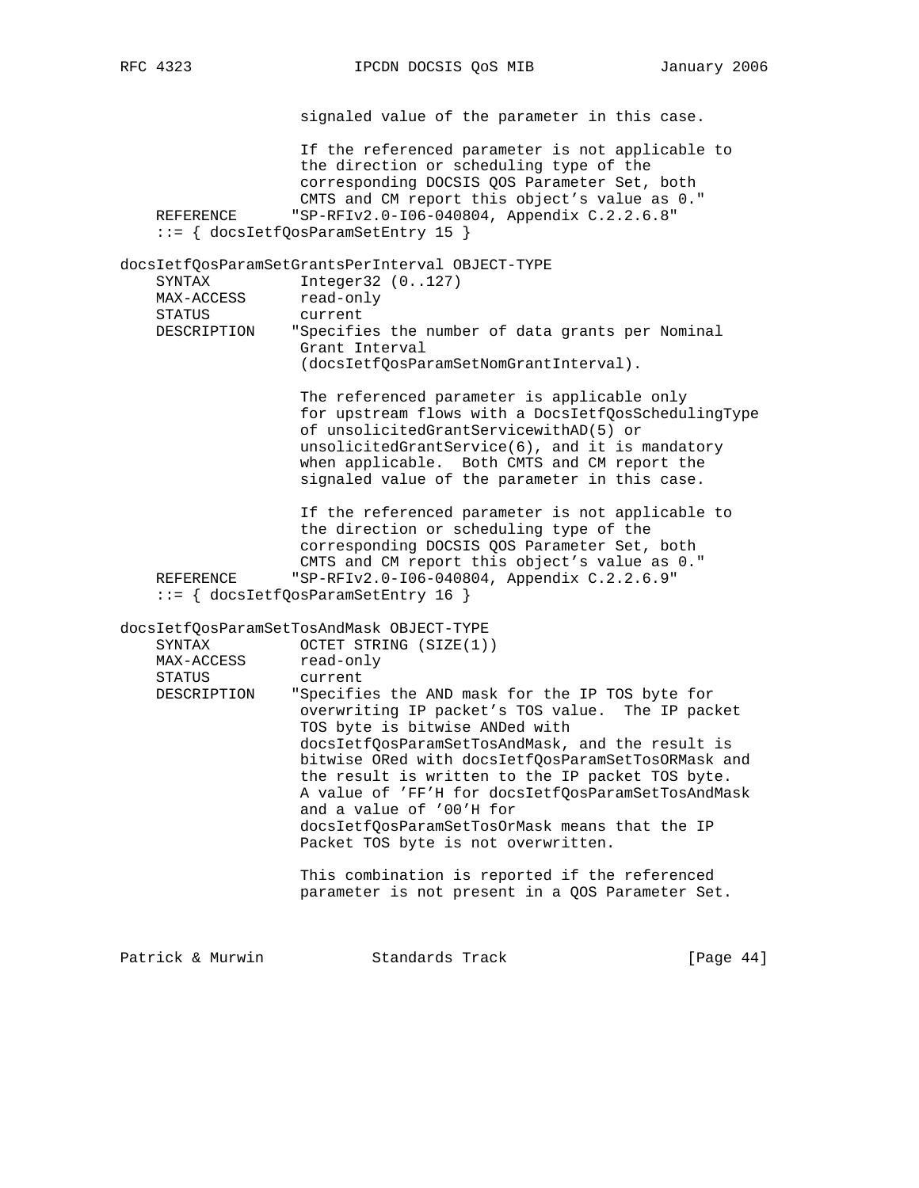```
                    signaled value of the parameter in this case.

                    If the referenced parameter is not applicable to
                    the direction or scheduling type of the
                    corresponding DOCSIS QOS Parameter Set, both
                    CMTS and CM report this object's value as 0."
    REFERENCE       "SP-RFIv2.0-I06-040804, Appendix C.2.2.6.8"
    ::= { docsIetfQosParamSetEntry 15 }

docsIetfQosParamSetGrantsPerInterval OBJECT-TYPE
    SYNTAX          Integer32 (0..127)
    MAX-ACCESS      read-only
    STATUS          current
    DESCRIPTION    "Specifies the number of data grants per Nominal
                    Grant Interval
                    (docsIetfQosParamSetNomGrantInterval).

                    The referenced parameter is applicable only
                    for upstream flows with a DocsIetfQosSchedulingType
                    of unsolicitedGrantServicewithAD(5) or
                    unsolicitedGrantService(6), and it is mandatory
                    when applicable.  Both CMTS and CM report the
                    signaled value of the parameter in this case.

                    If the referenced parameter is not applicable to
                    the direction or scheduling type of the
                    corresponding DOCSIS QOS Parameter Set, both
                    CMTS and CM report this object's value as 0."
    REFERENCE       "SP-RFIv2.0-I06-040804, Appendix C.2.2.6.9"
    ::= { docsIetfQosParamSetEntry 16 }

docsIetfQosParamSetTosAndMask OBJECT-TYPE
    SYNTAX          OCTET STRING (SIZE(1))
    MAX-ACCESS      read-only
    STATUS          current
    DESCRIPTION    "Specifies the AND mask for the IP TOS byte for
                    overwriting IP packet's TOS value.  The IP packet
                    TOS byte is bitwise ANDed with
                    docsIetfQosParamSetTosAndMask, and the result is
                    bitwise ORed with docsIetfQosParamSetTosORMask and
                    the result is written to the IP packet TOS byte.
                    A value of 'FF'H for docsIetfQosParamSetTosAndMask
                    and a value of '00'H for
                    docsIetfQosParamSetTosOrMask means that the IP
                    Packet TOS byte is not overwritten.

                    This combination is reported if the referenced
                    parameter is not present in a QOS Parameter Set.
```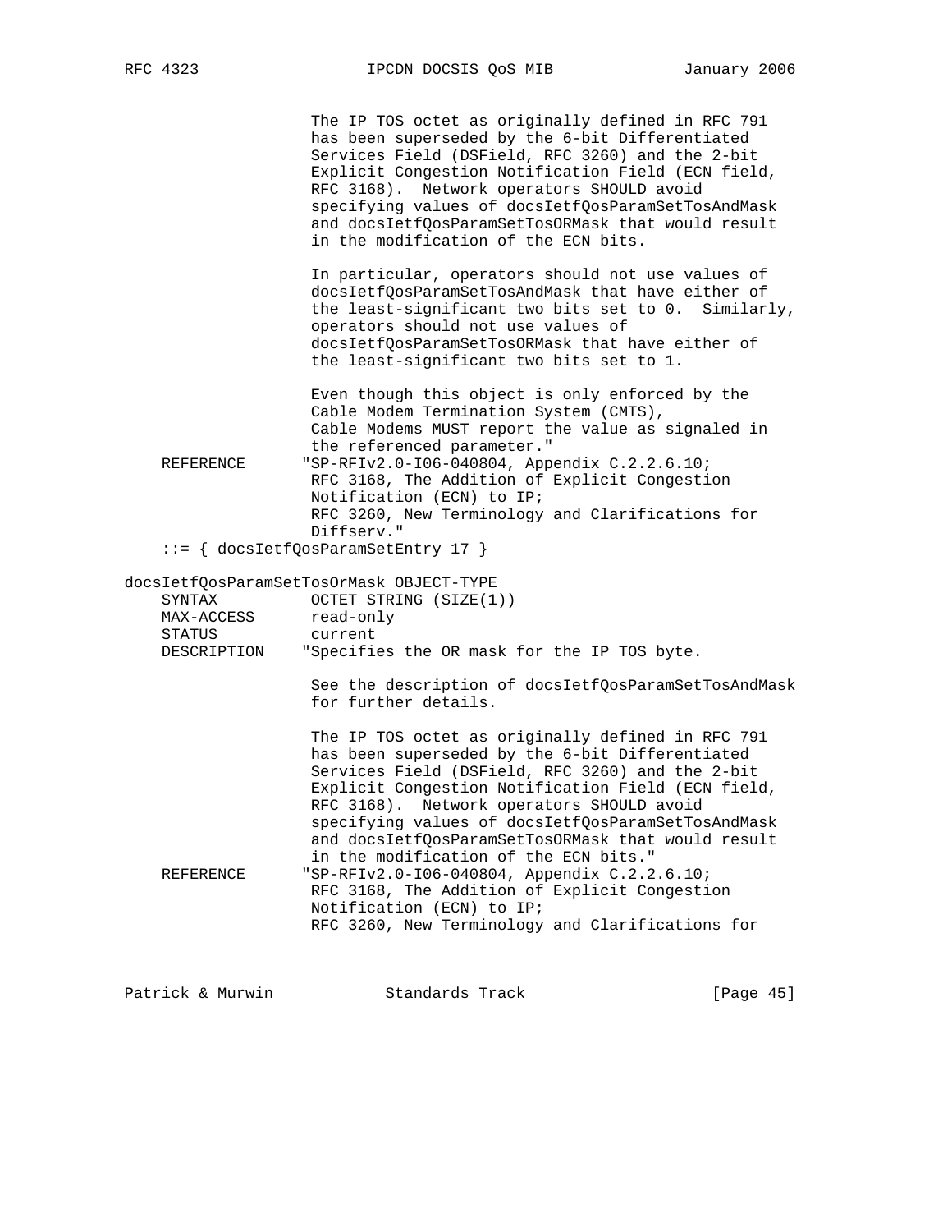```
                    The IP TOS octet as originally defined in RFC 791
                    has been superseded by the 6-bit Differentiated
                    Services Field (DSField, RFC 3260) and the 2-bit
                    Explicit Congestion Notification Field (ECN field,
                    RFC 3168).  Network operators SHOULD avoid
                    specifying values of docsIetfQosParamSetTosAndMask
                    and docsIetfQosParamSetTosORMask that would result
                    in the modification of the ECN bits.

                    In particular, operators should not use values of
                    docsIetfQosParamSetTosAndMask that have either of
                    the least-significant two bits set to 0.  Similarly,
                    operators should not use values of
                    docsIetfQosParamSetTosORMask that have either of
                    the least-significant two bits set to 1.

                    Even though this object is only enforced by the
                    Cable Modem Termination System (CMTS),
                    Cable Modems MUST report the value as signaled in
                    the referenced parameter."
    REFERENCE      "SP-RFIv2.0-I06-040804, Appendix C.2.2.6.10;
                    RFC 3168, The Addition of Explicit Congestion
                    Notification (ECN) to IP;
                    RFC 3260, New Terminology and Clarifications for
                    Diffserv."
    ::= { docsIetfQosParamSetEntry 17 }

docsIetfQosParamSetTosOrMask OBJECT-TYPE
    SYNTAX          OCTET STRING (SIZE(1))
    MAX-ACCESS      read-only
    STATUS          current
    DESCRIPTION    "Specifies the OR mask for the IP TOS byte.

                    See the description of docsIetfQosParamSetTosAndMask
                    for further details.

                    The IP TOS octet as originally defined in RFC 791
                    has been superseded by the 6-bit Differentiated
                    Services Field (DSField, RFC 3260) and the 2-bit
                    Explicit Congestion Notification Field (ECN field,
                    RFC 3168).  Network operators SHOULD avoid
                    specifying values of docsIetfQosParamSetTosAndMask
                    and docsIetfQosParamSetTosORMask that would result
                    in the modification of the ECN bits."
    REFERENCE      "SP-RFIv2.0-I06-040804, Appendix C.2.2.6.10;
                    RFC 3168, The Addition of Explicit Congestion
                    Notification (ECN) to IP;
                    RFC 3260, New Terminology and Clarifications for
```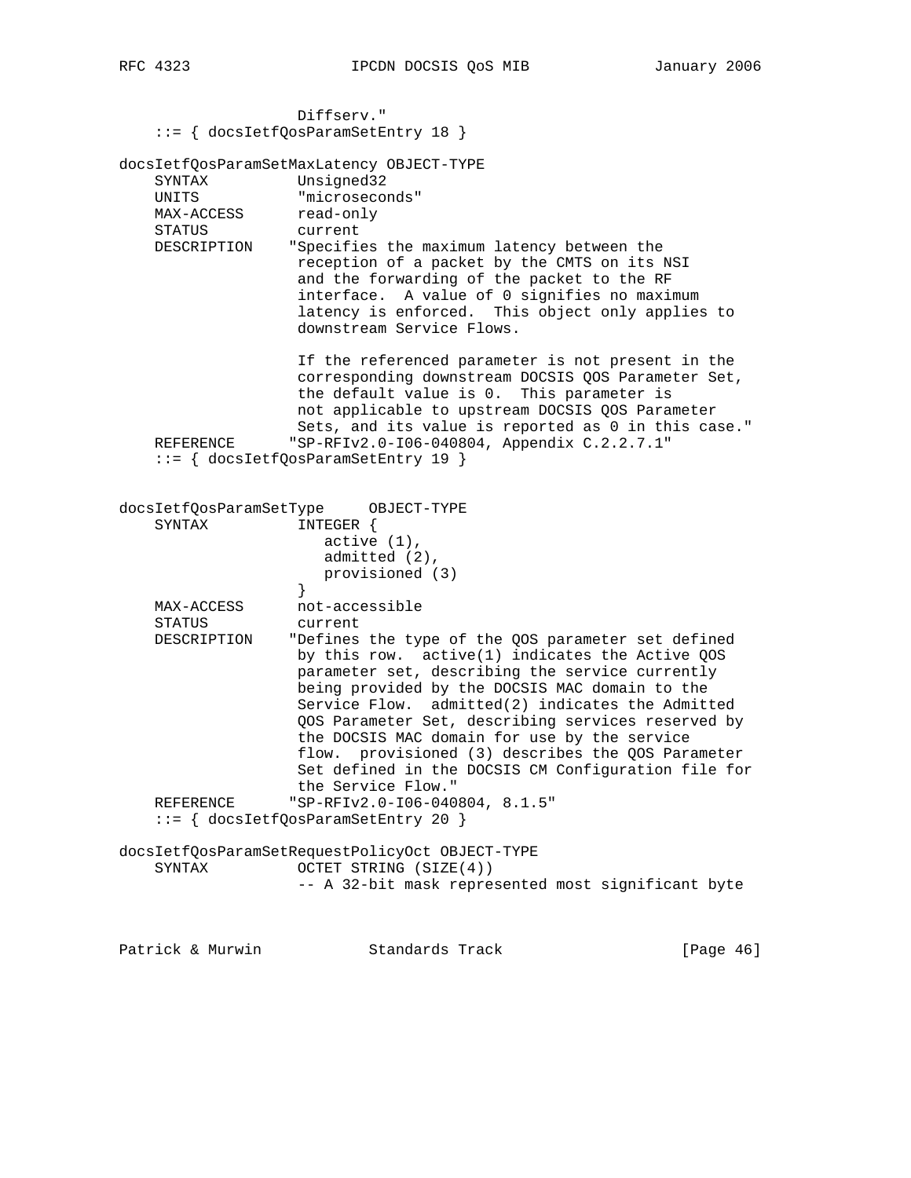```
                 Diffserv."
    ::= { docsIetfQosParamSetEntry 18 }

docsIetfQosParamSetMaxLatency OBJECT-TYPE
    SYNTAX          Unsigned32
    UNITS           "microseconds"
    MAX-ACCESS      read-only
    STATUS          current
    DESCRIPTION    "Specifies the maximum latency between the
                    reception of a packet by the CMTS on its NSI
                    and the forwarding of the packet to the RF
                    interface.  A value of 0 signifies no maximum
                    latency is enforced.  This object only applies to
                    downstream Service Flows.

                    If the referenced parameter is not present in the
                    corresponding downstream DOCSIS QOS Parameter Set,
                    the default value is 0.  This parameter is
                    not applicable to upstream DOCSIS QOS Parameter
                    Sets, and its value is reported as 0 in this case."
    REFERENCE      "SP-RFIv2.0-I06-040804, Appendix C.2.2.7.1"
    ::= { docsIetfQosParamSetEntry 19 }


docsIetfQosParamSetType     OBJECT-TYPE
    SYNTAX          INTEGER {
                       active (1),
                       admitted (2),
                       provisioned (3)
                    }
    MAX-ACCESS      not-accessible
    STATUS          current
    DESCRIPTION    "Defines the type of the QOS parameter set defined
                    by this row.  active(1) indicates the Active QOS
                    parameter set, describing the service currently
                    being provided by the DOCSIS MAC domain to the
                    Service Flow.  admitted(2) indicates the Admitted
                    QOS Parameter Set, describing services reserved by
                    the DOCSIS MAC domain for use by the service
                    flow.  provisioned (3) describes the QOS Parameter
                    Set defined in the DOCSIS CM Configuration file for
                    the Service Flow."
    REFERENCE      "SP-RFIv2.0-I06-040804, 8.1.5"
    ::= { docsIetfQosParamSetEntry 20 }

docsIetfQosParamSetRequestPolicyOct OBJECT-TYPE
    SYNTAX          OCTET STRING (SIZE(4))
                    -- A 32-bit mask represented most significant byte
```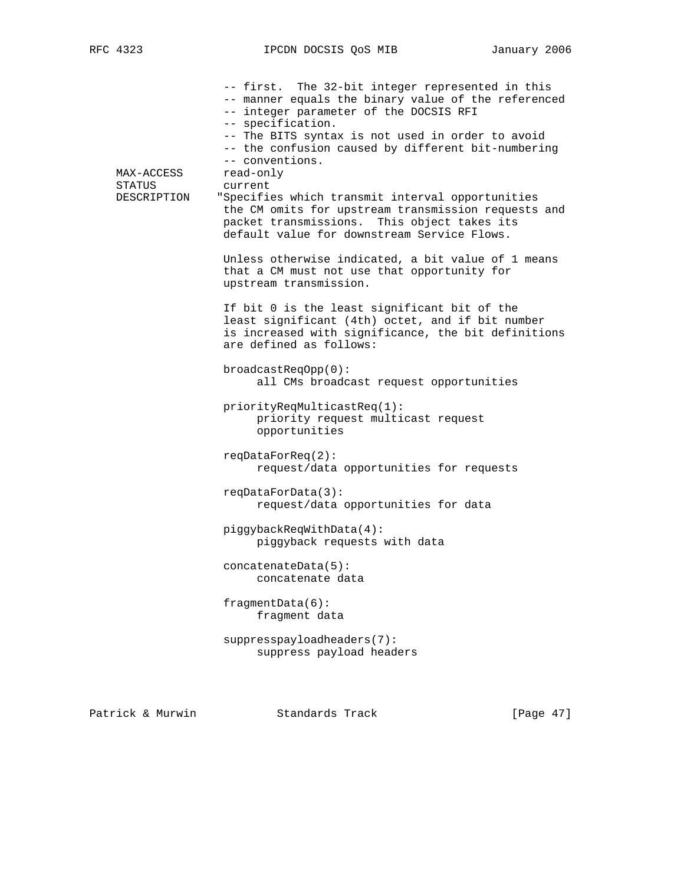```
               -- first.  The 32-bit integer represented in this
               -- manner equals the binary value of the referenced
               -- integer parameter of the DOCSIS RFI
               -- specification.
               -- The BITS syntax is not used in order to avoid
               -- the confusion caused by different bit-numbering
               -- conventions.
    MAX-ACCESS      read-only
    STATUS          current
    DESCRIPTION    "Specifies which transmit interval opportunities
                    the CM omits for upstream transmission requests and
                    packet transmissions.  This object takes its
                    default value for downstream Service Flows.

                    Unless otherwise indicated, a bit value of 1 means
                    that a CM must not use that opportunity for
                    upstream transmission.

                    If bit 0 is the least significant bit of the
                    least significant (4th) octet, and if bit number
                    is increased with significance, the bit definitions
                    are defined as follows:

                    broadcastReqOpp(0):
                         all CMs broadcast request opportunities

                    priorityReqMulticastReq(1):
                         priority request multicast request
                         opportunities

                    reqDataForReq(2):
                         request/data opportunities for requests

                    reqDataForData(3):
                         request/data opportunities for data

                    piggybackReqWithData(4):
                         piggyback requests with data

                    concatenateData(5):
                         concatenate data

                    fragmentData(6):
                         fragment data

                    suppresspayloadheaders(7):
                         suppress payload headers
```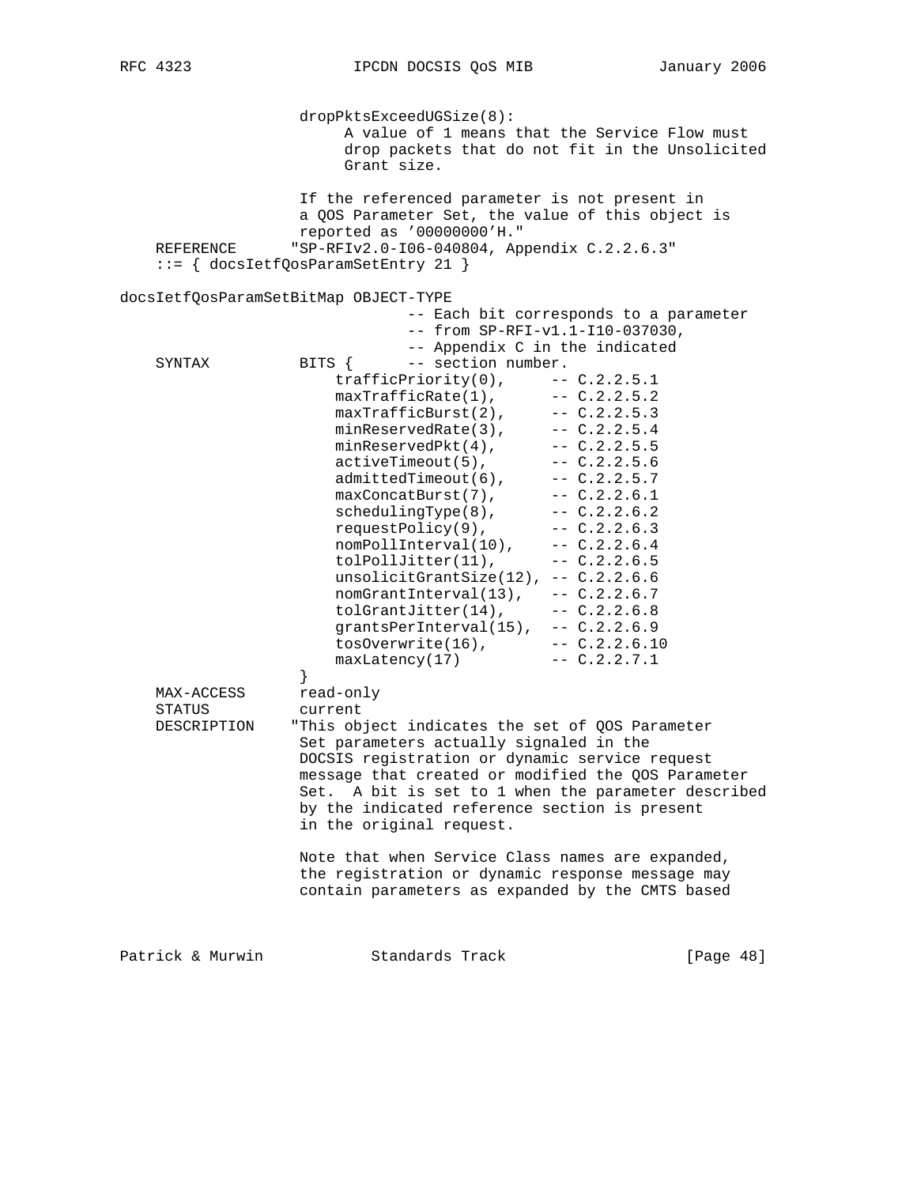```
                 dropPktsExceedUGSize(8):
                      A value of 1 means that the Service Flow must
                      drop packets that do not fit in the Unsolicited
                      Grant size.

                 If the referenced parameter is not present in
                 a QOS Parameter Set, the value of this object is
                 reported as '00000000'H."
    REFERENCE      "SP-RFIv2.0-I06-040804, Appendix C.2.2.6.3"
    ::= { docsIetfQosParamSetEntry 21 }

docsIetfQosParamSetBitMap OBJECT-TYPE
                             -- Each bit corresponds to a parameter
                             -- from SP-RFI-v1.1-I10-037030,
                             -- Appendix C in the indicated
    SYNTAX         BITS {      -- section number.
                       trafficPriority(0),     -- C.2.2.5.1
                       maxTrafficRate(1),      -- C.2.2.5.2
                       maxTrafficBurst(2),     -- C.2.2.5.3
                       minReservedRate(3),     -- C.2.2.5.4
                       minReservedPkt(4),      -- C.2.2.5.5
                       activeTimeout(5),       -- C.2.2.5.6
                       admittedTimeout(6),     -- C.2.2.5.7
                       maxConcatBurst(7),      -- C.2.2.6.1
                       schedulingType(8),      -- C.2.2.6.2
                       requestPolicy(9),       -- C.2.2.6.3
                       nomPollInterval(10),    -- C.2.2.6.4
                       tolPollJitter(11),      -- C.2.2.6.5
                       unsolicitGrantSize(12), -- C.2.2.6.6
                       nomGrantInterval(13),   -- C.2.2.6.7
                       tolGrantJitter(14),     -- C.2.2.6.8
                       grantsPerInterval(15),  -- C.2.2.6.9
                       tosOverwrite(16),       -- C.2.2.6.10
                       maxLatency(17)          -- C.2.2.7.1
                 }
    MAX-ACCESS     read-only
    STATUS         current
    DESCRIPTION    "This object indicates the set of QOS Parameter
                 Set parameters actually signaled in the
                 DOCSIS registration or dynamic service request
                 message that created or modified the QOS Parameter
                 Set.  A bit is set to 1 when the parameter described
                 by the indicated reference section is present
                 in the original request.

                 Note that when Service Class names are expanded,
                 the registration or dynamic response message may
                 contain parameters as expanded by the CMTS based
```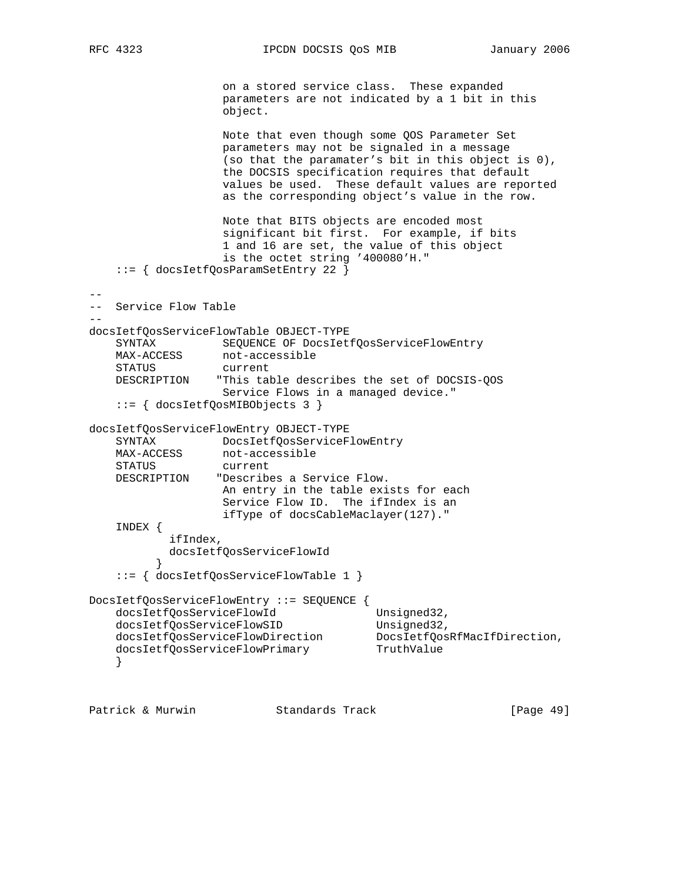```
                    on a stored service class.  These expanded
                    parameters are not indicated by a 1 bit in this
                    object.

                    Note that even though some QOS Parameter Set
                    parameters may not be signaled in a message
                    (so that the paramater's bit in this object is 0),
                    the DOCSIS specification requires that default
                    values be used.  These default values are reported
                    as the corresponding object's value in the row.

                    Note that BITS objects are encoded most
                    significant bit first.  For example, if bits
                    1 and 16 are set, the value of this object
                    is the octet string '400080'H."
    ::= { docsIetfQosParamSetEntry 22 }

--
--  Service Flow Table
--
docsIetfQosServiceFlowTable OBJECT-TYPE
    SYNTAX          SEQUENCE OF DocsIetfQosServiceFlowEntry
    MAX-ACCESS      not-accessible
    STATUS          current
    DESCRIPTION    "This table describes the set of DOCSIS-QOS
                    Service Flows in a managed device."
    ::= { docsIetfQosMIBObjects 3 }

docsIetfQosServiceFlowEntry OBJECT-TYPE
    SYNTAX          DocsIetfQosServiceFlowEntry
    MAX-ACCESS      not-accessible
    STATUS          current
    DESCRIPTION    "Describes a Service Flow.
                    An entry in the table exists for each
                    Service Flow ID.  The ifIndex is an
                    ifType of docsCableMaclayer(127)."
    INDEX {
            ifIndex,
            docsIetfQosServiceFlowId
          }
    ::= { docsIetfQosServiceFlowTable 1 }

DocsIetfQosServiceFlowEntry ::= SEQUENCE {
    docsIetfQosServiceFlowId              Unsigned32,
    docsIetfQosServiceFlowSID             Unsigned32,
    docsIetfQosServiceFlowDirection       DocsIetfQosRfMacIfDirection,
    docsIetfQosServiceFlowPrimary         TruthValue
    }
```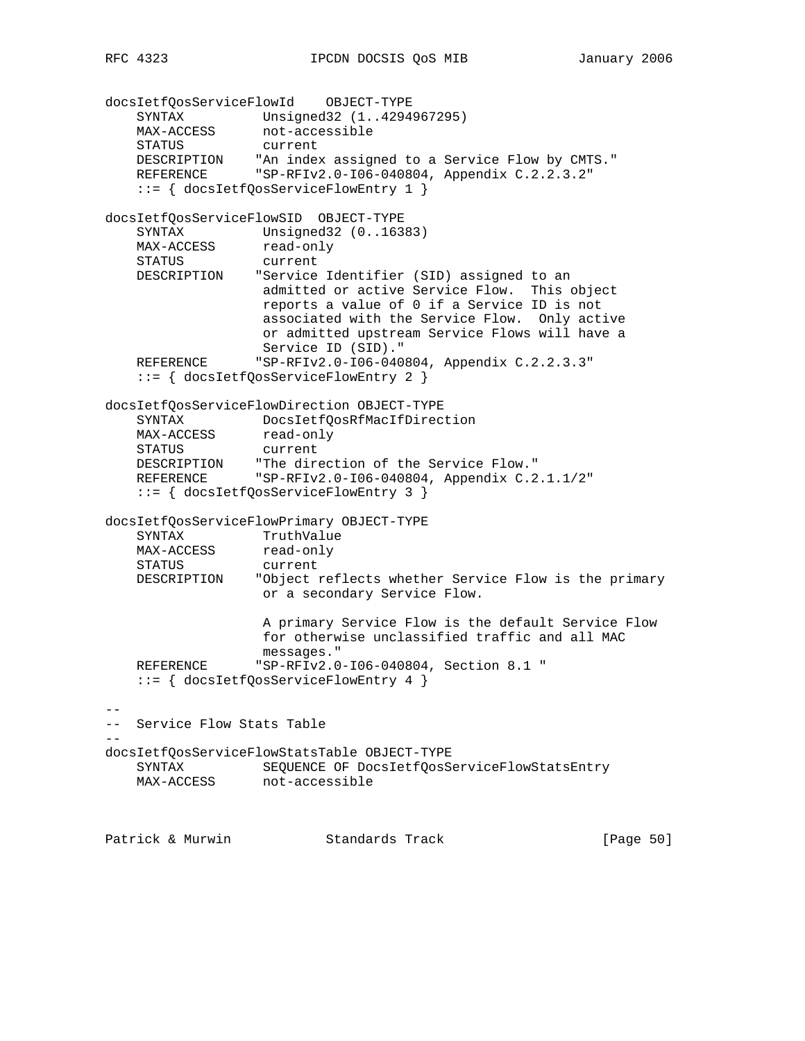```
docsIetfQosServiceFlowId    OBJECT-TYPE
    SYNTAX           Unsigned32 (1..4294967295)
    MAX-ACCESS       not-accessible
    STATUS           current
    DESCRIPTION     "An index assigned to a Service Flow by CMTS."
    REFERENCE       "SP-RFIv2.0-I06-040804, Appendix C.2.2.3.2"
    ::= { docsIetfQosServiceFlowEntry 1 }

docsIetfQosServiceFlowSID  OBJECT-TYPE
    SYNTAX           Unsigned32 (0..16383)
    MAX-ACCESS       read-only
    STATUS           current
    DESCRIPTION     "Service Identifier (SID) assigned to an
                     admitted or active Service Flow.  This object
                     reports a value of 0 if a Service ID is not
                     associated with the Service Flow.  Only active
                     or admitted upstream Service Flows will have a
                     Service ID (SID)."
    REFERENCE       "SP-RFIv2.0-I06-040804, Appendix C.2.2.3.3"
    ::= { docsIetfQosServiceFlowEntry 2 }

docsIetfQosServiceFlowDirection OBJECT-TYPE
    SYNTAX           DocsIetfQosRfMacIfDirection
    MAX-ACCESS       read-only
    STATUS           current
    DESCRIPTION     "The direction of the Service Flow."
    REFERENCE       "SP-RFIv2.0-I06-040804, Appendix C.2.1.1/2"
    ::= { docsIetfQosServiceFlowEntry 3 }

docsIetfQosServiceFlowPrimary OBJECT-TYPE
    SYNTAX           TruthValue
    MAX-ACCESS       read-only
    STATUS           current
    DESCRIPTION     "Object reflects whether Service Flow is the primary
                     or a secondary Service Flow.

                     A primary Service Flow is the default Service Flow
                     for otherwise unclassified traffic and all MAC
                     messages."
    REFERENCE       "SP-RFIv2.0-I06-040804, Section 8.1 "
    ::= { docsIetfQosServiceFlowEntry 4 }

--
--  Service Flow Stats Table
--
docsIetfQosServiceFlowStatsTable OBJECT-TYPE
    SYNTAX           SEQUENCE OF DocsIetfQosServiceFlowStatsEntry
    MAX-ACCESS       not-accessible
```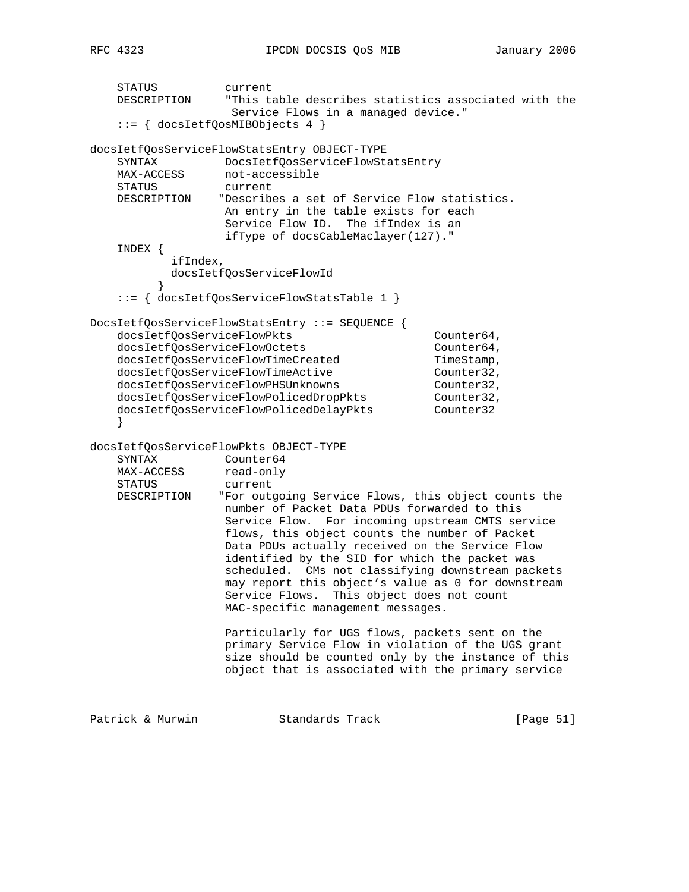```
    STATUS          current
    DESCRIPTION     "This table describes statistics associated with the
                     Service Flows in a managed device."
    ::= { docsIetfQosMIBObjects 4 }

docsIetfQosServiceFlowStatsEntry OBJECT-TYPE
    SYNTAX          DocsIetfQosServiceFlowStatsEntry
    MAX-ACCESS      not-accessible
    STATUS          current
    DESCRIPTION    "Describes a set of Service Flow statistics.
                    An entry in the table exists for each
                    Service Flow ID.  The ifIndex is an
                    ifType of docsCableMaclayer(127)."
    INDEX {
            ifIndex,
            docsIetfQosServiceFlowId
          }
    ::= { docsIetfQosServiceFlowStatsTable 1 }

DocsIetfQosServiceFlowStatsEntry ::= SEQUENCE {
    docsIetfQosServiceFlowPkts                   Counter64,
    docsIetfQosServiceFlowOctets                 Counter64,
    docsIetfQosServiceFlowTimeCreated            TimeStamp,
    docsIetfQosServiceFlowTimeActive             Counter32,
    docsIetfQosServiceFlowPHSUnknowns            Counter32,
    docsIetfQosServiceFlowPolicedDropPkts        Counter32,
    docsIetfQosServiceFlowPolicedDelayPkts       Counter32
    }

docsIetfQosServiceFlowPkts OBJECT-TYPE
    SYNTAX          Counter64
    MAX-ACCESS      read-only
    STATUS          current
    DESCRIPTION    "For outgoing Service Flows, this object counts the
                    number of Packet Data PDUs forwarded to this
                    Service Flow.  For incoming upstream CMTS service
                    flows, this object counts the number of Packet
                    Data PDUs actually received on the Service Flow
                    identified by the SID for which the packet was
                    scheduled.  CMs not classifying downstream packets
                    may report this object's value as 0 for downstream
                    Service Flows.  This object does not count
                    MAC-specific management messages.

                    Particularly for UGS flows, packets sent on the
                    primary Service Flow in violation of the UGS grant
                    size should be counted only by the instance of this
                    object that is associated with the primary service
```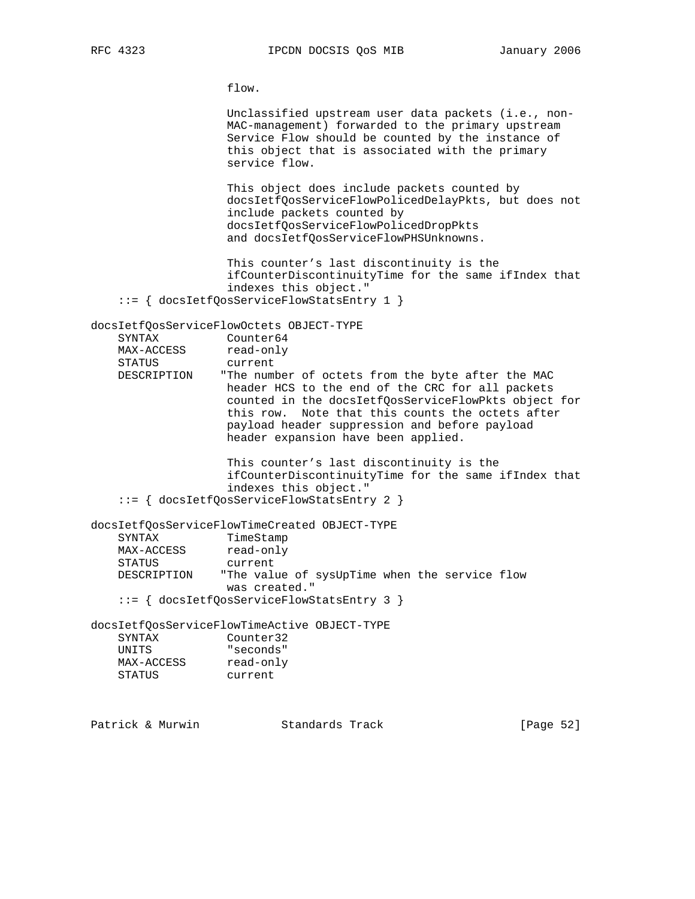```
                    flow.

                    Unclassified upstream user data packets (i.e., non-
                    MAC-management) forwarded to the primary upstream
                    Service Flow should be counted by the instance of
                    this object that is associated with the primary
                    service flow.

                    This object does include packets counted by
                    docsIetfQosServiceFlowPolicedDelayPkts, but does not
                    include packets counted by
                    docsIetfQosServiceFlowPolicedDropPkts
                    and docsIetfQosServiceFlowPHSUnknowns.

                    This counter's last discontinuity is the
                    ifCounterDiscontinuityTime for the same ifIndex that
                    indexes this object."
    ::= { docsIetfQosServiceFlowStatsEntry 1 }

docsIetfQosServiceFlowOctets OBJECT-TYPE
    SYNTAX          Counter64
    MAX-ACCESS      read-only
    STATUS          current
    DESCRIPTION    "The number of octets from the byte after the MAC
                    header HCS to the end of the CRC for all packets
                    counted in the docsIetfQosServiceFlowPkts object for
                    this row.  Note that this counts the octets after
                    payload header suppression and before payload
                    header expansion have been applied.

                    This counter's last discontinuity is the
                    ifCounterDiscontinuityTime for the same ifIndex that
                    indexes this object."
    ::= { docsIetfQosServiceFlowStatsEntry 2 }

docsIetfQosServiceFlowTimeCreated OBJECT-TYPE
    SYNTAX          TimeStamp
    MAX-ACCESS      read-only
    STATUS          current
    DESCRIPTION    "The value of sysUpTime when the service flow
                    was created."
    ::= { docsIetfQosServiceFlowStatsEntry 3 }

docsIetfQosServiceFlowTimeActive OBJECT-TYPE
    SYNTAX          Counter32
    UNITS           "seconds"
    MAX-ACCESS      read-only
    STATUS          current
```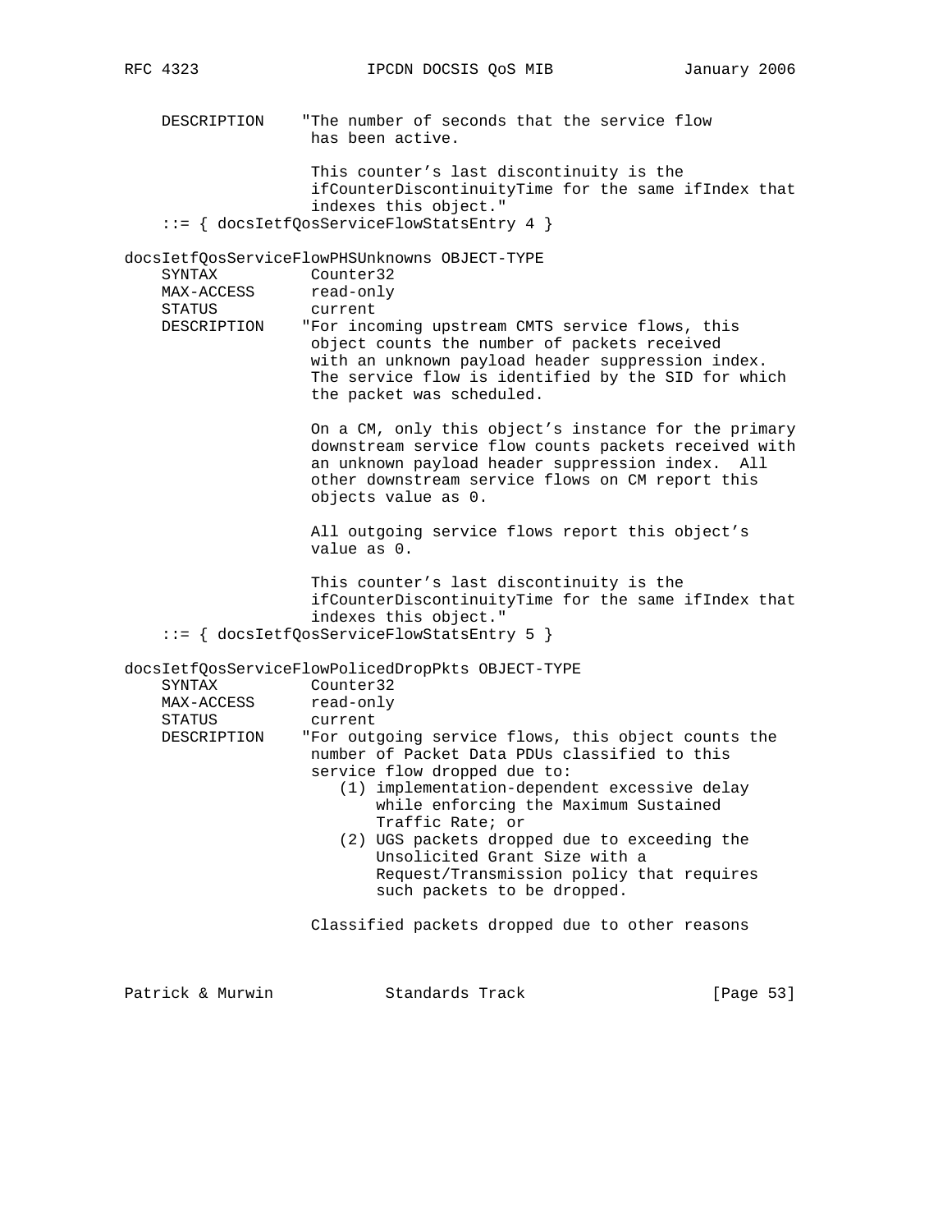```
    DESCRIPTION    "The number of seconds that the service flow
                    has been active.

                    This counter's last discontinuity is the
                    ifCounterDiscontinuityTime for the same ifIndex that
                    indexes this object."
    ::= { docsIetfQosServiceFlowStatsEntry 4 }

docsIetfQosServiceFlowPHSUnknowns OBJECT-TYPE
    SYNTAX          Counter32
    MAX-ACCESS      read-only
    STATUS          current
    DESCRIPTION    "For incoming upstream CMTS service flows, this
                    object counts the number of packets received
                    with an unknown payload header suppression index.
                    The service flow is identified by the SID for which
                    the packet was scheduled.

                    On a CM, only this object's instance for the primary
                    downstream service flow counts packets received with
                    an unknown payload header suppression index.  All
                    other downstream service flows on CM report this
                    objects value as 0.

                    All outgoing service flows report this object's
                    value as 0.

                    This counter's last discontinuity is the
                    ifCounterDiscontinuityTime for the same ifIndex that
                    indexes this object."
    ::= { docsIetfQosServiceFlowStatsEntry 5 }

docsIetfQosServiceFlowPolicedDropPkts OBJECT-TYPE
    SYNTAX          Counter32
    MAX-ACCESS      read-only
    STATUS          current
    DESCRIPTION    "For outgoing service flows, this object counts the
                    number of Packet Data PDUs classified to this
                    service flow dropped due to:
                       (1) implementation-dependent excessive delay
                           while enforcing the Maximum Sustained
                           Traffic Rate; or
                       (2) UGS packets dropped due to exceeding the
                           Unsolicited Grant Size with a
                           Request/Transmission policy that requires
                           such packets to be dropped.

                    Classified packets dropped due to other reasons
```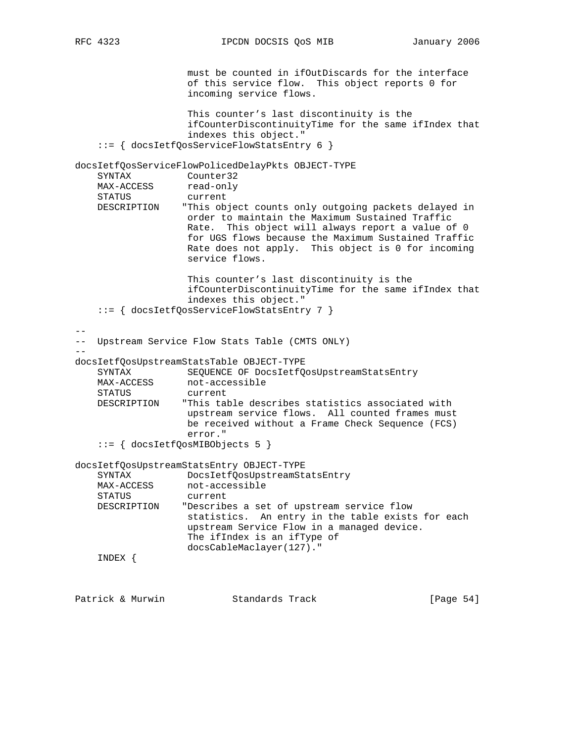```
                     must be counted in ifOutDiscards for the interface
                     of this service flow.  This object reports 0 for
                     incoming service flows.

                     This counter's last discontinuity is the
                     ifCounterDiscontinuityTime for the same ifIndex that
                     indexes this object."
    ::= { docsIetfQosServiceFlowStatsEntry 6 }

docsIetfQosServiceFlowPolicedDelayPkts OBJECT-TYPE
    SYNTAX          Counter32
    MAX-ACCESS      read-only
    STATUS          current
    DESCRIPTION    "This object counts only outgoing packets delayed in
                     order to maintain the Maximum Sustained Traffic
                     Rate.  This object will always report a value of 0
                     for UGS flows because the Maximum Sustained Traffic
                     Rate does not apply.  This object is 0 for incoming
                     service flows.

                     This counter's last discontinuity is the
                     ifCounterDiscontinuityTime for the same ifIndex that
                     indexes this object."
    ::= { docsIetfQosServiceFlowStatsEntry 7 }

--
--  Upstream Service Flow Stats Table (CMTS ONLY)
--
docsIetfQosUpstreamStatsTable OBJECT-TYPE
    SYNTAX          SEQUENCE OF DocsIetfQosUpstreamStatsEntry
    MAX-ACCESS      not-accessible
    STATUS          current
    DESCRIPTION    "This table describes statistics associated with
                     upstream service flows.  All counted frames must
                     be received without a Frame Check Sequence (FCS)
                     error."
    ::= { docsIetfQosMIBObjects 5 }

docsIetfQosUpstreamStatsEntry OBJECT-TYPE
    SYNTAX          DocsIetfQosUpstreamStatsEntry
    MAX-ACCESS      not-accessible
    STATUS          current
    DESCRIPTION    "Describes a set of upstream service flow
                     statistics.  An entry in the table exists for each
                     upstream Service Flow in a managed device.
                     The ifIndex is an ifType of
                     docsCableMaclayer(127)."
    INDEX {
```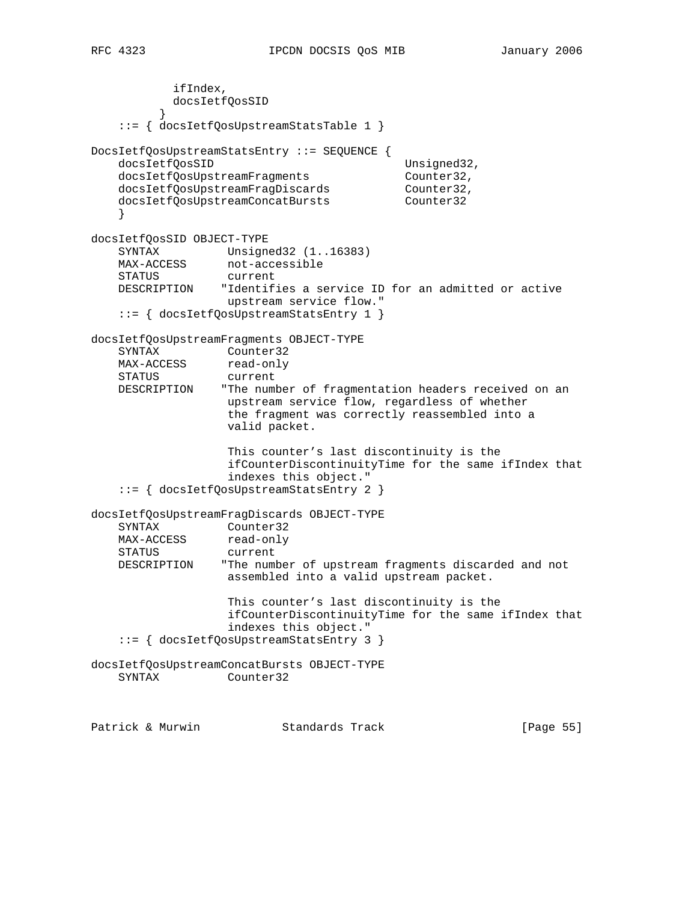```
            ifIndex,
            docsIetfQosSID
          }
    ::= { docsIetfQosUpstreamStatsTable 1 }

DocsIetfQosUpstreamStatsEntry ::= SEQUENCE {
    docsIetfQosSID                            Unsigned32,
    docsIetfQosUpstreamFragments              Counter32,
    docsIetfQosUpstreamFragDiscards           Counter32,
    docsIetfQosUpstreamConcatBursts           Counter32
    }

docsIetfQosSID OBJECT-TYPE
    SYNTAX          Unsigned32 (1..16383)
    MAX-ACCESS      not-accessible
    STATUS          current
    DESCRIPTION    "Identifies a service ID for an admitted or active
                    upstream service flow."
    ::= { docsIetfQosUpstreamStatsEntry 1 }

docsIetfQosUpstreamFragments OBJECT-TYPE
    SYNTAX          Counter32
    MAX-ACCESS      read-only
    STATUS          current
    DESCRIPTION    "The number of fragmentation headers received on an
                    upstream service flow, regardless of whether
                    the fragment was correctly reassembled into a
                    valid packet.

                    This counter's last discontinuity is the
                    ifCounterDiscontinuityTime for the same ifIndex that
                    indexes this object."
    ::= { docsIetfQosUpstreamStatsEntry 2 }

docsIetfQosUpstreamFragDiscards OBJECT-TYPE
    SYNTAX          Counter32
    MAX-ACCESS      read-only
    STATUS          current
    DESCRIPTION    "The number of upstream fragments discarded and not
                    assembled into a valid upstream packet.

                    This counter's last discontinuity is the
                    ifCounterDiscontinuityTime for the same ifIndex that
                    indexes this object."
    ::= { docsIetfQosUpstreamStatsEntry 3 }

docsIetfQosUpstreamConcatBursts OBJECT-TYPE
    SYNTAX          Counter32
```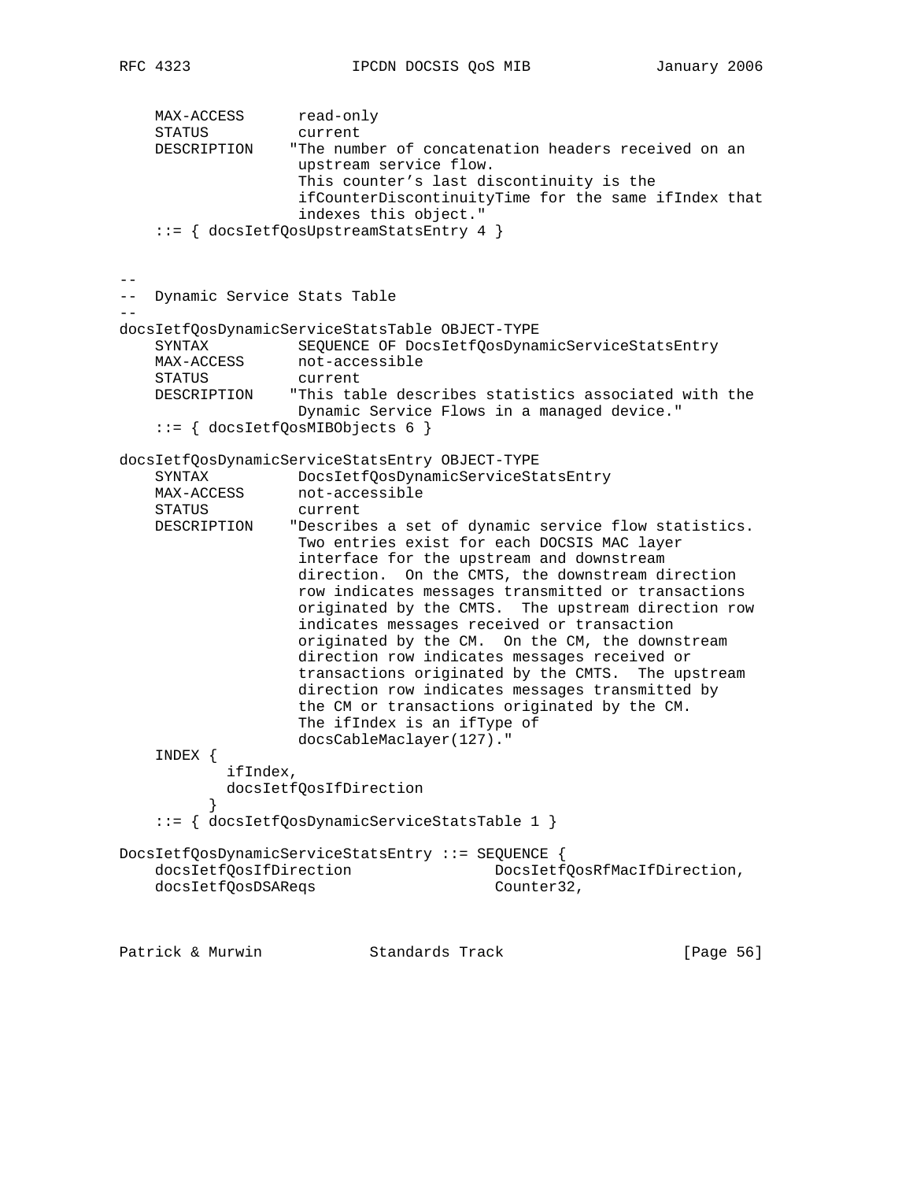```
    MAX-ACCESS      read-only
    STATUS          current
    DESCRIPTION    "The number of concatenation headers received on an
                    upstream service flow.
                    This counter's last discontinuity is the
                    ifCounterDiscontinuityTime for the same ifIndex that
                    indexes this object."
    ::= { docsIetfQosUpstreamStatsEntry 4 }


--
--  Dynamic Service Stats Table
--
docsIetfQosDynamicServiceStatsTable OBJECT-TYPE
    SYNTAX          SEQUENCE OF DocsIetfQosDynamicServiceStatsEntry
    MAX-ACCESS      not-accessible
    STATUS          current
    DESCRIPTION    "This table describes statistics associated with the
                    Dynamic Service Flows in a managed device."
    ::= { docsIetfQosMIBObjects 6 }

docsIetfQosDynamicServiceStatsEntry OBJECT-TYPE
    SYNTAX          DocsIetfQosDynamicServiceStatsEntry
    MAX-ACCESS      not-accessible
    STATUS          current
    DESCRIPTION    "Describes a set of dynamic service flow statistics.
                    Two entries exist for each DOCSIS MAC layer
                    interface for the upstream and downstream
                    direction.  On the CMTS, the downstream direction
                    row indicates messages transmitted or transactions
                    originated by the CMTS.  The upstream direction row
                    indicates messages received or transaction
                    originated by the CM.  On the CM, the downstream
                    direction row indicates messages received or
                    transactions originated by the CMTS.  The upstream
                    direction row indicates messages transmitted by
                    the CM or transactions originated by the CM.
                    The ifIndex is an ifType of
                    docsCableMaclayer(127)."
    INDEX {
            ifIndex,
            docsIetfQosIfDirection
          }
    ::= { docsIetfQosDynamicServiceStatsTable 1 }

DocsIetfQosDynamicServiceStatsEntry ::= SEQUENCE {
    docsIetfQosIfDirection               DocsIetfQosRfMacIfDirection,
    docsIetfQosDSAReqs                   Counter32,
```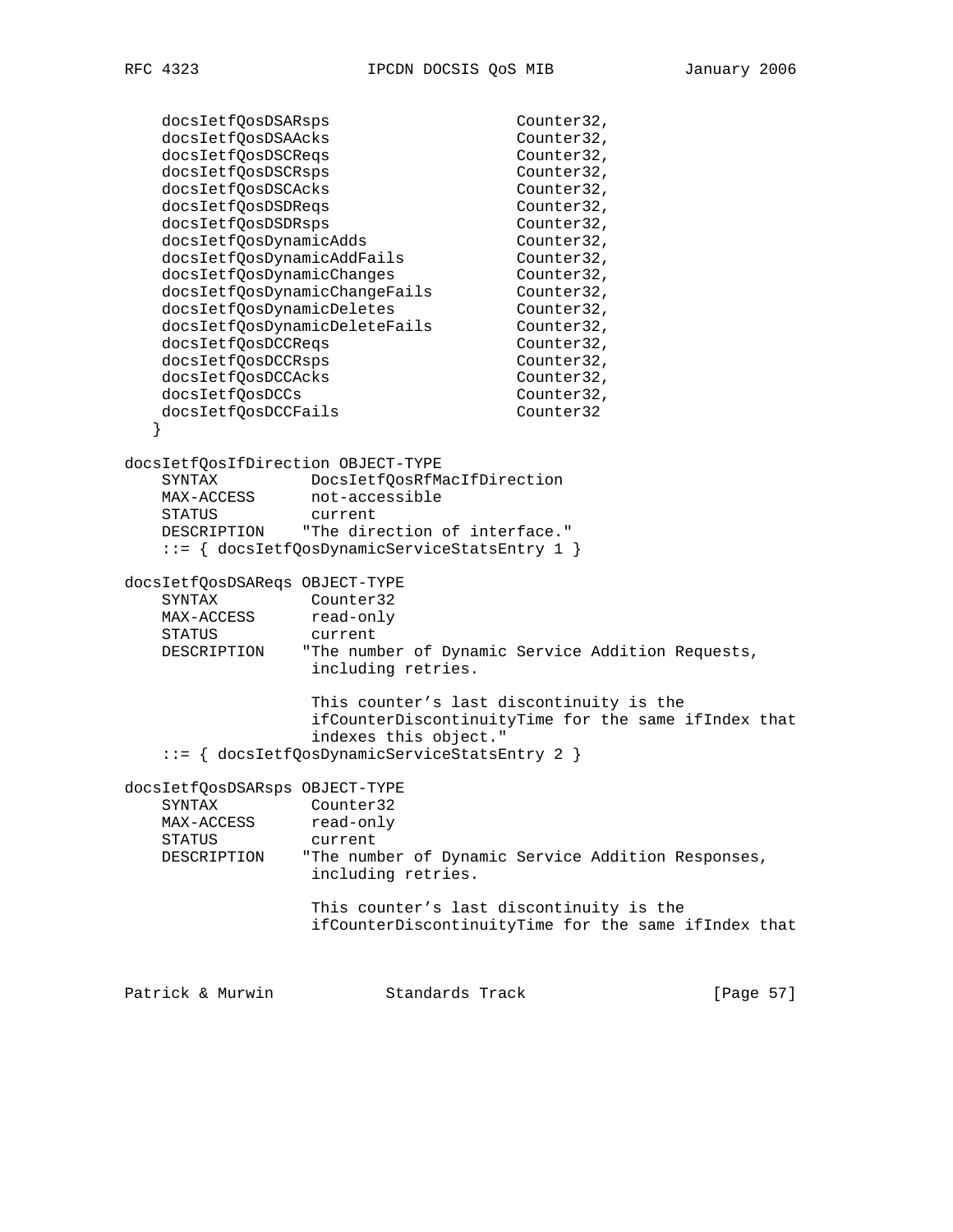```
    docsIetfQosDSARsps                    Counter32,
    docsIetfQosDSAAcks                    Counter32,
    docsIetfQosDSCReqs                    Counter32,
    docsIetfQosDSCRsps                    Counter32,
    docsIetfQosDSCAcks                    Counter32,
    docsIetfQosDSDReqs                    Counter32,
    docsIetfQosDSDRsps                    Counter32,
    docsIetfQosDynamicAdds                Counter32,
    docsIetfQosDynamicAddFails            Counter32,
    docsIetfQosDynamicChanges             Counter32,
    docsIetfQosDynamicChangeFails         Counter32,
    docsIetfQosDynamicDeletes             Counter32,
    docsIetfQosDynamicDeleteFails         Counter32,
    docsIetfQosDCCReqs                    Counter32,
    docsIetfQosDCCRsps                    Counter32,
    docsIetfQosDCCAcks                    Counter32,
    docsIetfQosDCCs                       Counter32,
    docsIetfQosDCCFails                   Counter32
   }

docsIetfQosIfDirection OBJECT-TYPE
    SYNTAX          DocsIetfQosRfMacIfDirection
    MAX-ACCESS      not-accessible
    STATUS          current
    DESCRIPTION    "The direction of interface."
    ::= { docsIetfQosDynamicServiceStatsEntry 1 }

docsIetfQosDSAReqs OBJECT-TYPE
    SYNTAX          Counter32
    MAX-ACCESS      read-only
    STATUS          current
    DESCRIPTION    "The number of Dynamic Service Addition Requests,
                    including retries.

                    This counter's last discontinuity is the
                    ifCounterDiscontinuityTime for the same ifIndex that
                    indexes this object."
    ::= { docsIetfQosDynamicServiceStatsEntry 2 }

docsIetfQosDSARsps OBJECT-TYPE
    SYNTAX          Counter32
    MAX-ACCESS      read-only
    STATUS          current
    DESCRIPTION    "The number of Dynamic Service Addition Responses,
                    including retries.

                    This counter's last discontinuity is the
                    ifCounterDiscontinuityTime for the same ifIndex that
```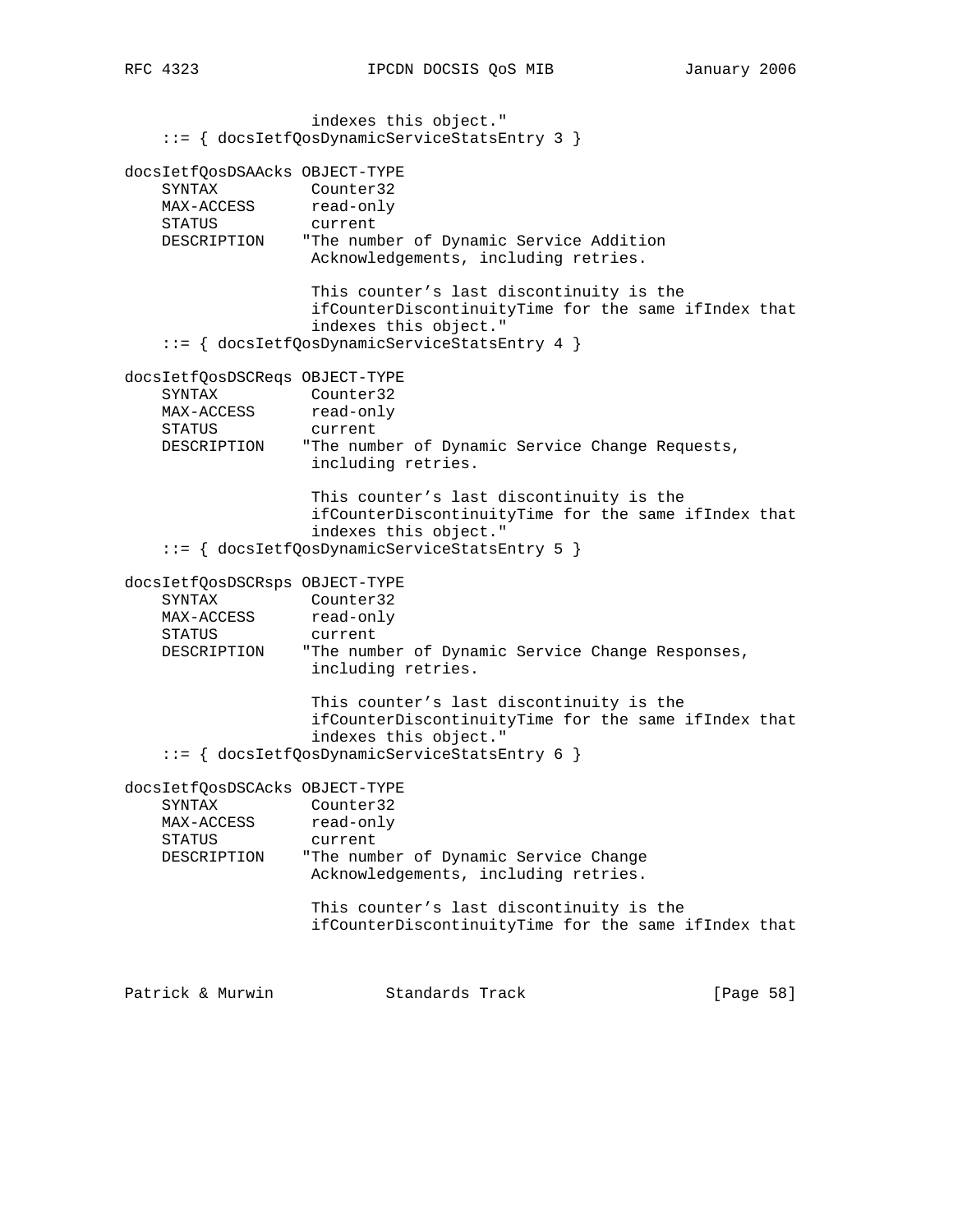```
                    indexes this object."
    ::= { docsIetfQosDynamicServiceStatsEntry 3 }

docsIetfQosDSAAcks OBJECT-TYPE
    SYNTAX          Counter32
    MAX-ACCESS      read-only
    STATUS          current
    DESCRIPTION    "The number of Dynamic Service Addition
                    Acknowledgements, including retries.

                    This counter's last discontinuity is the
                    ifCounterDiscontinuityTime for the same ifIndex that
                    indexes this object."
    ::= { docsIetfQosDynamicServiceStatsEntry 4 }

docsIetfQosDSCReqs OBJECT-TYPE
    SYNTAX          Counter32
    MAX-ACCESS      read-only
    STATUS          current
    DESCRIPTION    "The number of Dynamic Service Change Requests,
                    including retries.

                    This counter's last discontinuity is the
                    ifCounterDiscontinuityTime for the same ifIndex that
                    indexes this object."
    ::= { docsIetfQosDynamicServiceStatsEntry 5 }

docsIetfQosDSCRsps OBJECT-TYPE
    SYNTAX          Counter32
    MAX-ACCESS      read-only
    STATUS          current
    DESCRIPTION    "The number of Dynamic Service Change Responses,
                    including retries.

                    This counter's last discontinuity is the
                    ifCounterDiscontinuityTime for the same ifIndex that
                    indexes this object."
    ::= { docsIetfQosDynamicServiceStatsEntry 6 }

docsIetfQosDSCAcks OBJECT-TYPE
    SYNTAX          Counter32
    MAX-ACCESS      read-only
    STATUS          current
    DESCRIPTION    "The number of Dynamic Service Change
                    Acknowledgements, including retries.

                    This counter's last discontinuity is the
                    ifCounterDiscontinuityTime for the same ifIndex that
```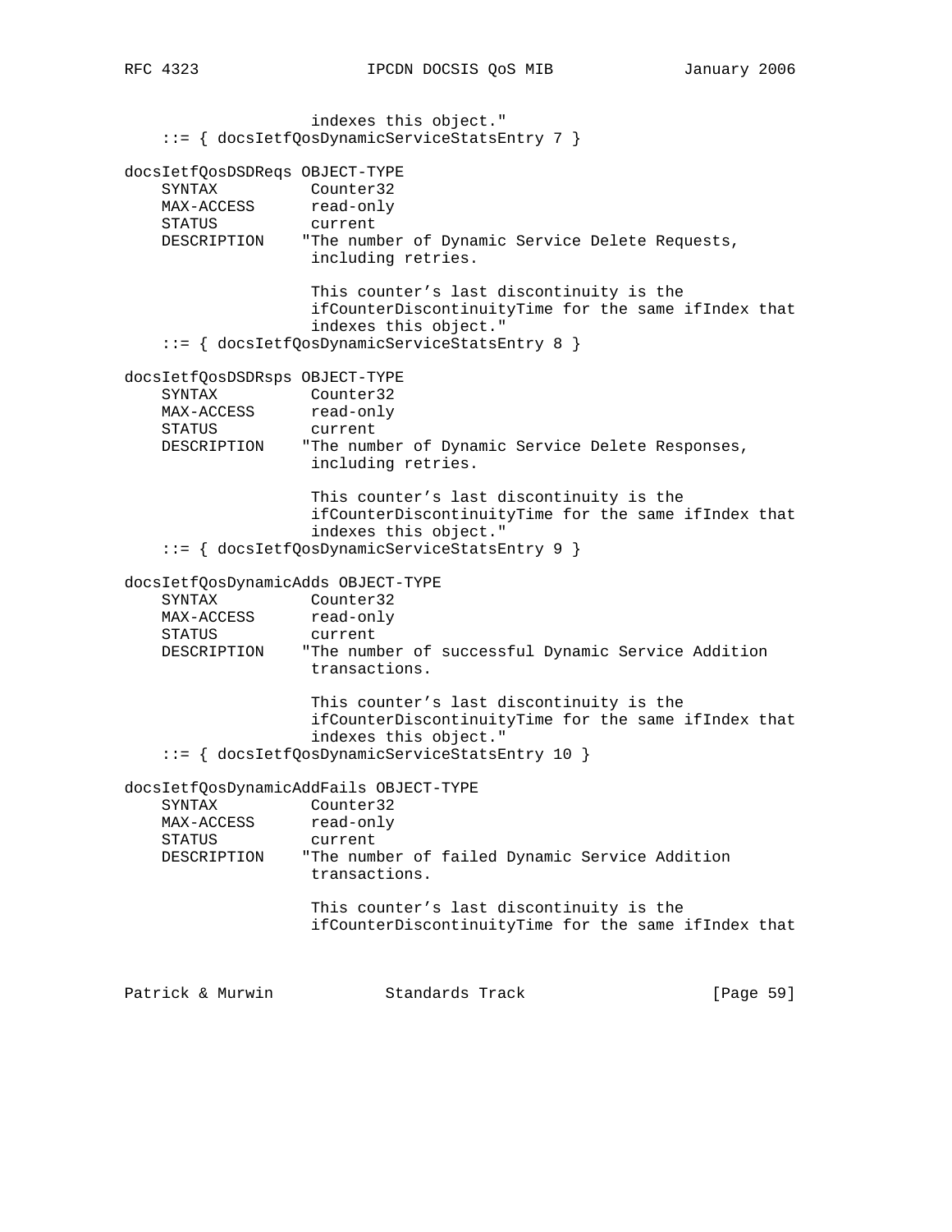```
                     indexes this object."
    ::= { docsIetfQosDynamicServiceStatsEntry 7 }

docsIetfQosDSDReqs OBJECT-TYPE
    SYNTAX          Counter32
    MAX-ACCESS      read-only
    STATUS          current
    DESCRIPTION    "The number of Dynamic Service Delete Requests,
                     including retries.

                     This counter's last discontinuity is the
                     ifCounterDiscontinuityTime for the same ifIndex that
                     indexes this object."
    ::= { docsIetfQosDynamicServiceStatsEntry 8 }

docsIetfQosDSDRsps OBJECT-TYPE
    SYNTAX          Counter32
    MAX-ACCESS      read-only
    STATUS          current
    DESCRIPTION    "The number of Dynamic Service Delete Responses,
                     including retries.

                     This counter's last discontinuity is the
                     ifCounterDiscontinuityTime for the same ifIndex that
                     indexes this object."
    ::= { docsIetfQosDynamicServiceStatsEntry 9 }

docsIetfQosDynamicAdds OBJECT-TYPE
    SYNTAX          Counter32
    MAX-ACCESS      read-only
    STATUS          current
    DESCRIPTION    "The number of successful Dynamic Service Addition
                     transactions.

                     This counter's last discontinuity is the
                     ifCounterDiscontinuityTime for the same ifIndex that
                     indexes this object."
    ::= { docsIetfQosDynamicServiceStatsEntry 10 }

docsIetfQosDynamicAddFails OBJECT-TYPE
    SYNTAX          Counter32
    MAX-ACCESS      read-only
    STATUS          current
    DESCRIPTION    "The number of failed Dynamic Service Addition
                     transactions.

                     This counter's last discontinuity is the
                     ifCounterDiscontinuityTime for the same ifIndex that
```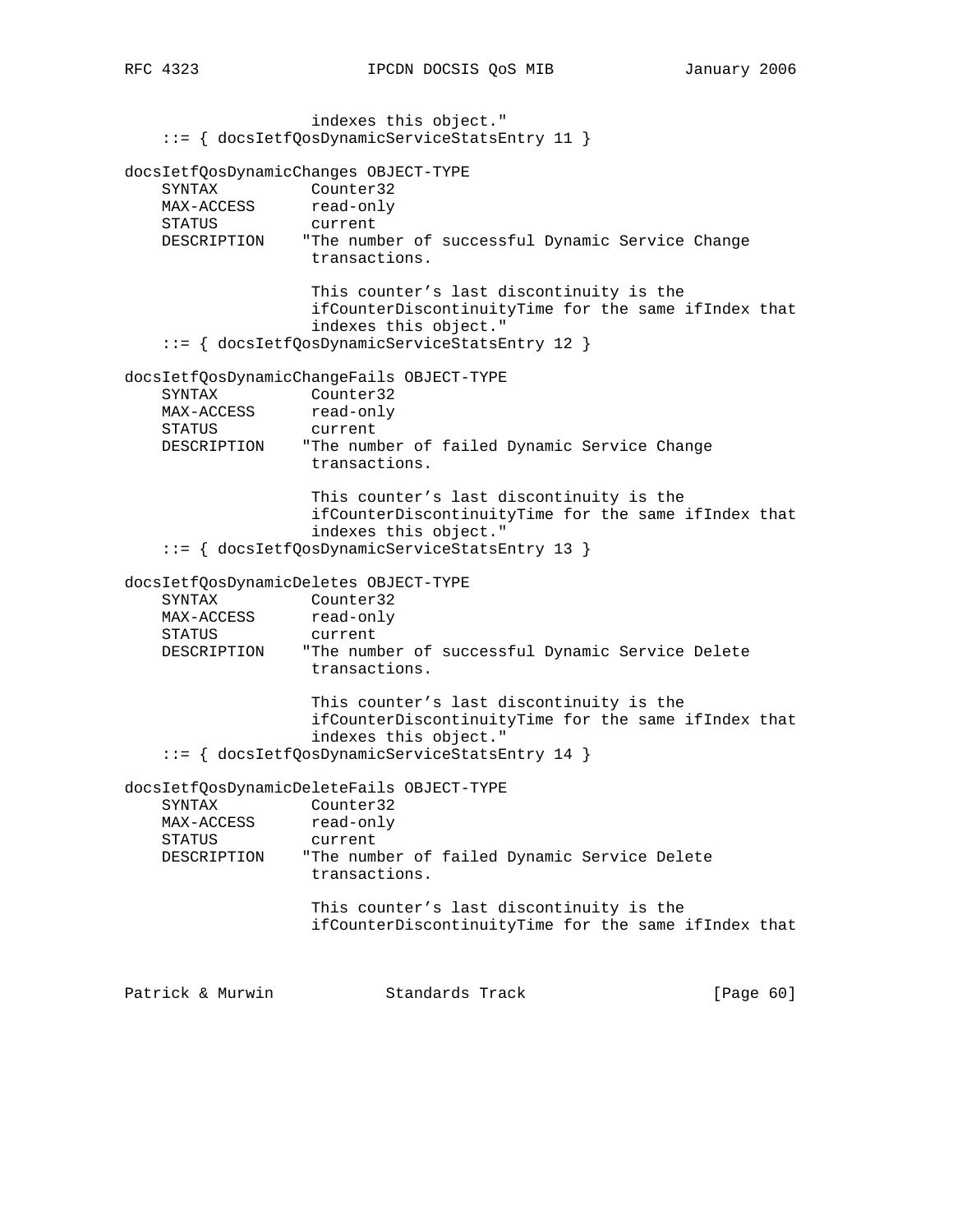```
                    indexes this object."
    ::= { docsIetfQosDynamicServiceStatsEntry 11 }

docsIetfQosDynamicChanges OBJECT-TYPE
    SYNTAX          Counter32
    MAX-ACCESS      read-only
    STATUS          current
    DESCRIPTION    "The number of successful Dynamic Service Change
                    transactions.

                    This counter's last discontinuity is the
                    ifCounterDiscontinuityTime for the same ifIndex that
                    indexes this object."
    ::= { docsIetfQosDynamicServiceStatsEntry 12 }

docsIetfQosDynamicChangeFails OBJECT-TYPE
    SYNTAX          Counter32
    MAX-ACCESS      read-only
    STATUS          current
    DESCRIPTION    "The number of failed Dynamic Service Change
                    transactions.

                    This counter's last discontinuity is the
                    ifCounterDiscontinuityTime for the same ifIndex that
                    indexes this object."
    ::= { docsIetfQosDynamicServiceStatsEntry 13 }

docsIetfQosDynamicDeletes OBJECT-TYPE
    SYNTAX          Counter32
    MAX-ACCESS      read-only
    STATUS          current
    DESCRIPTION    "The number of successful Dynamic Service Delete
                    transactions.

                    This counter's last discontinuity is the
                    ifCounterDiscontinuityTime for the same ifIndex that
                    indexes this object."
    ::= { docsIetfQosDynamicServiceStatsEntry 14 }

docsIetfQosDynamicDeleteFails OBJECT-TYPE
    SYNTAX          Counter32
    MAX-ACCESS      read-only
    STATUS          current
    DESCRIPTION    "The number of failed Dynamic Service Delete
                    transactions.

                    This counter's last discontinuity is the
                    ifCounterDiscontinuityTime for the same ifIndex that
```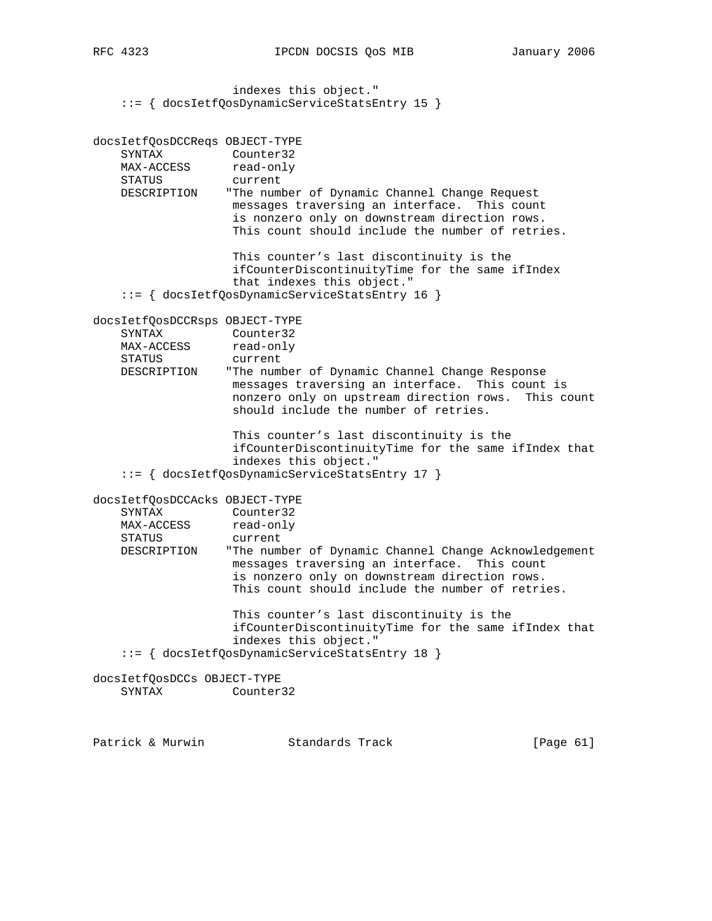```
                 indexes this object."
    ::= { docsIetfQosDynamicServiceStatsEntry 15 }


docsIetfQosDCCReqs OBJECT-TYPE
    SYNTAX          Counter32
    MAX-ACCESS      read-only
    STATUS          current
    DESCRIPTION    "The number of Dynamic Channel Change Request
                    messages traversing an interface.  This count
                    is nonzero only on downstream direction rows.
                    This count should include the number of retries.

                    This counter's last discontinuity is the
                    ifCounterDiscontinuityTime for the same ifIndex
                    that indexes this object."
    ::= { docsIetfQosDynamicServiceStatsEntry 16 }

docsIetfQosDCCRsps OBJECT-TYPE
    SYNTAX          Counter32
    MAX-ACCESS      read-only
    STATUS          current
    DESCRIPTION    "The number of Dynamic Channel Change Response
                    messages traversing an interface.  This count is
                    nonzero only on upstream direction rows.  This count
                    should include the number of retries.

                    This counter's last discontinuity is the
                    ifCounterDiscontinuityTime for the same ifIndex that
                    indexes this object."
    ::= { docsIetfQosDynamicServiceStatsEntry 17 }

docsIetfQosDCCAcks OBJECT-TYPE
    SYNTAX          Counter32
    MAX-ACCESS      read-only
    STATUS          current
    DESCRIPTION    "The number of Dynamic Channel Change Acknowledgement
                    messages traversing an interface.  This count
                    is nonzero only on downstream direction rows.
                    This count should include the number of retries.

                    This counter's last discontinuity is the
                    ifCounterDiscontinuityTime for the same ifIndex that
                    indexes this object."
    ::= { docsIetfQosDynamicServiceStatsEntry 18 }

docsIetfQosDCCs OBJECT-TYPE
    SYNTAX          Counter32
```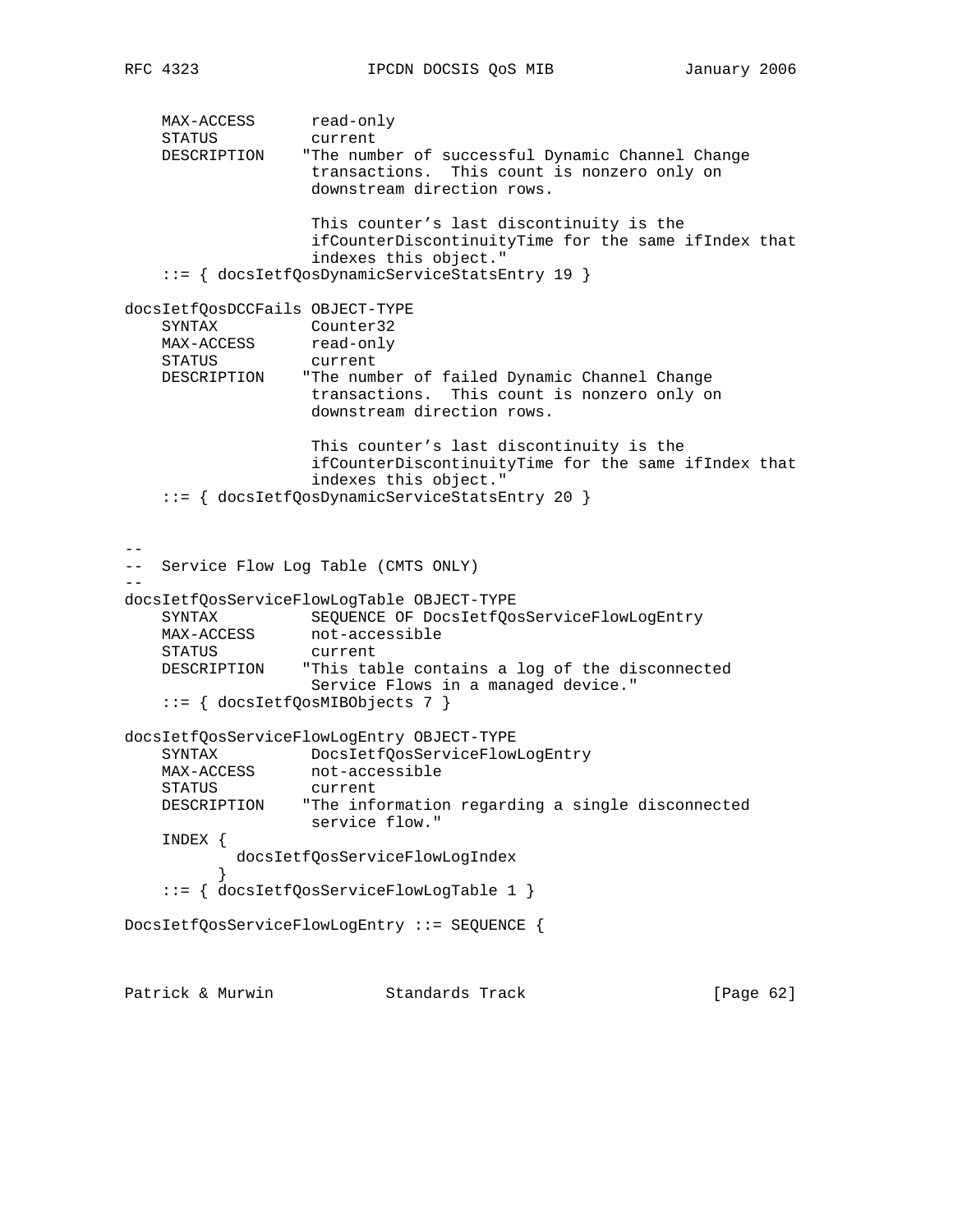```
    MAX-ACCESS      read-only
    STATUS          current
    DESCRIPTION    "The number of successful Dynamic Channel Change
                    transactions.  This count is nonzero only on
                    downstream direction rows.

                    This counter's last discontinuity is the
                    ifCounterDiscontinuityTime for the same ifIndex that
                    indexes this object."
    ::= { docsIetfQosDynamicServiceStatsEntry 19 }

docsIetfQosDCCFails OBJECT-TYPE
    SYNTAX          Counter32
    MAX-ACCESS      read-only
    STATUS          current
    DESCRIPTION    "The number of failed Dynamic Channel Change
                    transactions.  This count is nonzero only on
                    downstream direction rows.

                    This counter's last discontinuity is the
                    ifCounterDiscontinuityTime for the same ifIndex that
                    indexes this object."
    ::= { docsIetfQosDynamicServiceStatsEntry 20 }


--
--  Service Flow Log Table (CMTS ONLY)
--
docsIetfQosServiceFlowLogTable OBJECT-TYPE
    SYNTAX          SEQUENCE OF DocsIetfQosServiceFlowLogEntry
    MAX-ACCESS      not-accessible
    STATUS          current
    DESCRIPTION    "This table contains a log of the disconnected
                    Service Flows in a managed device."
    ::= { docsIetfQosMIBObjects 7 }

docsIetfQosServiceFlowLogEntry OBJECT-TYPE
    SYNTAX          DocsIetfQosServiceFlowLogEntry
    MAX-ACCESS      not-accessible
    STATUS          current
    DESCRIPTION    "The information regarding a single disconnected
                    service flow."
    INDEX {
            docsIetfQosServiceFlowLogIndex
          }
    ::= { docsIetfQosServiceFlowLogTable 1 }

DocsIetfQosServiceFlowLogEntry ::= SEQUENCE {
```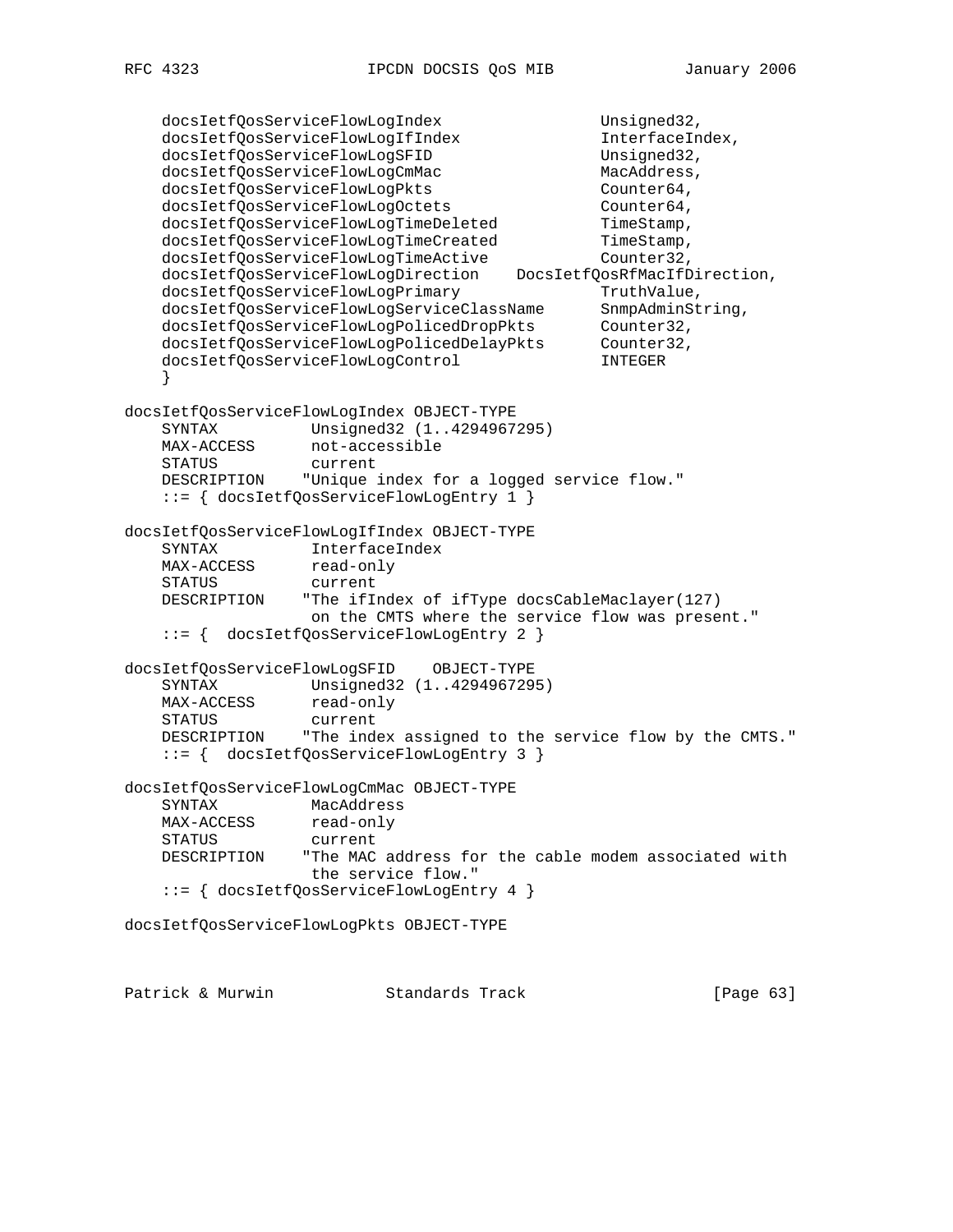```
    docsIetfQosServiceFlowLogIndex                 Unsigned32,
    docsIetfQosServiceFlowLogIfIndex               InterfaceIndex,
    docsIetfQosServiceFlowLogSFID                  Unsigned32,
    docsIetfQosServiceFlowLogCmMac                 MacAddress,
    docsIetfQosServiceFlowLogPkts                  Counter64,
    docsIetfQosServiceFlowLogOctets                Counter64,
    docsIetfQosServiceFlowLogTimeDeleted           TimeStamp,
    docsIetfQosServiceFlowLogTimeCreated           TimeStamp,
    docsIetfQosServiceFlowLogTimeActive            Counter32,
    docsIetfQosServiceFlowLogDirection    DocsIetfQosRfMacIfDirection,
    docsIetfQosServiceFlowLogPrimary               TruthValue,
    docsIetfQosServiceFlowLogServiceClassName      SnmpAdminString,
    docsIetfQosServiceFlowLogPolicedDropPkts       Counter32,
    docsIetfQosServiceFlowLogPolicedDelayPkts      Counter32,
    docsIetfQosServiceFlowLogControl               INTEGER
    }

docsIetfQosServiceFlowLogIndex OBJECT-TYPE
    SYNTAX          Unsigned32 (1..4294967295)
    MAX-ACCESS      not-accessible
    STATUS          current
    DESCRIPTION    "Unique index for a logged service flow."
    ::= { docsIetfQosServiceFlowLogEntry 1 }

docsIetfQosServiceFlowLogIfIndex OBJECT-TYPE
    SYNTAX          InterfaceIndex
    MAX-ACCESS      read-only
    STATUS          current
    DESCRIPTION    "The ifIndex of ifType docsCableMaclayer(127)
                    on the CMTS where the service flow was present."
    ::= {  docsIetfQosServiceFlowLogEntry 2 }

docsIetfQosServiceFlowLogSFID    OBJECT-TYPE
    SYNTAX          Unsigned32 (1..4294967295)
    MAX-ACCESS      read-only
    STATUS          current
    DESCRIPTION    "The index assigned to the service flow by the CMTS."
    ::= {  docsIetfQosServiceFlowLogEntry 3 }

docsIetfQosServiceFlowLogCmMac OBJECT-TYPE
    SYNTAX          MacAddress
    MAX-ACCESS      read-only
    STATUS          current
    DESCRIPTION    "The MAC address for the cable modem associated with
                    the service flow."
    ::= { docsIetfQosServiceFlowLogEntry 4 }

docsIetfQosServiceFlowLogPkts OBJECT-TYPE
```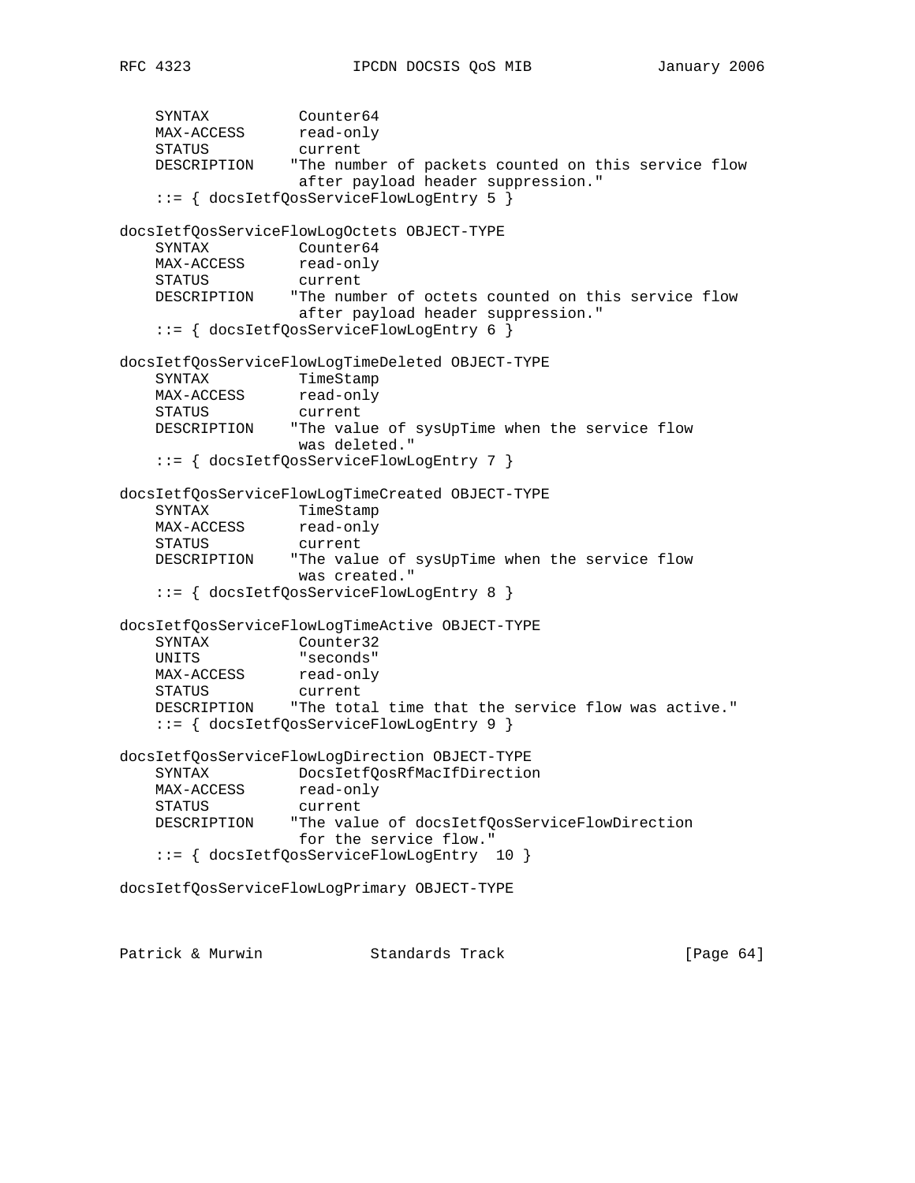```
    SYNTAX          Counter64
    MAX-ACCESS      read-only
    STATUS          current
    DESCRIPTION    "The number of packets counted on this service flow
                    after payload header suppression."
    ::= { docsIetfQosServiceFlowLogEntry 5 }

docsIetfQosServiceFlowLogOctets OBJECT-TYPE
    SYNTAX          Counter64
    MAX-ACCESS      read-only
    STATUS          current
    DESCRIPTION    "The number of octets counted on this service flow
                    after payload header suppression."
    ::= { docsIetfQosServiceFlowLogEntry 6 }

docsIetfQosServiceFlowLogTimeDeleted OBJECT-TYPE
    SYNTAX          TimeStamp
    MAX-ACCESS      read-only
    STATUS          current
    DESCRIPTION    "The value of sysUpTime when the service flow
                    was deleted."
    ::= { docsIetfQosServiceFlowLogEntry 7 }

docsIetfQosServiceFlowLogTimeCreated OBJECT-TYPE
    SYNTAX          TimeStamp
    MAX-ACCESS      read-only
    STATUS          current
    DESCRIPTION    "The value of sysUpTime when the service flow
                    was created."
    ::= { docsIetfQosServiceFlowLogEntry 8 }

docsIetfQosServiceFlowLogTimeActive OBJECT-TYPE
    SYNTAX          Counter32
    UNITS           "seconds"
    MAX-ACCESS      read-only
    STATUS          current
    DESCRIPTION    "The total time that the service flow was active."
    ::= { docsIetfQosServiceFlowLogEntry 9 }

docsIetfQosServiceFlowLogDirection OBJECT-TYPE
    SYNTAX          DocsIetfQosRfMacIfDirection
    MAX-ACCESS      read-only
    STATUS          current
    DESCRIPTION    "The value of docsIetfQosServiceFlowDirection
                    for the service flow."
    ::= { docsIetfQosServiceFlowLogEntry  10 }

docsIetfQosServiceFlowLogPrimary OBJECT-TYPE
```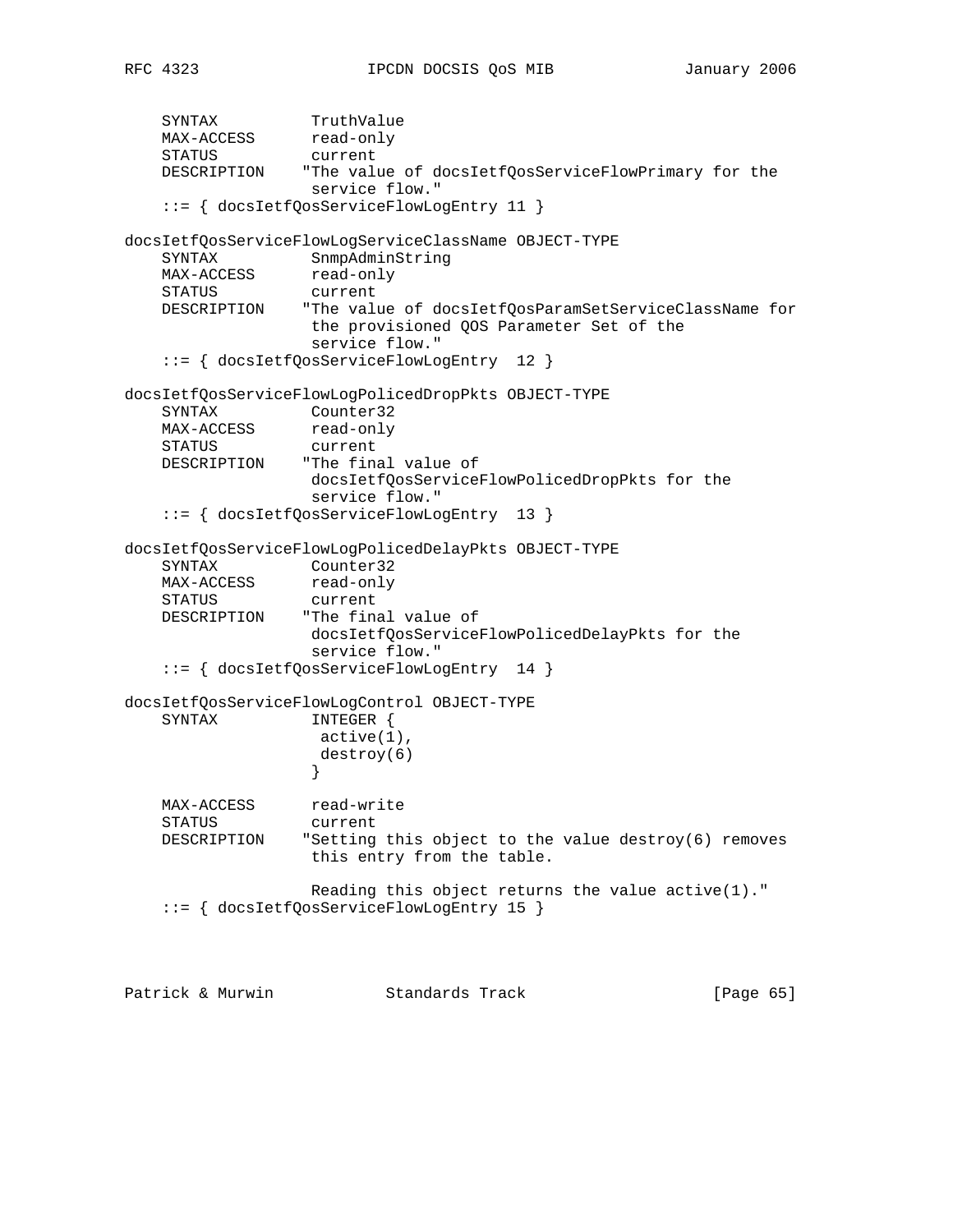```
    SYNTAX          TruthValue
    MAX-ACCESS      read-only
    STATUS          current
    DESCRIPTION    "The value of docsIetfQosServiceFlowPrimary for the
                    service flow."
    ::= { docsIetfQosServiceFlowLogEntry 11 }

docsIetfQosServiceFlowLogServiceClassName OBJECT-TYPE
    SYNTAX          SnmpAdminString
    MAX-ACCESS      read-only
    STATUS          current
    DESCRIPTION    "The value of docsIetfQosParamSetServiceClassName for
                    the provisioned QOS Parameter Set of the
                    service flow."
    ::= { docsIetfQosServiceFlowLogEntry  12 }

docsIetfQosServiceFlowLogPolicedDropPkts OBJECT-TYPE
    SYNTAX          Counter32
    MAX-ACCESS      read-only
    STATUS          current
    DESCRIPTION    "The final value of
                    docsIetfQosServiceFlowPolicedDropPkts for the
                    service flow."
    ::= { docsIetfQosServiceFlowLogEntry  13 }

docsIetfQosServiceFlowLogPolicedDelayPkts OBJECT-TYPE
    SYNTAX          Counter32
    MAX-ACCESS      read-only
    STATUS          current
    DESCRIPTION    "The final value of
                    docsIetfQosServiceFlowPolicedDelayPkts for the
                    service flow."
    ::= { docsIetfQosServiceFlowLogEntry  14 }

docsIetfQosServiceFlowLogControl OBJECT-TYPE
    SYNTAX          INTEGER {
                     active(1),
                     destroy(6)
                    }

    MAX-ACCESS      read-write
    STATUS          current
    DESCRIPTION    "Setting this object to the value destroy(6) removes
                    this entry from the table.

                    Reading this object returns the value active(1)."
    ::= { docsIetfQosServiceFlowLogEntry 15 }
```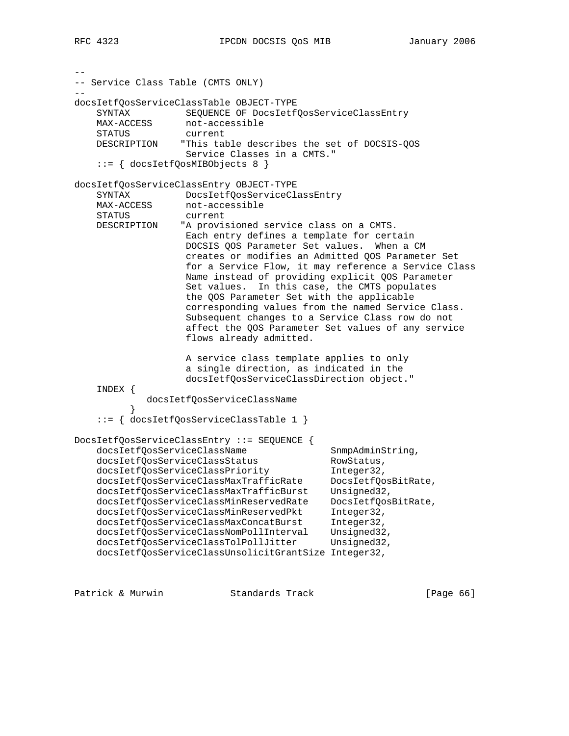```
--
-- Service Class Table (CMTS ONLY)
--
docsIetfQosServiceClassTable OBJECT-TYPE
    SYNTAX          SEQUENCE OF DocsIetfQosServiceClassEntry
    MAX-ACCESS      not-accessible
    STATUS          current
    DESCRIPTION    "This table describes the set of DOCSIS-QOS
                    Service Classes in a CMTS."
    ::= { docsIetfQosMIBObjects 8 }

docsIetfQosServiceClassEntry OBJECT-TYPE
    SYNTAX          DocsIetfQosServiceClassEntry
    MAX-ACCESS      not-accessible
    STATUS          current
    DESCRIPTION    "A provisioned service class on a CMTS.
                    Each entry defines a template for certain
                    DOCSIS QOS Parameter Set values.  When a CM
                    creates or modifies an Admitted QOS Parameter Set
                    for a Service Flow, it may reference a Service Class
                    Name instead of providing explicit QOS Parameter
                    Set values.  In this case, the CMTS populates
                    the QOS Parameter Set with the applicable
                    corresponding values from the named Service Class.
                    Subsequent changes to a Service Class row do not
                    affect the QOS Parameter Set values of any service
                    flows already admitted.

                    A service class template applies to only
                    a single direction, as indicated in the
                    docsIetfQosServiceClassDirection object."
    INDEX {
             docsIetfQosServiceClassName
          }
    ::= { docsIetfQosServiceClassTable 1 }

DocsIetfQosServiceClassEntry ::= SEQUENCE {
    docsIetfQosServiceClassName                SnmpAdminString,
    docsIetfQosServiceClassStatus              RowStatus,
    docsIetfQosServiceClassPriority            Integer32,
    docsIetfQosServiceClassMaxTrafficRate      DocsIetfQosBitRate,
    docsIetfQosServiceClassMaxTrafficBurst     Unsigned32,
    docsIetfQosServiceClassMinReservedRate     DocsIetfQosBitRate,
    docsIetfQosServiceClassMinReservedPkt      Integer32,
    docsIetfQosServiceClassMaxConcatBurst      Integer32,
    docsIetfQosServiceClassNomPollInterval     Unsigned32,
    docsIetfQosServiceClassTolPollJitter       Unsigned32,
    docsIetfQosServiceClassUnsolicitGrantSize Integer32,
```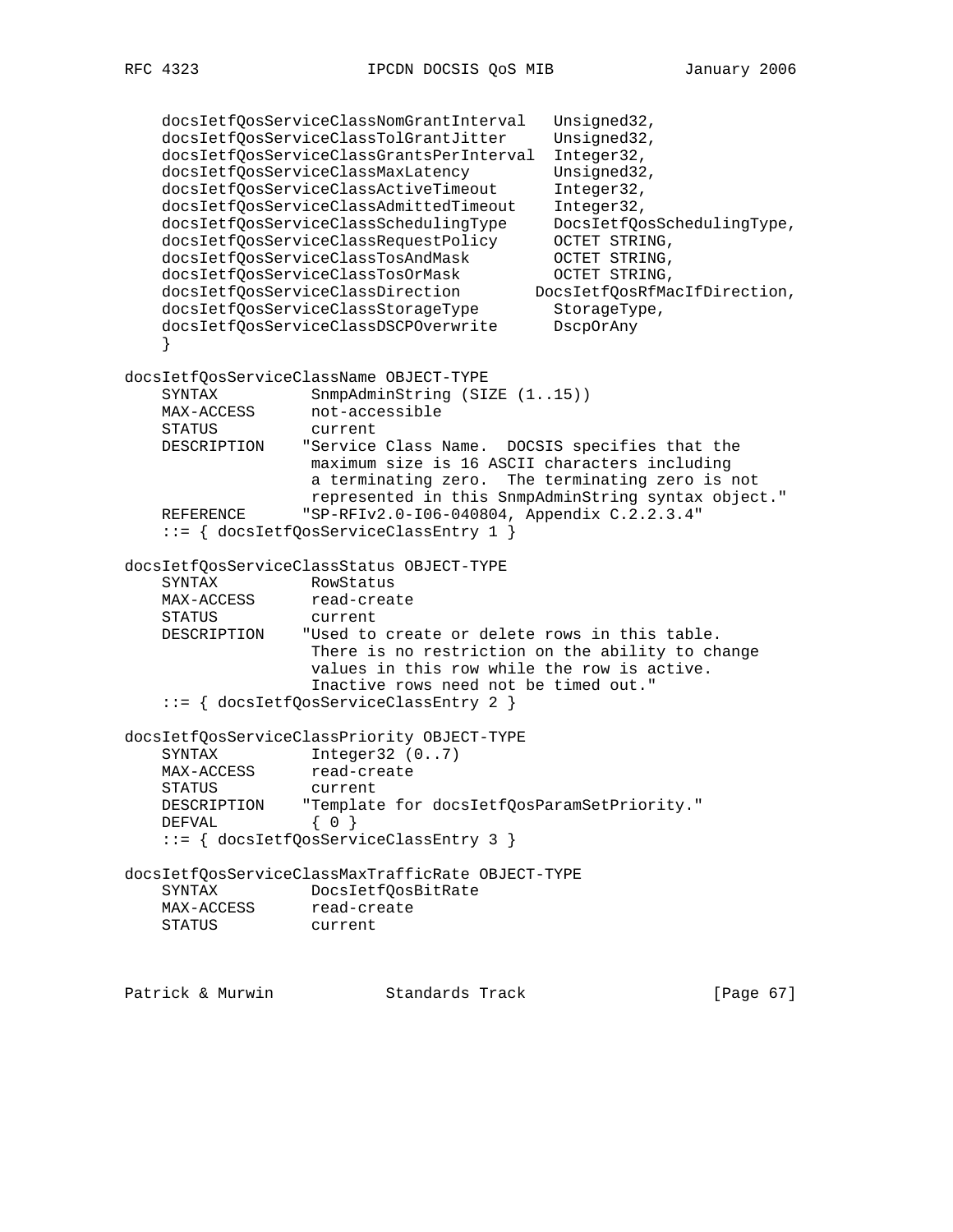```
    docsIetfQosServiceClassNomGrantInterval   Unsigned32,
    docsIetfQosServiceClassTolGrantJitter     Unsigned32,
    docsIetfQosServiceClassGrantsPerInterval  Integer32,
    docsIetfQosServiceClassMaxLatency         Unsigned32,
    docsIetfQosServiceClassActiveTimeout      Integer32,
    docsIetfQosServiceClassAdmittedTimeout    Integer32,
    docsIetfQosServiceClassSchedulingType     DocsIetfQosSchedulingType,
    docsIetfQosServiceClassRequestPolicy      OCTET STRING,
    docsIetfQosServiceClassTosAndMask         OCTET STRING,
    docsIetfQosServiceClassTosOrMask          OCTET STRING,
    docsIetfQosServiceClassDirection        DocsIetfQosRfMacIfDirection,
    docsIetfQosServiceClassStorageType        StorageType,
    docsIetfQosServiceClassDSCPOverwrite      DscpOrAny
    }

docsIetfQosServiceClassName OBJECT-TYPE
    SYNTAX          SnmpAdminString (SIZE (1..15))
    MAX-ACCESS      not-accessible
    STATUS          current
    DESCRIPTION    "Service Class Name.  DOCSIS specifies that the
                    maximum size is 16 ASCII characters including
                    a terminating zero.  The terminating zero is not
                    represented in this SnmpAdminString syntax object."
    REFERENCE      "SP-RFIv2.0-I06-040804, Appendix C.2.2.3.4"
    ::= { docsIetfQosServiceClassEntry 1 }

docsIetfQosServiceClassStatus OBJECT-TYPE
    SYNTAX          RowStatus
    MAX-ACCESS      read-create
    STATUS          current
    DESCRIPTION    "Used to create or delete rows in this table.
                    There is no restriction on the ability to change
                    values in this row while the row is active.
                    Inactive rows need not be timed out."
    ::= { docsIetfQosServiceClassEntry 2 }

docsIetfQosServiceClassPriority OBJECT-TYPE
    SYNTAX          Integer32 (0..7)
    MAX-ACCESS      read-create
    STATUS          current
    DESCRIPTION    "Template for docsIetfQosParamSetPriority."
    DEFVAL          { 0 }
    ::= { docsIetfQosServiceClassEntry 3 }

docsIetfQosServiceClassMaxTrafficRate OBJECT-TYPE
    SYNTAX          DocsIetfQosBitRate
    MAX-ACCESS      read-create
    STATUS          current
```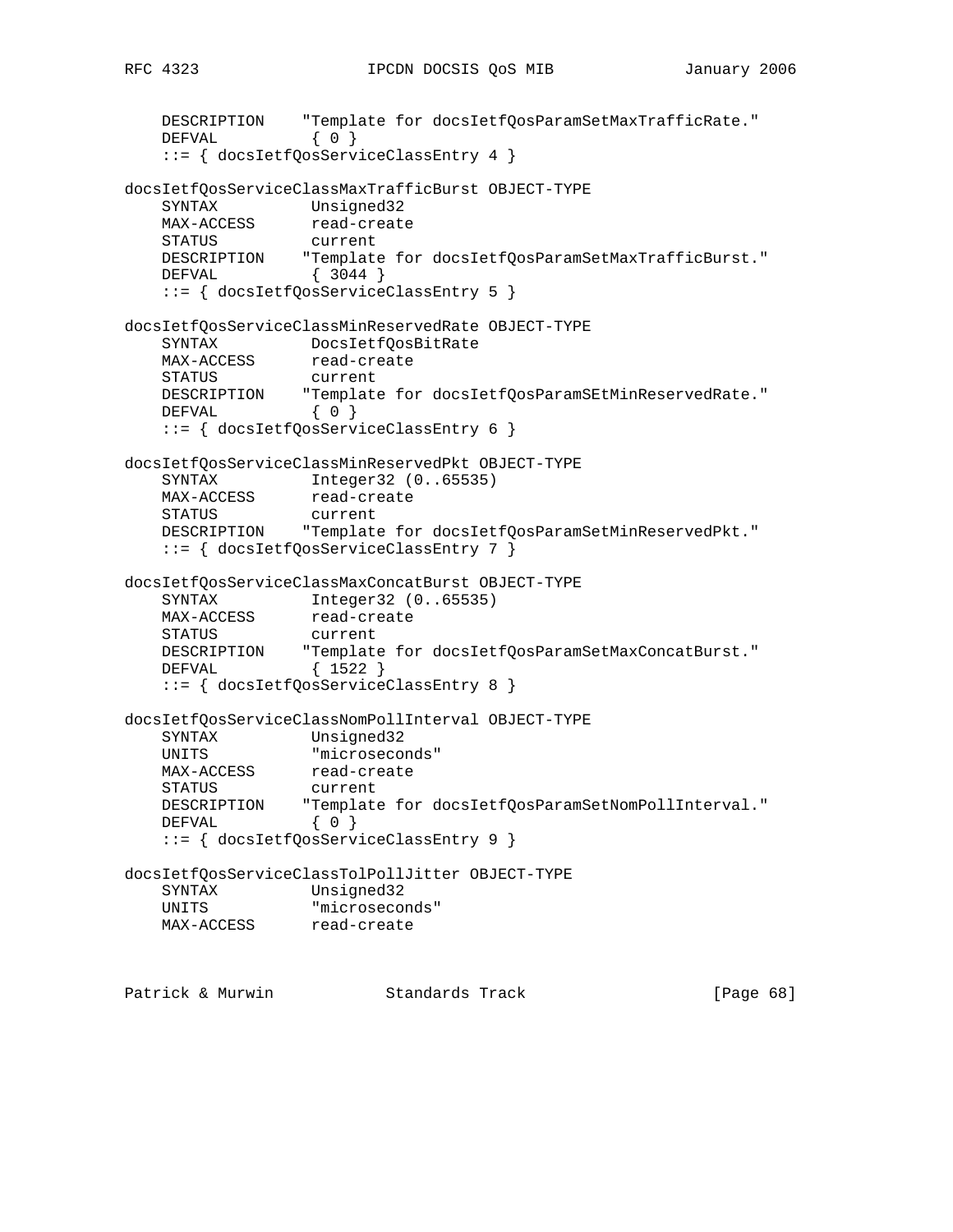```
    DESCRIPTION    "Template for docsIetfQosParamSetMaxTrafficRate."
    DEFVAL         { 0 }
    ::= { docsIetfQosServiceClassEntry 4 }

docsIetfQosServiceClassMaxTrafficBurst OBJECT-TYPE
    SYNTAX          Unsigned32
    MAX-ACCESS      read-create
    STATUS          current
    DESCRIPTION    "Template for docsIetfQosParamSetMaxTrafficBurst."
    DEFVAL         { 3044 }
    ::= { docsIetfQosServiceClassEntry 5 }

docsIetfQosServiceClassMinReservedRate OBJECT-TYPE
    SYNTAX          DocsIetfQosBitRate
    MAX-ACCESS      read-create
    STATUS          current
    DESCRIPTION    "Template for docsIetfQosParamSEtMinReservedRate."
    DEFVAL         { 0 }
    ::= { docsIetfQosServiceClassEntry 6 }

docsIetfQosServiceClassMinReservedPkt OBJECT-TYPE
    SYNTAX          Integer32 (0..65535)
    MAX-ACCESS      read-create
    STATUS          current
    DESCRIPTION    "Template for docsIetfQosParamSetMinReservedPkt."
    ::= { docsIetfQosServiceClassEntry 7 }

docsIetfQosServiceClassMaxConcatBurst OBJECT-TYPE
    SYNTAX          Integer32 (0..65535)
    MAX-ACCESS      read-create
    STATUS          current
    DESCRIPTION    "Template for docsIetfQosParamSetMaxConcatBurst."
    DEFVAL         { 1522 }
    ::= { docsIetfQosServiceClassEntry 8 }

docsIetfQosServiceClassNomPollInterval OBJECT-TYPE
    SYNTAX          Unsigned32
    UNITS           "microseconds"
    MAX-ACCESS      read-create
    STATUS          current
    DESCRIPTION    "Template for docsIetfQosParamSetNomPollInterval."
    DEFVAL         { 0 }
    ::= { docsIetfQosServiceClassEntry 9 }

docsIetfQosServiceClassTolPollJitter OBJECT-TYPE
    SYNTAX          Unsigned32
    UNITS           "microseconds"
    MAX-ACCESS      read-create
```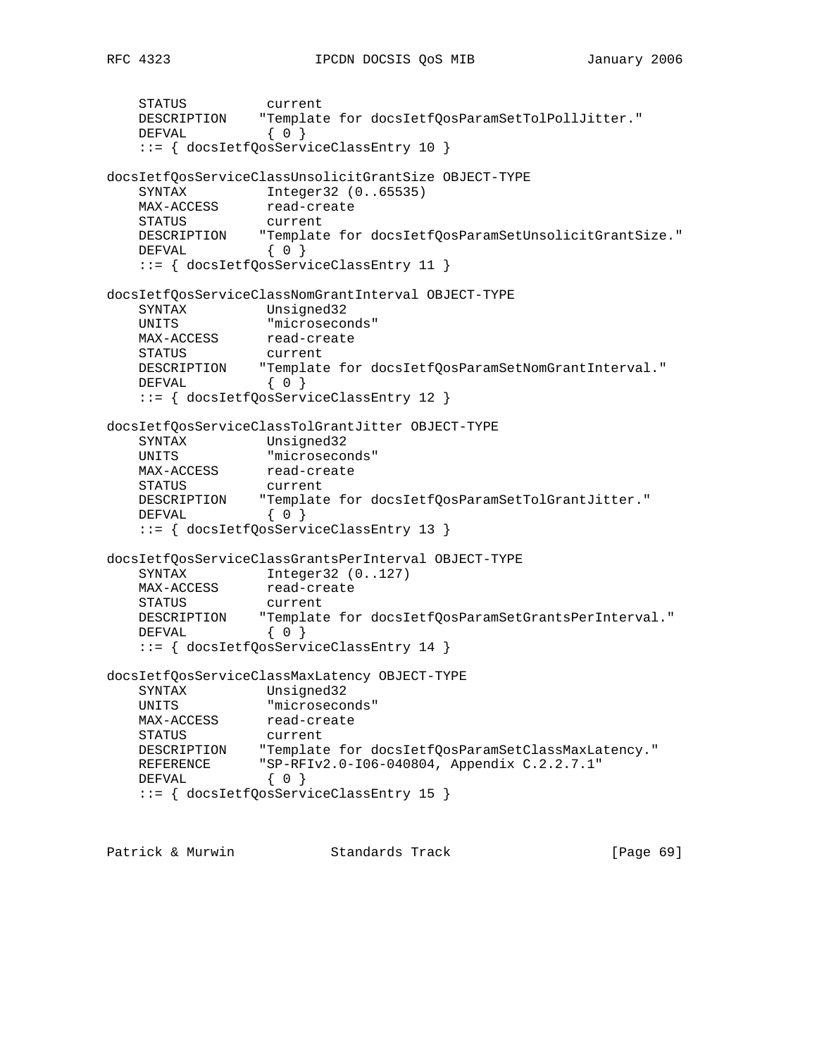```
    STATUS          current
    DESCRIPTION    "Template for docsIetfQosParamSetTolPollJitter."
    DEFVAL          { 0 }
    ::= { docsIetfQosServiceClassEntry 10 }

docsIetfQosServiceClassUnsolicitGrantSize OBJECT-TYPE
    SYNTAX          Integer32 (0..65535)
    MAX-ACCESS      read-create
    STATUS          current
    DESCRIPTION    "Template for docsIetfQosParamSetUnsolicitGrantSize."
    DEFVAL          { 0 }
    ::= { docsIetfQosServiceClassEntry 11 }

docsIetfQosServiceClassNomGrantInterval OBJECT-TYPE
    SYNTAX          Unsigned32
    UNITS           "microseconds"
    MAX-ACCESS      read-create
    STATUS          current
    DESCRIPTION    "Template for docsIetfQosParamSetNomGrantInterval."
    DEFVAL          { 0 }
    ::= { docsIetfQosServiceClassEntry 12 }

docsIetfQosServiceClassTolGrantJitter OBJECT-TYPE
    SYNTAX          Unsigned32
    UNITS           "microseconds"
    MAX-ACCESS      read-create
    STATUS          current
    DESCRIPTION    "Template for docsIetfQosParamSetTolGrantJitter."
    DEFVAL          { 0 }
    ::= { docsIetfQosServiceClassEntry 13 }

docsIetfQosServiceClassGrantsPerInterval OBJECT-TYPE
    SYNTAX          Integer32 (0..127)
    MAX-ACCESS      read-create
    STATUS          current
    DESCRIPTION    "Template for docsIetfQosParamSetGrantsPerInterval."
    DEFVAL          { 0 }
    ::= { docsIetfQosServiceClassEntry 14 }

docsIetfQosServiceClassMaxLatency OBJECT-TYPE
    SYNTAX          Unsigned32
    UNITS           "microseconds"
    MAX-ACCESS      read-create
    STATUS          current
    DESCRIPTION    "Template for docsIetfQosParamSetClassMaxLatency."
    REFERENCE      "SP-RFIv2.0-I06-040804, Appendix C.2.2.7.1"
    DEFVAL          { 0 }
    ::= { docsIetfQosServiceClassEntry 15 }
```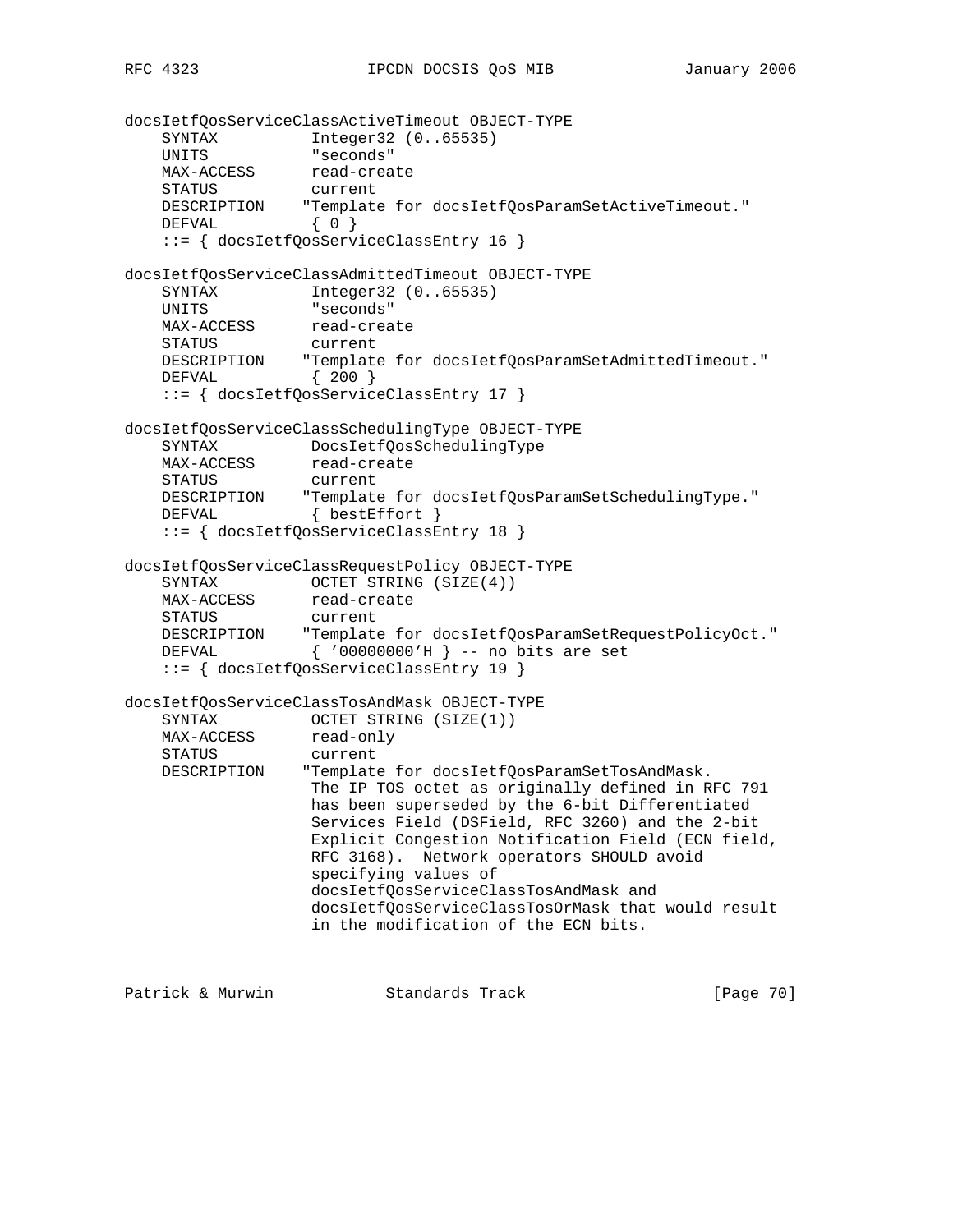```
docsIetfQosServiceClassActiveTimeout OBJECT-TYPE
    SYNTAX          Integer32 (0..65535)
    UNITS           "seconds"
    MAX-ACCESS      read-create
    STATUS          current
    DESCRIPTION    "Template for docsIetfQosParamSetActiveTimeout."
    DEFVAL          { 0 }
    ::= { docsIetfQosServiceClassEntry 16 }

docsIetfQosServiceClassAdmittedTimeout OBJECT-TYPE
    SYNTAX          Integer32 (0..65535)
    UNITS           "seconds"
    MAX-ACCESS      read-create
    STATUS          current
    DESCRIPTION    "Template for docsIetfQosParamSetAdmittedTimeout."
    DEFVAL          { 200 }
    ::= { docsIetfQosServiceClassEntry 17 }

docsIetfQosServiceClassSchedulingType OBJECT-TYPE
    SYNTAX          DocsIetfQosSchedulingType
    MAX-ACCESS      read-create
    STATUS          current
    DESCRIPTION    "Template for docsIetfQosParamSetSchedulingType."
    DEFVAL          { bestEffort }
    ::= { docsIetfQosServiceClassEntry 18 }

docsIetfQosServiceClassRequestPolicy OBJECT-TYPE
    SYNTAX          OCTET STRING (SIZE(4))
    MAX-ACCESS      read-create
    STATUS          current
    DESCRIPTION    "Template for docsIetfQosParamSetRequestPolicyOct."
    DEFVAL          { '00000000'H } -- no bits are set
    ::= { docsIetfQosServiceClassEntry 19 }

docsIetfQosServiceClassTosAndMask OBJECT-TYPE
    SYNTAX          OCTET STRING (SIZE(1))
    MAX-ACCESS      read-only
    STATUS          current
    DESCRIPTION    "Template for docsIetfQosParamSetTosAndMask.
                    The IP TOS octet as originally defined in RFC 791
                    has been superseded by the 6-bit Differentiated
                    Services Field (DSField, RFC 3260) and the 2-bit
                    Explicit Congestion Notification Field (ECN field,
                    RFC 3168).  Network operators SHOULD avoid
                    specifying values of
                    docsIetfQosServiceClassTosAndMask and
                    docsIetfQosServiceClassTosOrMask that would result
                    in the modification of the ECN bits.
```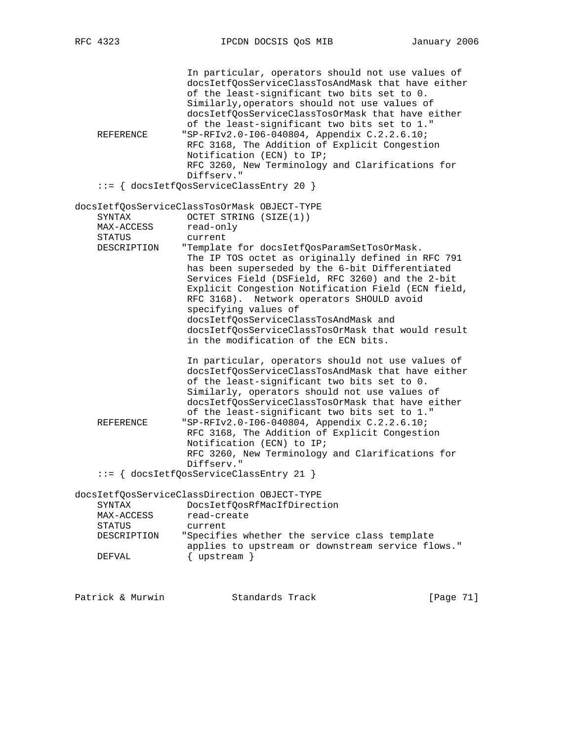```
                    In particular, operators should not use values of
                    docsIetfQosServiceClassTosAndMask that have either
                    of the least-significant two bits set to 0.
                    Similarly,operators should not use values of
                    docsIetfQosServiceClassTosOrMask that have either
                    of the least-significant two bits set to 1."
    REFERENCE      "SP-RFIv2.0-I06-040804, Appendix C.2.2.6.10;
                    RFC 3168, The Addition of Explicit Congestion
                    Notification (ECN) to IP;
                    RFC 3260, New Terminology and Clarifications for
                    Diffserv."
    ::= { docsIetfQosServiceClassEntry 20 }

docsIetfQosServiceClassTosOrMask OBJECT-TYPE
    SYNTAX          OCTET STRING (SIZE(1))
    MAX-ACCESS      read-only
    STATUS          current
    DESCRIPTION    "Template for docsIetfQosParamSetTosOrMask.
                    The IP TOS octet as originally defined in RFC 791
                    has been superseded by the 6-bit Differentiated
                    Services Field (DSField, RFC 3260) and the 2-bit
                    Explicit Congestion Notification Field (ECN field,
                    RFC 3168).  Network operators SHOULD avoid
                    specifying values of
                    docsIetfQosServiceClassTosAndMask and
                    docsIetfQosServiceClassTosOrMask that would result
                    in the modification of the ECN bits.

                    In particular, operators should not use values of
                    docsIetfQosServiceClassTosAndMask that have either
                    of the least-significant two bits set to 0.
                    Similarly, operators should not use values of
                    docsIetfQosServiceClassTosOrMask that have either
                    of the least-significant two bits set to 1."
    REFERENCE      "SP-RFIv2.0-I06-040804, Appendix C.2.2.6.10;
                    RFC 3168, The Addition of Explicit Congestion
                    Notification (ECN) to IP;
                    RFC 3260, New Terminology and Clarifications for
                    Diffserv."
    ::= { docsIetfQosServiceClassEntry 21 }

docsIetfQosServiceClassDirection OBJECT-TYPE
    SYNTAX          DocsIetfQosRfMacIfDirection
    MAX-ACCESS      read-create
    STATUS          current
    DESCRIPTION    "Specifies whether the service class template
                    applies to upstream or downstream service flows."
    DEFVAL          { upstream }
```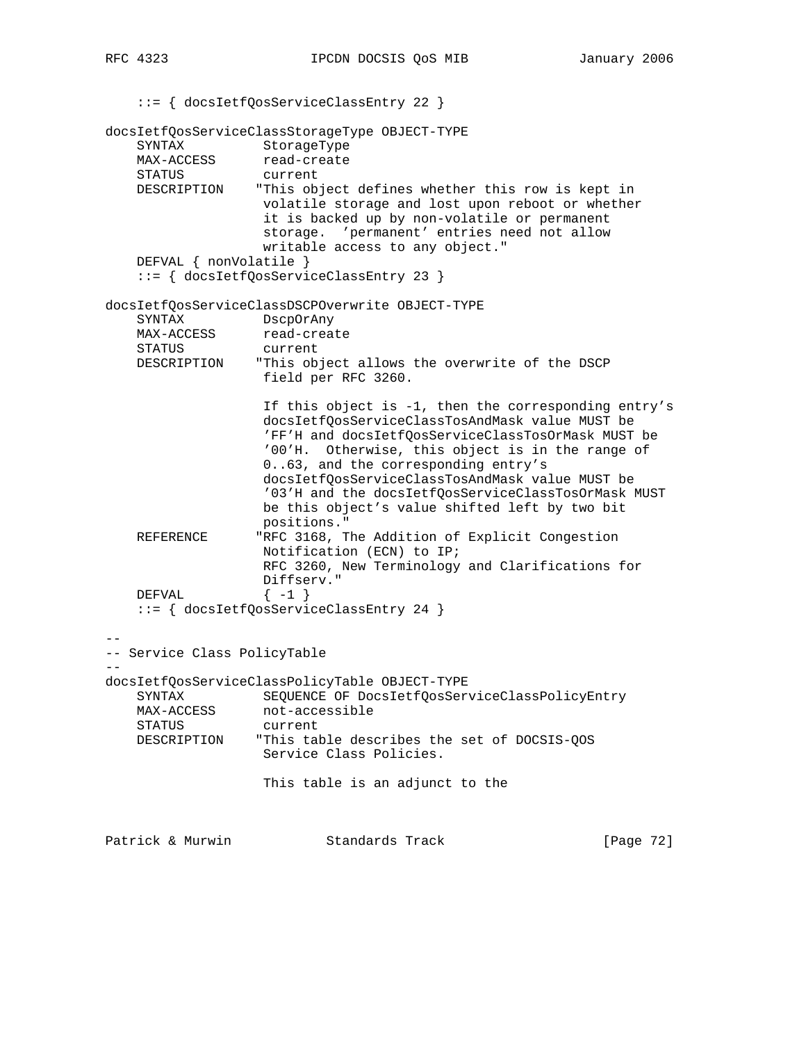```
    ::= { docsIetfQosServiceClassEntry 22 }

docsIetfQosServiceClassStorageType OBJECT-TYPE
    SYNTAX          StorageType
    MAX-ACCESS      read-create
    STATUS          current
    DESCRIPTION    "This object defines whether this row is kept in
                    volatile storage and lost upon reboot or whether
                    it is backed up by non-volatile or permanent
                    storage.  'permanent' entries need not allow
                    writable access to any object."
    DEFVAL { nonVolatile }
    ::= { docsIetfQosServiceClassEntry 23 }

docsIetfQosServiceClassDSCPOverwrite OBJECT-TYPE
    SYNTAX          DscpOrAny
    MAX-ACCESS      read-create
    STATUS          current
    DESCRIPTION    "This object allows the overwrite of the DSCP
                    field per RFC 3260.

                    If this object is -1, then the corresponding entry's
                    docsIetfQosServiceClassTosAndMask value MUST be
                    'FF'H and docsIetfQosServiceClassTosOrMask MUST be
                    '00'H.  Otherwise, this object is in the range of
                    0..63, and the corresponding entry's
                    docsIetfQosServiceClassTosAndMask value MUST be
                    '03'H and the docsIetfQosServiceClassTosOrMask MUST
                    be this object's value shifted left by two bit
                    positions."
    REFERENCE      "RFC 3168, The Addition of Explicit Congestion
                    Notification (ECN) to IP;
                    RFC 3260, New Terminology and Clarifications for
                    Diffserv."
    DEFVAL          { -1 }
    ::= { docsIetfQosServiceClassEntry 24 }

--
-- Service Class PolicyTable
--
docsIetfQosServiceClassPolicyTable OBJECT-TYPE
    SYNTAX          SEQUENCE OF DocsIetfQosServiceClassPolicyEntry
    MAX-ACCESS      not-accessible
    STATUS          current
    DESCRIPTION    "This table describes the set of DOCSIS-QOS
                    Service Class Policies.

                    This table is an adjunct to the
```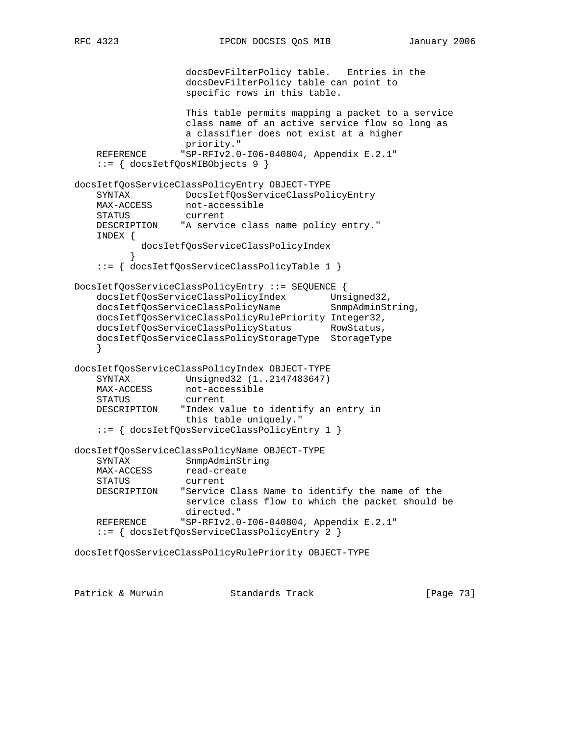```
                    docsDevFilterPolicy table.   Entries in the
                    docsDevFilterPolicy table can point to
                    specific rows in this table.

                    This table permits mapping a packet to a service
                    class name of an active service flow so long as
                    a classifier does not exist at a higher
                    priority."
    REFERENCE      "SP-RFIv2.0-I06-040804, Appendix E.2.1"
    ::= { docsIetfQosMIBObjects 9 }

docsIetfQosServiceClassPolicyEntry OBJECT-TYPE
    SYNTAX          DocsIetfQosServiceClassPolicyEntry
    MAX-ACCESS      not-accessible
    STATUS          current
    DESCRIPTION    "A service class name policy entry."
    INDEX {
            docsIetfQosServiceClassPolicyIndex
          }
    ::= { docsIetfQosServiceClassPolicyTable 1 }

DocsIetfQosServiceClassPolicyEntry ::= SEQUENCE {
    docsIetfQosServiceClassPolicyIndex        Unsigned32,
    docsIetfQosServiceClassPolicyName         SnmpAdminString,
    docsIetfQosServiceClassPolicyRulePriority Integer32,
    docsIetfQosServiceClassPolicyStatus       RowStatus,
    docsIetfQosServiceClassPolicyStorageType  StorageType
    }

docsIetfQosServiceClassPolicyIndex OBJECT-TYPE
    SYNTAX          Unsigned32 (1..2147483647)
    MAX-ACCESS      not-accessible
    STATUS          current
    DESCRIPTION    "Index value to identify an entry in
                    this table uniquely."
    ::= { docsIetfQosServiceClassPolicyEntry 1 }

docsIetfQosServiceClassPolicyName OBJECT-TYPE
    SYNTAX          SnmpAdminString
    MAX-ACCESS      read-create
    STATUS          current
    DESCRIPTION    "Service Class Name to identify the name of the
                    service class flow to which the packet should be
                    directed."
    REFERENCE      "SP-RFIv2.0-I06-040804, Appendix E.2.1"
    ::= { docsIetfQosServiceClassPolicyEntry 2 }

docsIetfQosServiceClassPolicyRulePriority OBJECT-TYPE
```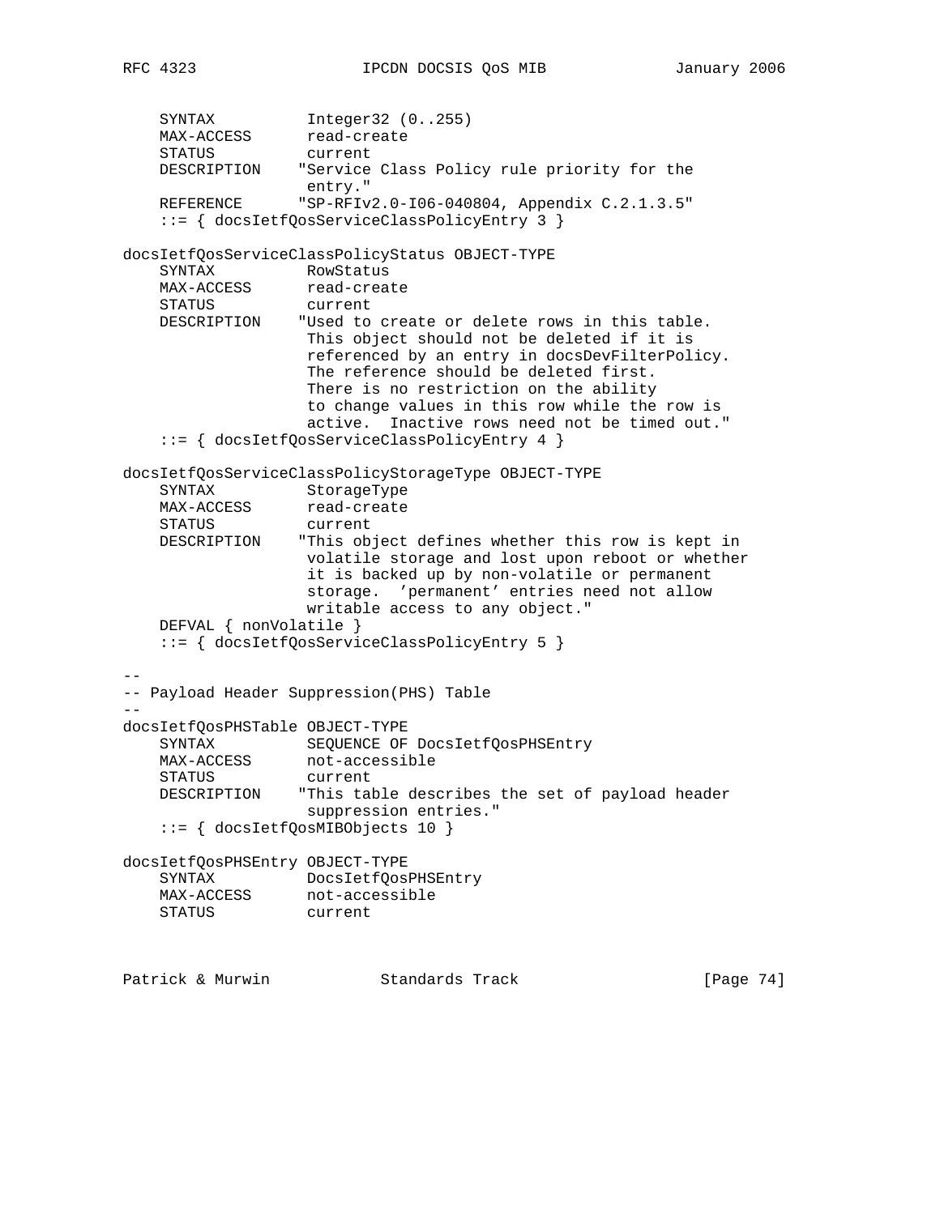```
    SYNTAX          Integer32 (0..255)
    MAX-ACCESS      read-create
    STATUS          current
    DESCRIPTION    "Service Class Policy rule priority for the
                    entry."
    REFERENCE      "SP-RFIv2.0-I06-040804, Appendix C.2.1.3.5"
    ::= { docsIetfQosServiceClassPolicyEntry 3 }

docsIetfQosServiceClassPolicyStatus OBJECT-TYPE
    SYNTAX          RowStatus
    MAX-ACCESS      read-create
    STATUS          current
    DESCRIPTION    "Used to create or delete rows in this table.
                    This object should not be deleted if it is
                    referenced by an entry in docsDevFilterPolicy.
                    The reference should be deleted first.
                    There is no restriction on the ability
                    to change values in this row while the row is
                    active.  Inactive rows need not be timed out."
    ::= { docsIetfQosServiceClassPolicyEntry 4 }

docsIetfQosServiceClassPolicyStorageType OBJECT-TYPE
    SYNTAX          StorageType
    MAX-ACCESS      read-create
    STATUS          current
    DESCRIPTION    "This object defines whether this row is kept in
                    volatile storage and lost upon reboot or whether
                    it is backed up by non-volatile or permanent
                    storage.  'permanent' entries need not allow
                    writable access to any object."
    DEFVAL { nonVolatile }
    ::= { docsIetfQosServiceClassPolicyEntry 5 }

--
-- Payload Header Suppression(PHS) Table
--
docsIetfQosPHSTable OBJECT-TYPE
    SYNTAX          SEQUENCE OF DocsIetfQosPHSEntry
    MAX-ACCESS      not-accessible
    STATUS          current
    DESCRIPTION    "This table describes the set of payload header
                    suppression entries."
    ::= { docsIetfQosMIBObjects 10 }

docsIetfQosPHSEntry OBJECT-TYPE
    SYNTAX          DocsIetfQosPHSEntry
    MAX-ACCESS      not-accessible
    STATUS          current
```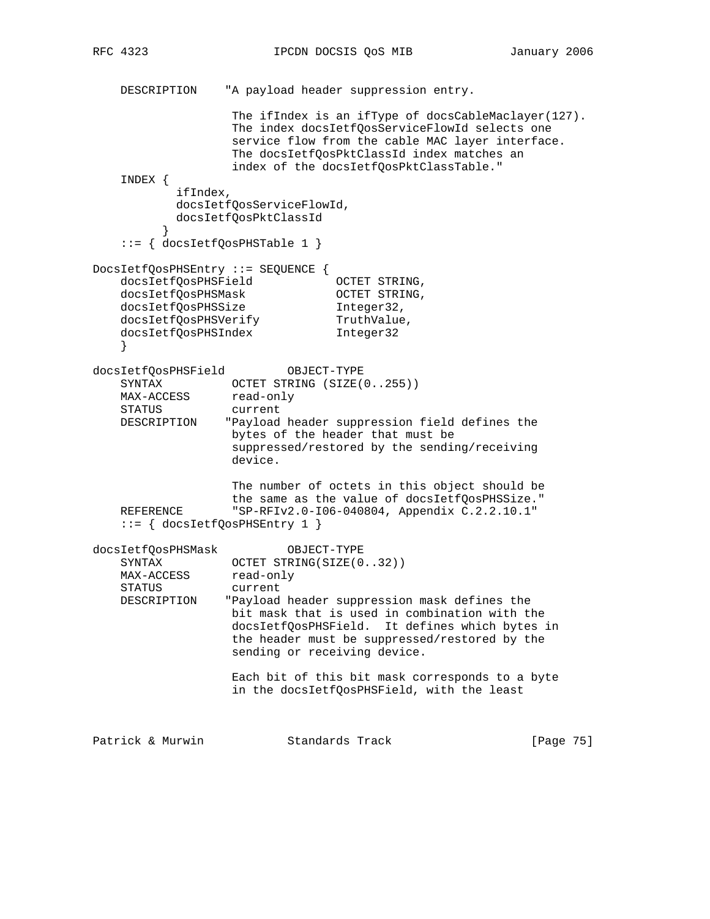```
    DESCRIPTION    "A payload header suppression entry.

                    The ifIndex is an ifType of docsCableMaclayer(127).
                    The index docsIetfQosServiceFlowId selects one
                    service flow from the cable MAC layer interface.
                    The docsIetfQosPktClassId index matches an
                    index of the docsIetfQosPktClassTable."
    INDEX {
            ifIndex,
            docsIetfQosServiceFlowId,
            docsIetfQosPktClassId
          }
    ::= { docsIetfQosPHSTable 1 }

DocsIetfQosPHSEntry ::= SEQUENCE {
    docsIetfQosPHSField            OCTET STRING,
    docsIetfQosPHSMask             OCTET STRING,
    docsIetfQosPHSSize             Integer32,
    docsIetfQosPHSVerify           TruthValue,
    docsIetfQosPHSIndex            Integer32
    }

docsIetfQosPHSField         OBJECT-TYPE
    SYNTAX          OCTET STRING (SIZE(0..255))
    MAX-ACCESS      read-only
    STATUS          current
    DESCRIPTION    "Payload header suppression field defines the
                    bytes of the header that must be
                    suppressed/restored by the sending/receiving
                    device.

                    The number of octets in this object should be
                    the same as the value of docsIetfQosPHSSize."
    REFERENCE       "SP-RFIv2.0-I06-040804, Appendix C.2.2.10.1"
    ::= { docsIetfQosPHSEntry 1 }

docsIetfQosPHSMask          OBJECT-TYPE
    SYNTAX          OCTET STRING(SIZE(0..32))
    MAX-ACCESS      read-only
    STATUS          current
    DESCRIPTION    "Payload header suppression mask defines the
                    bit mask that is used in combination with the
                    docsIetfQosPHSField.  It defines which bytes in
                    the header must be suppressed/restored by the
                    sending or receiving device.

                    Each bit of this bit mask corresponds to a byte
                    in the docsIetfQosPHSField, with the least
```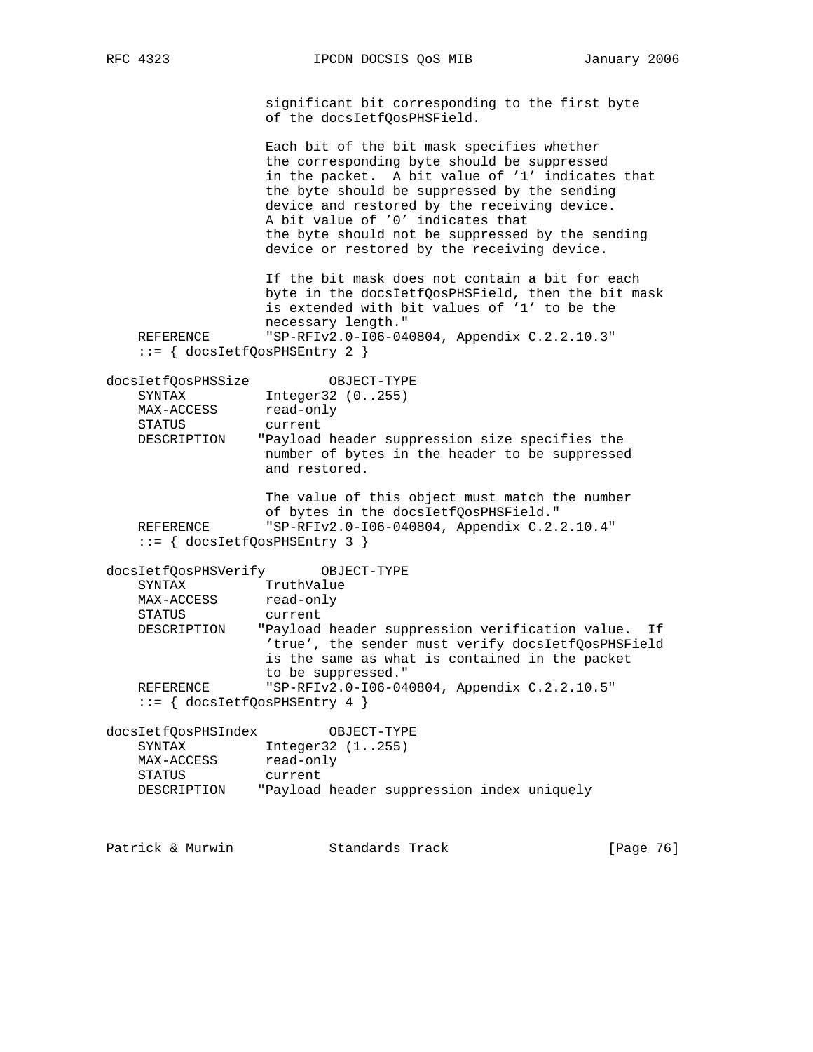```
                     significant bit corresponding to the first byte
                     of the docsIetfQosPHSField.

                     Each bit of the bit mask specifies whether
                     the corresponding byte should be suppressed
                     in the packet.  A bit value of '1' indicates that
                     the byte should be suppressed by the sending
                     device and restored by the receiving device.
                     A bit value of '0' indicates that
                     the byte should not be suppressed by the sending
                     device or restored by the receiving device.

                     If the bit mask does not contain a bit for each
                     byte in the docsIetfQosPHSField, then the bit mask
                     is extended with bit values of '1' to be the
                     necessary length."
    REFERENCE       "SP-RFIv2.0-I06-040804, Appendix C.2.2.10.3"
    ::= { docsIetfQosPHSEntry 2 }

docsIetfQosPHSSize          OBJECT-TYPE
    SYNTAX          Integer32 (0..255)
    MAX-ACCESS      read-only
    STATUS          current
    DESCRIPTION    "Payload header suppression size specifies the
                     number of bytes in the header to be suppressed
                     and restored.

                     The value of this object must match the number
                     of bytes in the docsIetfQosPHSField."
    REFERENCE       "SP-RFIv2.0-I06-040804, Appendix C.2.2.10.4"
    ::= { docsIetfQosPHSEntry 3 }

docsIetfQosPHSVerify       OBJECT-TYPE
    SYNTAX          TruthValue
    MAX-ACCESS      read-only
    STATUS          current
    DESCRIPTION    "Payload header suppression verification value.  If
                     'true', the sender must verify docsIetfQosPHSField
                     is the same as what is contained in the packet
                     to be suppressed."
    REFERENCE       "SP-RFIv2.0-I06-040804, Appendix C.2.2.10.5"
    ::= { docsIetfQosPHSEntry 4 }

docsIetfQosPHSIndex         OBJECT-TYPE
    SYNTAX          Integer32 (1..255)
    MAX-ACCESS      read-only
    STATUS          current
    DESCRIPTION    "Payload header suppression index uniquely
```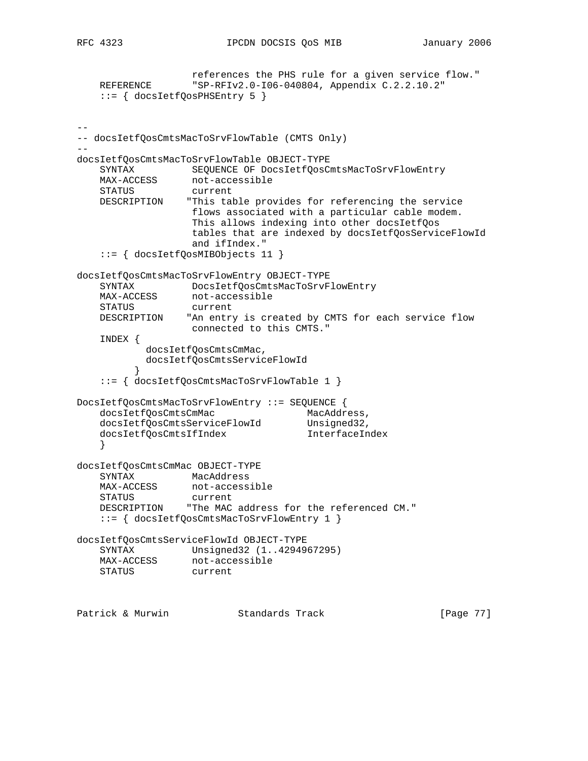```
                    references the PHS rule for a given service flow."
    REFERENCE       "SP-RFIv2.0-I06-040804, Appendix C.2.2.10.2"
    ::= { docsIetfQosPHSEntry 5 }


--
-- docsIetfQosCmtsMacToSrvFlowTable (CMTS Only)
--
docsIetfQosCmtsMacToSrvFlowTable OBJECT-TYPE
    SYNTAX          SEQUENCE OF DocsIetfQosCmtsMacToSrvFlowEntry
    MAX-ACCESS      not-accessible
    STATUS          current
    DESCRIPTION    "This table provides for referencing the service
                    flows associated with a particular cable modem.
                    This allows indexing into other docsIetfQos
                    tables that are indexed by docsIetfQosServiceFlowId
                    and ifIndex."
    ::= { docsIetfQosMIBObjects 11 }

docsIetfQosCmtsMacToSrvFlowEntry OBJECT-TYPE
    SYNTAX          DocsIetfQosCmtsMacToSrvFlowEntry
    MAX-ACCESS      not-accessible
    STATUS          current
    DESCRIPTION    "An entry is created by CMTS for each service flow
                    connected to this CMTS."
    INDEX {
            docsIetfQosCmtsCmMac,
            docsIetfQosCmtsServiceFlowId
          }
    ::= { docsIetfQosCmtsMacToSrvFlowTable 1 }

DocsIetfQosCmtsMacToSrvFlowEntry ::= SEQUENCE {
    docsIetfQosCmtsCmMac                MacAddress,
    docsIetfQosCmtsServiceFlowId        Unsigned32,
    docsIetfQosCmtsIfIndex              InterfaceIndex
    }

docsIetfQosCmtsCmMac OBJECT-TYPE
    SYNTAX          MacAddress
    MAX-ACCESS      not-accessible
    STATUS          current
    DESCRIPTION    "The MAC address for the referenced CM."
    ::= { docsIetfQosCmtsMacToSrvFlowEntry 1 }

docsIetfQosCmtsServiceFlowId OBJECT-TYPE
    SYNTAX          Unsigned32 (1..4294967295)
    MAX-ACCESS      not-accessible
    STATUS          current
```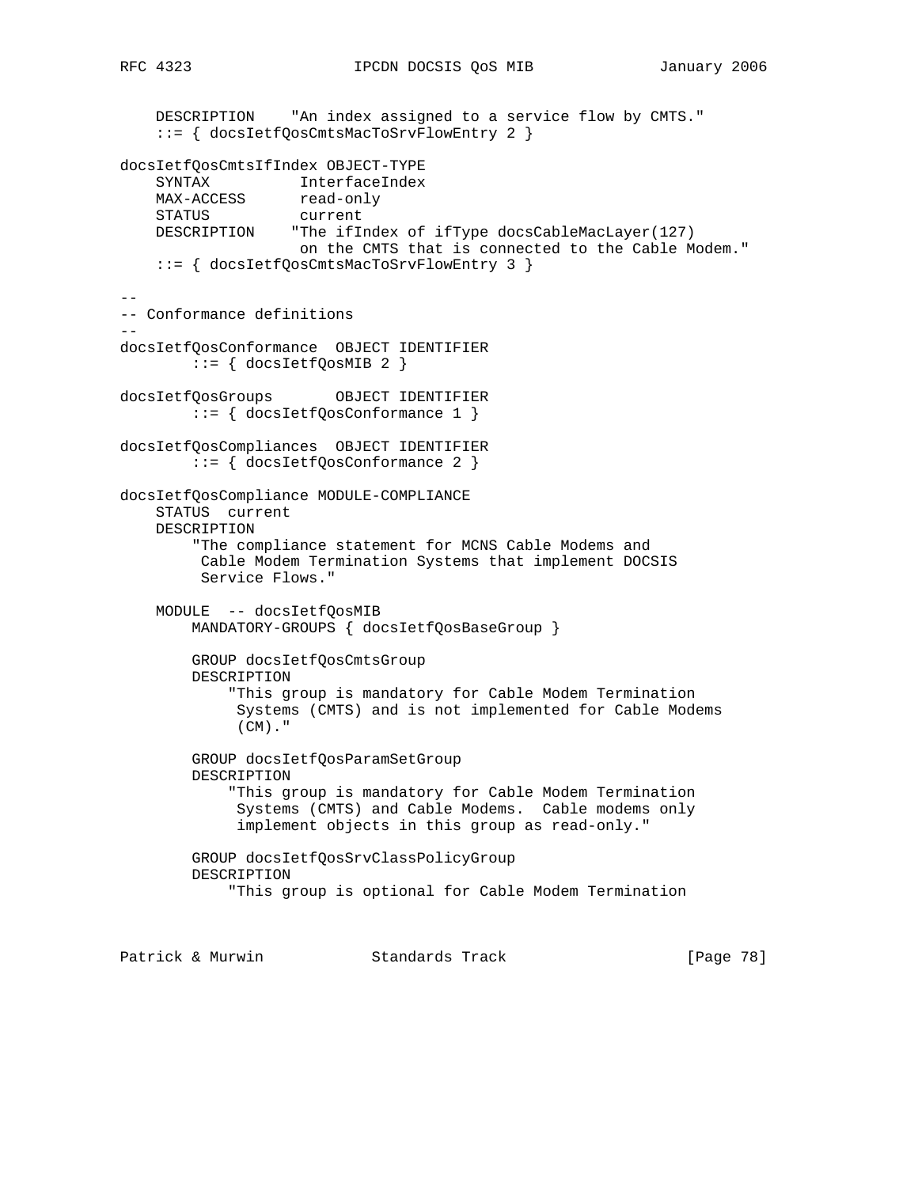```
    DESCRIPTION    "An index assigned to a service flow by CMTS."
    ::= { docsIetfQosCmtsMacToSrvFlowEntry 2 }

docsIetfQosCmtsIfIndex OBJECT-TYPE
    SYNTAX          InterfaceIndex
    MAX-ACCESS      read-only
    STATUS          current
    DESCRIPTION    "The ifIndex of ifType docsCableMacLayer(127)
                    on the CMTS that is connected to the Cable Modem."
    ::= { docsIetfQosCmtsMacToSrvFlowEntry 3 }

--
-- Conformance definitions
--
docsIetfQosConformance  OBJECT IDENTIFIER
        ::= { docsIetfQosMIB 2 }

docsIetfQosGroups       OBJECT IDENTIFIER
        ::= { docsIetfQosConformance 1 }

docsIetfQosCompliances  OBJECT IDENTIFIER
        ::= { docsIetfQosConformance 2 }

docsIetfQosCompliance MODULE-COMPLIANCE
    STATUS  current
    DESCRIPTION
        "The compliance statement for MCNS Cable Modems and
         Cable Modem Termination Systems that implement DOCSIS
         Service Flows."

    MODULE  -- docsIetfQosMIB
        MANDATORY-GROUPS { docsIetfQosBaseGroup }

        GROUP docsIetfQosCmtsGroup
        DESCRIPTION
            "This group is mandatory for Cable Modem Termination
             Systems (CMTS) and is not implemented for Cable Modems
             (CM)."

        GROUP docsIetfQosParamSetGroup
        DESCRIPTION
            "This group is mandatory for Cable Modem Termination
             Systems (CMTS) and Cable Modems.  Cable modems only
             implement objects in this group as read-only."

        GROUP docsIetfQosSrvClassPolicyGroup
        DESCRIPTION
            "This group is optional for Cable Modem Termination
```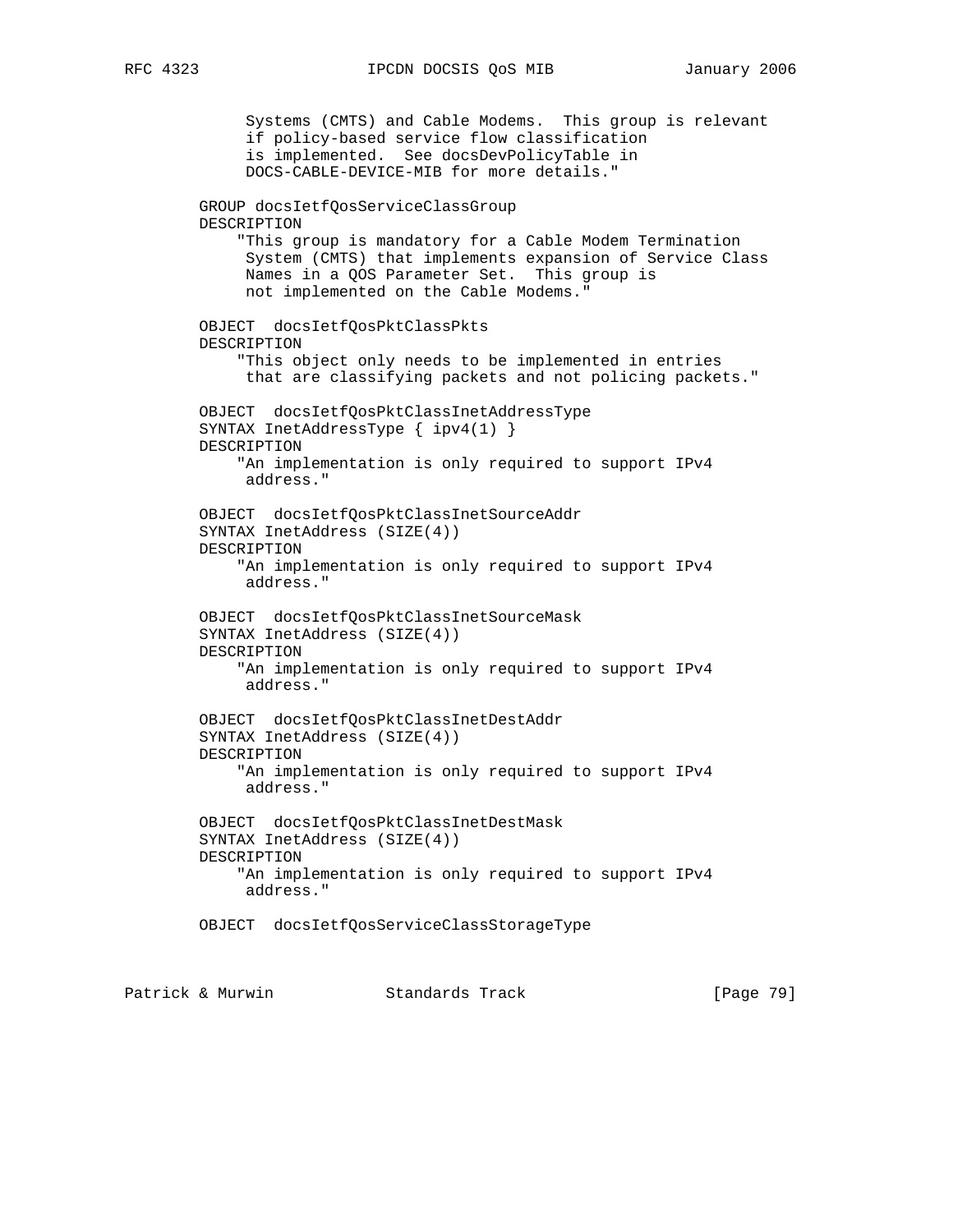```
             Systems (CMTS) and Cable Modems.  This group is relevant
             if policy-based service flow classification
             is implemented.  See docsDevPolicyTable in
             DOCS-CABLE-DEVICE-MIB for more details."

        GROUP docsIetfQosServiceClassGroup
        DESCRIPTION
            "This group is mandatory for a Cable Modem Termination
             System (CMTS) that implements expansion of Service Class
             Names in a QOS Parameter Set.  This group is
             not implemented on the Cable Modems."

        OBJECT  docsIetfQosPktClassPkts
        DESCRIPTION
            "This object only needs to be implemented in entries
             that are classifying packets and not policing packets."

        OBJECT  docsIetfQosPktClassInetAddressType
        SYNTAX InetAddressType { ipv4(1) }
        DESCRIPTION
            "An implementation is only required to support IPv4
             address."

        OBJECT  docsIetfQosPktClassInetSourceAddr
        SYNTAX InetAddress (SIZE(4))
        DESCRIPTION
            "An implementation is only required to support IPv4
             address."

        OBJECT  docsIetfQosPktClassInetSourceMask
        SYNTAX InetAddress (SIZE(4))
        DESCRIPTION
            "An implementation is only required to support IPv4
             address."

        OBJECT  docsIetfQosPktClassInetDestAddr
        SYNTAX InetAddress (SIZE(4))
        DESCRIPTION
            "An implementation is only required to support IPv4
             address."

        OBJECT  docsIetfQosPktClassInetDestMask
        SYNTAX InetAddress (SIZE(4))
        DESCRIPTION
            "An implementation is only required to support IPv4
             address."

        OBJECT  docsIetfQosServiceClassStorageType
```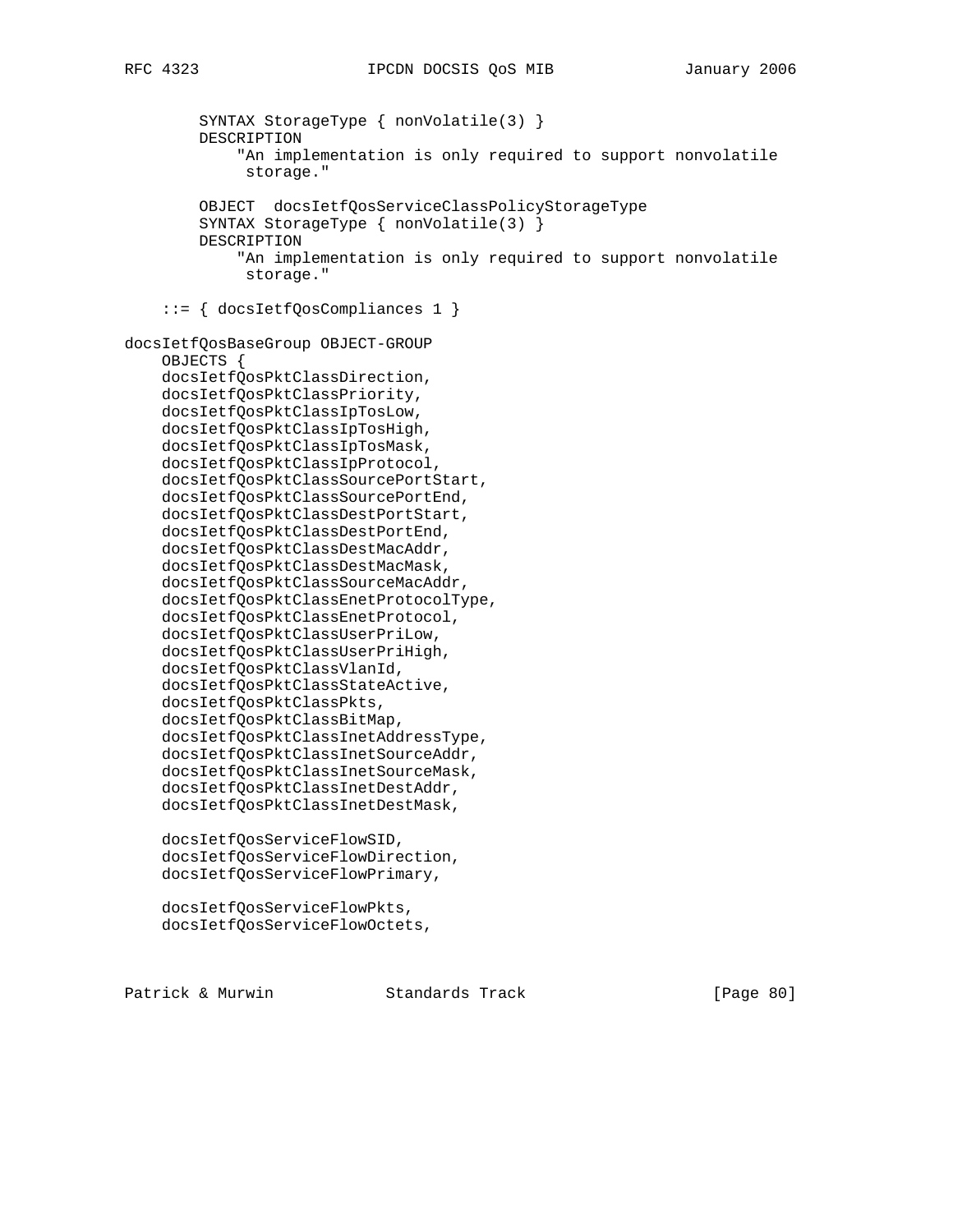```
        SYNTAX StorageType { nonVolatile(3) }
        DESCRIPTION
            "An implementation is only required to support nonvolatile
             storage."

        OBJECT  docsIetfQosServiceClassPolicyStorageType
        SYNTAX StorageType { nonVolatile(3) }
        DESCRIPTION
            "An implementation is only required to support nonvolatile
             storage."

    ::= { docsIetfQosCompliances 1 }

docsIetfQosBaseGroup OBJECT-GROUP
    OBJECTS {
    docsIetfQosPktClassDirection,
    docsIetfQosPktClassPriority,
    docsIetfQosPktClassIpTosLow,
    docsIetfQosPktClassIpTosHigh,
    docsIetfQosPktClassIpTosMask,
    docsIetfQosPktClassIpProtocol,
    docsIetfQosPktClassSourcePortStart,
    docsIetfQosPktClassSourcePortEnd,
    docsIetfQosPktClassDestPortStart,
    docsIetfQosPktClassDestPortEnd,
    docsIetfQosPktClassDestMacAddr,
    docsIetfQosPktClassDestMacMask,
    docsIetfQosPktClassSourceMacAddr,
    docsIetfQosPktClassEnetProtocolType,
    docsIetfQosPktClassEnetProtocol,
    docsIetfQosPktClassUserPriLow,
    docsIetfQosPktClassUserPriHigh,
    docsIetfQosPktClassVlanId,
    docsIetfQosPktClassStateActive,
    docsIetfQosPktClassPkts,
    docsIetfQosPktClassBitMap,
    docsIetfQosPktClassInetAddressType,
    docsIetfQosPktClassInetSourceAddr,
    docsIetfQosPktClassInetSourceMask,
    docsIetfQosPktClassInetDestAddr,
    docsIetfQosPktClassInetDestMask,

    docsIetfQosServiceFlowSID,
    docsIetfQosServiceFlowDirection,
    docsIetfQosServiceFlowPrimary,

    docsIetfQosServiceFlowPkts,
    docsIetfQosServiceFlowOctets,
```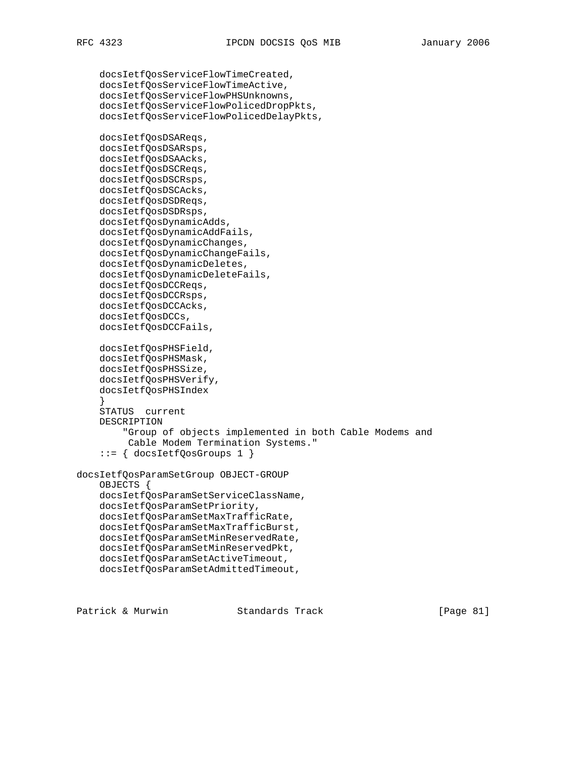```
    docsIetfQosServiceFlowTimeCreated,
    docsIetfQosServiceFlowTimeActive,
    docsIetfQosServiceFlowPHSUnknowns,
    docsIetfQosServiceFlowPolicedDropPkts,
    docsIetfQosServiceFlowPolicedDelayPkts,

    docsIetfQosDSAReqs,
    docsIetfQosDSARsps,
    docsIetfQosDSAAcks,
    docsIetfQosDSCReqs,
    docsIetfQosDSCRsps,
    docsIetfQosDSCAcks,
    docsIetfQosDSDReqs,
    docsIetfQosDSDRsps,
    docsIetfQosDynamicAdds,
    docsIetfQosDynamicAddFails,
    docsIetfQosDynamicChanges,
    docsIetfQosDynamicChangeFails,
    docsIetfQosDynamicDeletes,
    docsIetfQosDynamicDeleteFails,
    docsIetfQosDCCReqs,
    docsIetfQosDCCRsps,
    docsIetfQosDCCAcks,
    docsIetfQosDCCs,
    docsIetfQosDCCFails,

    docsIetfQosPHSField,
    docsIetfQosPHSMask,
    docsIetfQosPHSSize,
    docsIetfQosPHSVerify,
    docsIetfQosPHSIndex
    }
    STATUS  current
    DESCRIPTION
        "Group of objects implemented in both Cable Modems and
         Cable Modem Termination Systems."
    ::= { docsIetfQosGroups 1 }

docsIetfQosParamSetGroup OBJECT-GROUP
    OBJECTS {
    docsIetfQosParamSetServiceClassName,
    docsIetfQosParamSetPriority,
    docsIetfQosParamSetMaxTrafficRate,
    docsIetfQosParamSetMaxTrafficBurst,
    docsIetfQosParamSetMinReservedRate,
    docsIetfQosParamSetMinReservedPkt,
    docsIetfQosParamSetActiveTimeout,
    docsIetfQosParamSetAdmittedTimeout,
```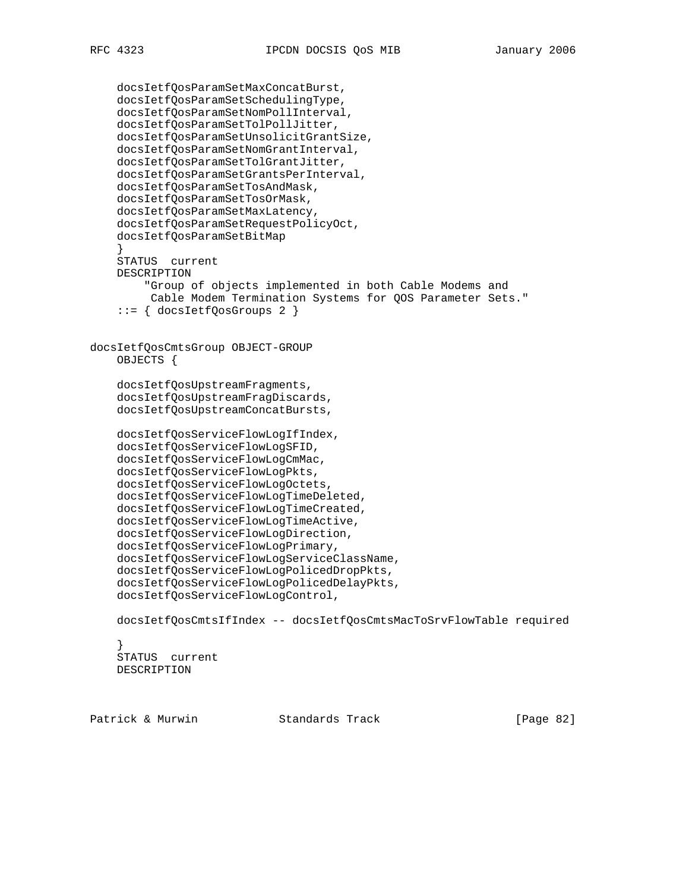```
    docsIetfQosParamSetMaxConcatBurst,
    docsIetfQosParamSetSchedulingType,
    docsIetfQosParamSetNomPollInterval,
    docsIetfQosParamSetTolPollJitter,
    docsIetfQosParamSetUnsolicitGrantSize,
    docsIetfQosParamSetNomGrantInterval,
    docsIetfQosParamSetTolGrantJitter,
    docsIetfQosParamSetGrantsPerInterval,
    docsIetfQosParamSetTosAndMask,
    docsIetfQosParamSetTosOrMask,
    docsIetfQosParamSetMaxLatency,
    docsIetfQosParamSetRequestPolicyOct,
    docsIetfQosParamSetBitMap
    }
    STATUS  current
    DESCRIPTION
        "Group of objects implemented in both Cable Modems and
         Cable Modem Termination Systems for QOS Parameter Sets."
    ::= { docsIetfQosGroups 2 }


docsIetfQosCmtsGroup OBJECT-GROUP
    OBJECTS {

    docsIetfQosUpstreamFragments,
    docsIetfQosUpstreamFragDiscards,
    docsIetfQosUpstreamConcatBursts,

    docsIetfQosServiceFlowLogIfIndex,
    docsIetfQosServiceFlowLogSFID,
    docsIetfQosServiceFlowLogCmMac,
    docsIetfQosServiceFlowLogPkts,
    docsIetfQosServiceFlowLogOctets,
    docsIetfQosServiceFlowLogTimeDeleted,
    docsIetfQosServiceFlowLogTimeCreated,
    docsIetfQosServiceFlowLogTimeActive,
    docsIetfQosServiceFlowLogDirection,
    docsIetfQosServiceFlowLogPrimary,
    docsIetfQosServiceFlowLogServiceClassName,
    docsIetfQosServiceFlowLogPolicedDropPkts,
    docsIetfQosServiceFlowLogPolicedDelayPkts,
    docsIetfQosServiceFlowLogControl,

    docsIetfQosCmtsIfIndex -- docsIetfQosCmtsMacToSrvFlowTable required

    }
    STATUS  current
    DESCRIPTION
```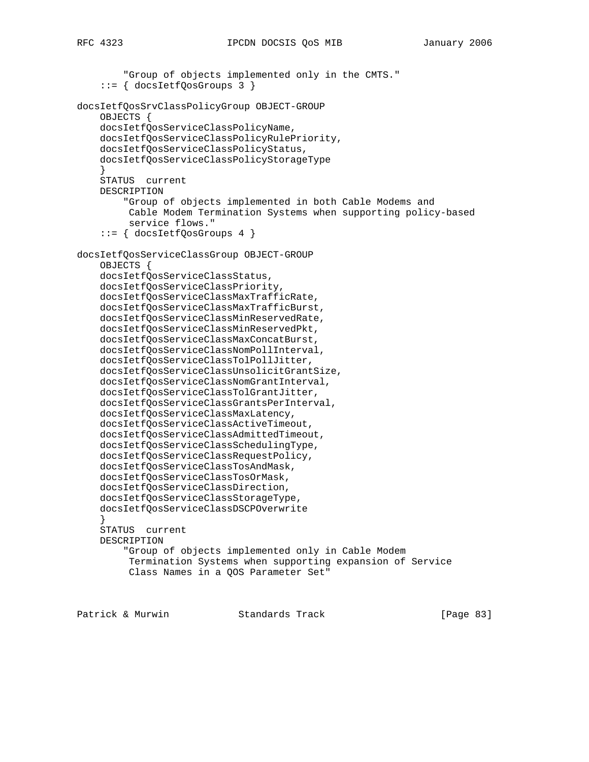```
        "Group of objects implemented only in the CMTS."
    ::= { docsIetfQosGroups 3 }

docsIetfQosSrvClassPolicyGroup OBJECT-GROUP
    OBJECTS {
    docsIetfQosServiceClassPolicyName,
    docsIetfQosServiceClassPolicyRulePriority,
    docsIetfQosServiceClassPolicyStatus,
    docsIetfQosServiceClassPolicyStorageType
    }
    STATUS  current
    DESCRIPTION
        "Group of objects implemented in both Cable Modems and
         Cable Modem Termination Systems when supporting policy-based
         service flows."
    ::= { docsIetfQosGroups 4 }

docsIetfQosServiceClassGroup OBJECT-GROUP
    OBJECTS {
    docsIetfQosServiceClassStatus,
    docsIetfQosServiceClassPriority,
    docsIetfQosServiceClassMaxTrafficRate,
    docsIetfQosServiceClassMaxTrafficBurst,
    docsIetfQosServiceClassMinReservedRate,
    docsIetfQosServiceClassMinReservedPkt,
    docsIetfQosServiceClassMaxConcatBurst,
    docsIetfQosServiceClassNomPollInterval,
    docsIetfQosServiceClassTolPollJitter,
    docsIetfQosServiceClassUnsolicitGrantSize,
    docsIetfQosServiceClassNomGrantInterval,
    docsIetfQosServiceClassTolGrantJitter,
    docsIetfQosServiceClassGrantsPerInterval,
    docsIetfQosServiceClassMaxLatency,
    docsIetfQosServiceClassActiveTimeout,
    docsIetfQosServiceClassAdmittedTimeout,
    docsIetfQosServiceClassSchedulingType,
    docsIetfQosServiceClassRequestPolicy,
    docsIetfQosServiceClassTosAndMask,
    docsIetfQosServiceClassTosOrMask,
    docsIetfQosServiceClassDirection,
    docsIetfQosServiceClassStorageType,
    docsIetfQosServiceClassDSCPOverwrite
    }
    STATUS  current
    DESCRIPTION
        "Group of objects implemented only in Cable Modem
         Termination Systems when supporting expansion of Service
         Class Names in a QOS Parameter Set"
```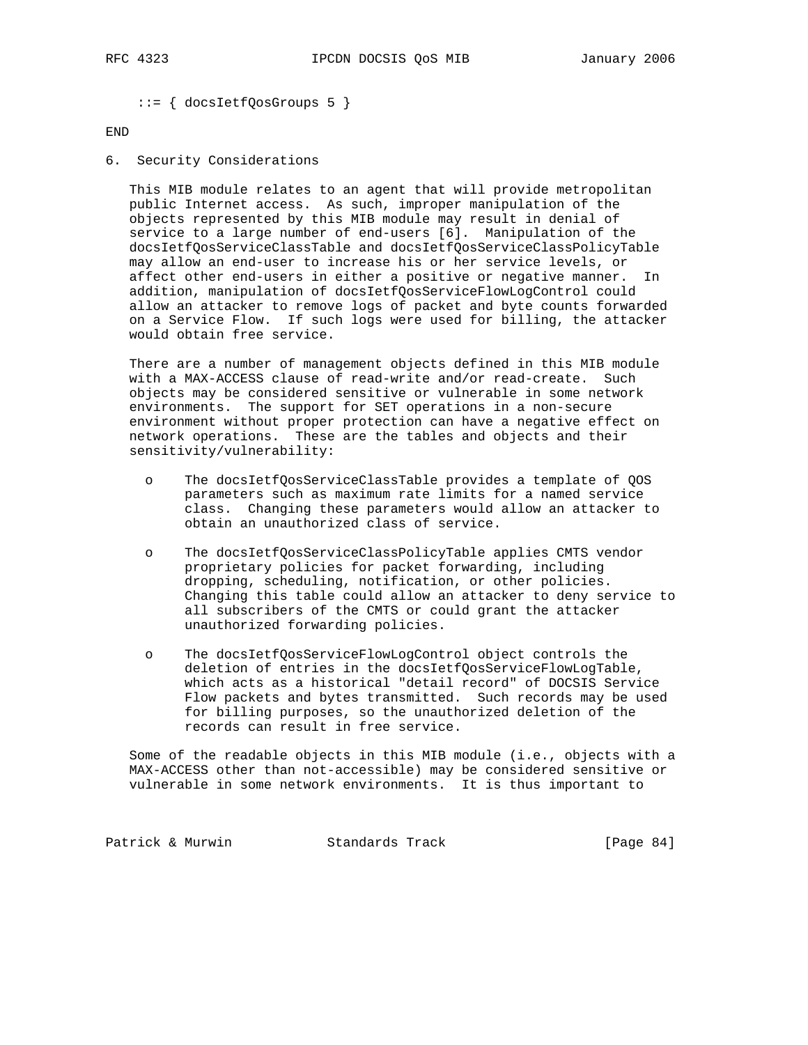```
    ::= { docsIetfQosGroups 5 }

END
```

## 6. Security Considerations

This MIB module relates to an agent that will provide metropolitan public Internet access. As such, improper manipulation of the objects represented by this MIB module may result in denial of service to a large number of end-users [6]. Manipulation of the docsIetfQosServiceClassTable and docsIetfQosServiceClassPolicyTable may allow an end-user to increase his or her service levels, or affect other end-users in either a positive or negative manner. In addition, manipulation of docsIetfQosServiceFlowLogControl could allow an attacker to remove logs of packet and byte counts forwarded on a Service Flow. If such logs were used for billing, the attacker would obtain free service.

There are a number of management objects defined in this MIB module with a MAX-ACCESS clause of read-write and/or read-create. Such objects may be considered sensitive or vulnerable in some network environments. The support for SET operations in a non-secure environment without proper protection can have a negative effect on network operations. These are the tables and objects and their sensitivity/vulnerability:

- The docsIetfQosServiceClassTable provides a template of QOS parameters such as maximum rate limits for a named service class. Changing these parameters would allow an attacker to obtain an unauthorized class of service.
- The docsIetfQosServiceClassPolicyTable applies CMTS vendor proprietary policies for packet forwarding, including dropping, scheduling, notification, or other policies. Changing this table could allow an attacker to deny service to all subscribers of the CMTS or could grant the attacker unauthorized forwarding policies.
- The docsIetfQosServiceFlowLogControl object controls the deletion of entries in the docsIetfQosServiceFlowLogTable, which acts as a historical "detail record" of DOCSIS Service Flow packets and bytes transmitted. Such records may be used for billing purposes, so the unauthorized deletion of the records can result in free service.

Some of the readable objects in this MIB module (i.e., objects with a MAX-ACCESS other than not-accessible) may be considered sensitive or vulnerable in some network environments. It is thus important to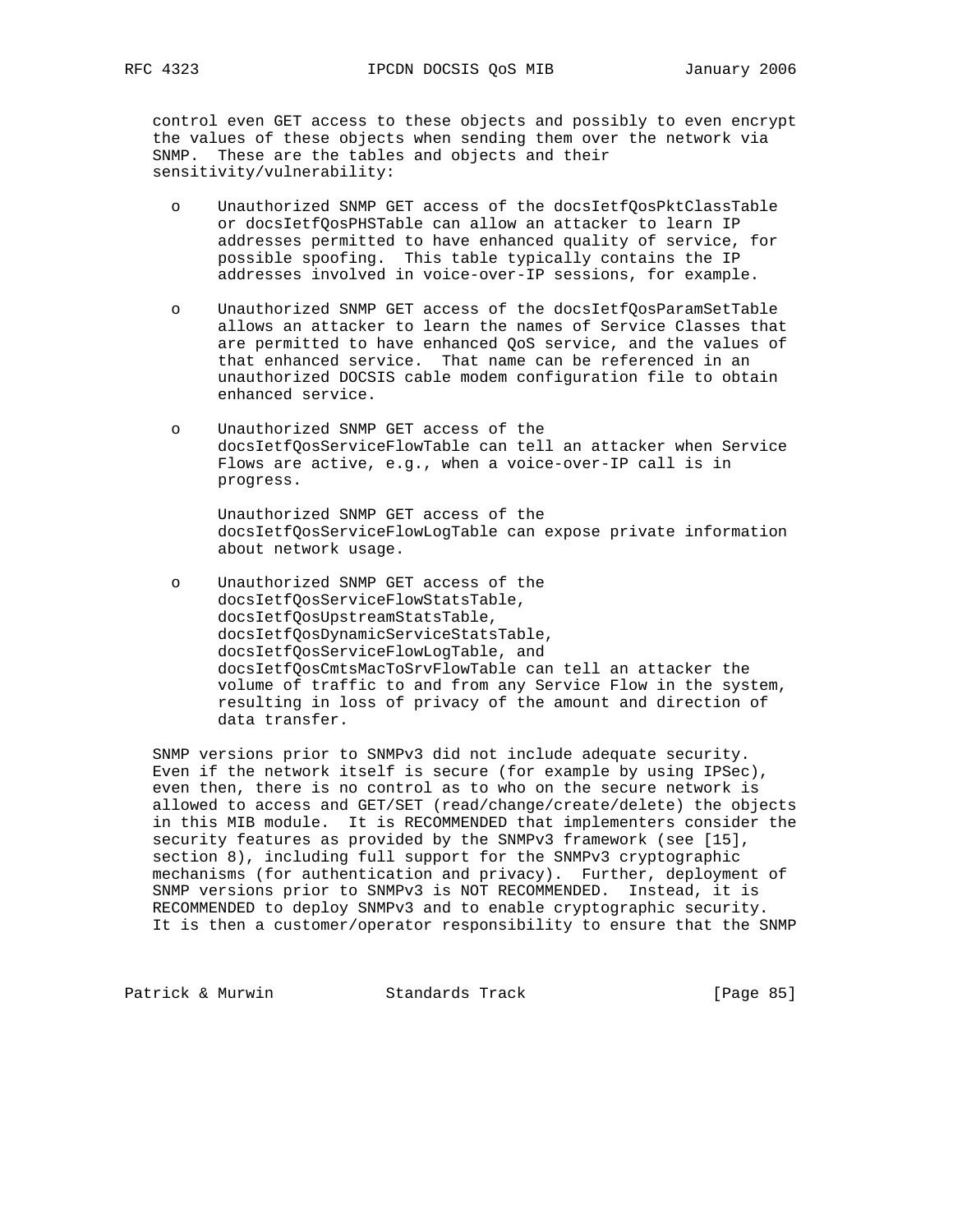control even GET access to these objects and possibly to even encrypt the values of these objects when sending them over the network via SNMP. These are the tables and objects and their sensitivity/vulnerability:

- Unauthorized SNMP GET access of the docsIetfQosPktClassTable or docsIetfQosPHSTable can allow an attacker to learn IP addresses permitted to have enhanced quality of service, for possible spoofing. This table typically contains the IP addresses involved in voice-over-IP sessions, for example.

- Unauthorized SNMP GET access of the docsIetfQosParamSetTable allows an attacker to learn the names of Service Classes that are permitted to have enhanced QoS service, and the values of that enhanced service. That name can be referenced in an unauthorized DOCSIS cable modem configuration file to obtain enhanced service.

- Unauthorized SNMP GET access of the docsIetfQosServiceFlowTable can tell an attacker when Service Flows are active, e.g., when a voice-over-IP call is in progress.

  Unauthorized SNMP GET access of the docsIetfQosServiceFlowLogTable can expose private information about network usage.

- Unauthorized SNMP GET access of the docsIetfQosServiceFlowStatsTable, docsIetfQosUpstreamStatsTable, docsIetfQosDynamicServiceStatsTable, docsIetfQosServiceFlowLogTable, and docsIetfQosCmtsMacToSrvFlowTable can tell an attacker the volume of traffic to and from any Service Flow in the system, resulting in loss of privacy of the amount and direction of data transfer.

SNMP versions prior to SNMPv3 did not include adequate security. Even if the network itself is secure (for example by using IPSec), even then, there is no control as to who on the secure network is allowed to access and GET/SET (read/change/create/delete) the objects in this MIB module. It is RECOMMENDED that implementers consider the security features as provided by the SNMPv3 framework (see [15], section 8), including full support for the SNMPv3 cryptographic mechanisms (for authentication and privacy). Further, deployment of SNMP versions prior to SNMPv3 is NOT RECOMMENDED. Instead, it is RECOMMENDED to deploy SNMPv3 and to enable cryptographic security. It is then a customer/operator responsibility to ensure that the SNMP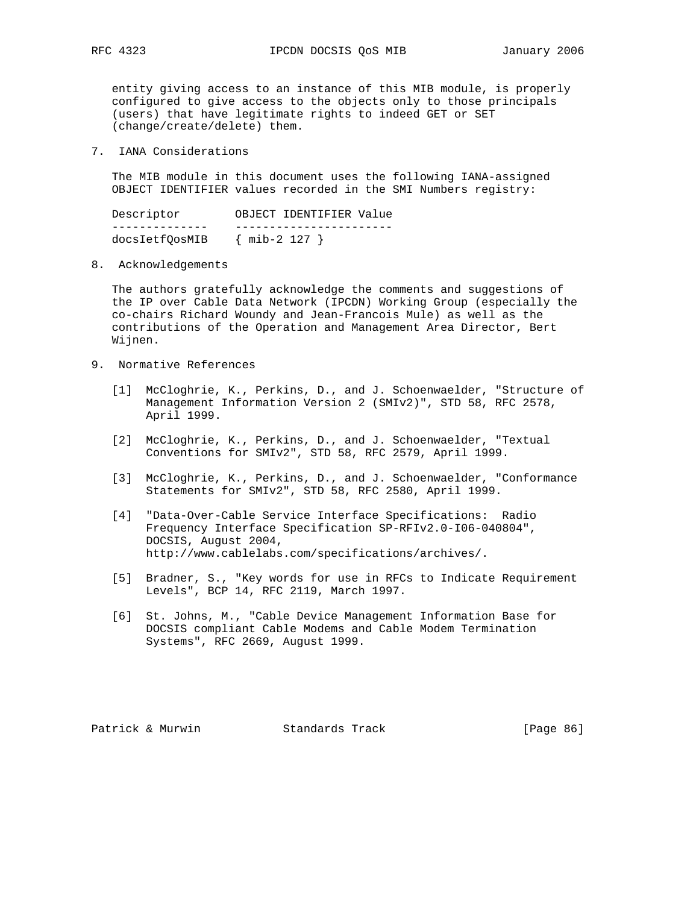entity giving access to an instance of this MIB module, is properly configured to give access to the objects only to those principals (users) that have legitimate rights to indeed GET or SET (change/create/delete) them.

## 7. IANA Considerations

The MIB module in this document uses the following IANA-assigned OBJECT IDENTIFIER values recorded in the SMI Numbers registry:

| Descriptor | OBJECT IDENTIFIER Value |
|---|---|
| docsIetfQosMIB | { mib-2 127 } |

## 8. Acknowledgements

The authors gratefully acknowledge the comments and suggestions of the IP over Cable Data Network (IPCDN) Working Group (especially the co-chairs Richard Woundy and Jean-Francois Mule) as well as the contributions of the Operation and Management Area Director, Bert Wijnen.

## 9. Normative References

[1] McCloghrie, K., Perkins, D., and J. Schoenwaelder, "Structure of Management Information Version 2 (SMIv2)", STD 58, RFC 2578, April 1999.

[2] McCloghrie, K., Perkins, D., and J. Schoenwaelder, "Textual Conventions for SMIv2", STD 58, RFC 2579, April 1999.

[3] McCloghrie, K., Perkins, D., and J. Schoenwaelder, "Conformance Statements for SMIv2", STD 58, RFC 2580, April 1999.

[4] "Data-Over-Cable Service Interface Specifications: Radio Frequency Interface Specification SP-RFIv2.0-I06-040804", DOCSIS, August 2004, http://www.cablelabs.com/specifications/archives/.

[5] Bradner, S., "Key words for use in RFCs to Indicate Requirement Levels", BCP 14, RFC 2119, March 1997.

[6] St. Johns, M., "Cable Device Management Information Base for DOCSIS compliant Cable Modems and Cable Modem Termination Systems", RFC 2669, August 1999.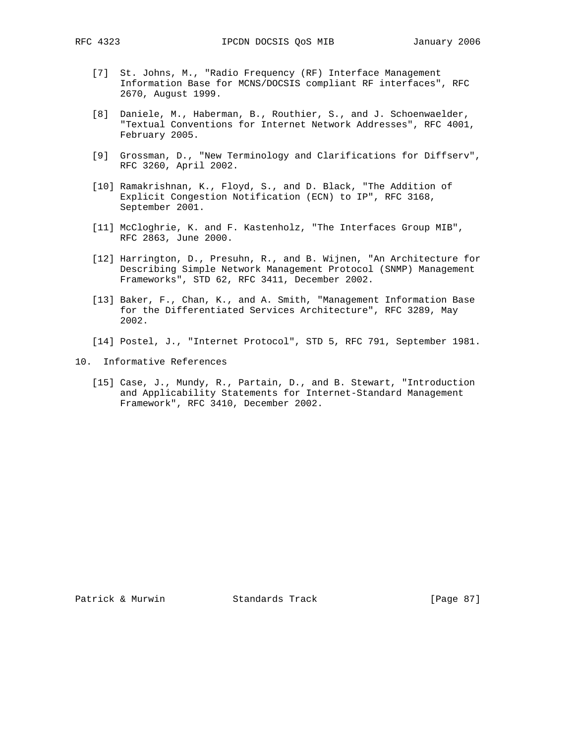[7] St. Johns, M., "Radio Frequency (RF) Interface Management Information Base for MCNS/DOCSIS compliant RF interfaces", RFC 2670, August 1999.

[8] Daniele, M., Haberman, B., Routhier, S., and J. Schoenwaelder, "Textual Conventions for Internet Network Addresses", RFC 4001, February 2005.

[9] Grossman, D., "New Terminology and Clarifications for Diffserv", RFC 3260, April 2002.

[10] Ramakrishnan, K., Floyd, S., and D. Black, "The Addition of Explicit Congestion Notification (ECN) to IP", RFC 3168, September 2001.

[11] McCloghrie, K. and F. Kastenholz, "The Interfaces Group MIB", RFC 2863, June 2000.

[12] Harrington, D., Presuhn, R., and B. Wijnen, "An Architecture for Describing Simple Network Management Protocol (SNMP) Management Frameworks", STD 62, RFC 3411, December 2002.

[13] Baker, F., Chan, K., and A. Smith, "Management Information Base for the Differentiated Services Architecture", RFC 3289, May 2002.

[14] Postel, J., "Internet Protocol", STD 5, RFC 791, September 1981.

## 10. Informative References

[15] Case, J., Mundy, R., Partain, D., and B. Stewart, "Introduction and Applicability Statements for Internet-Standard Management Framework", RFC 3410, December 2002.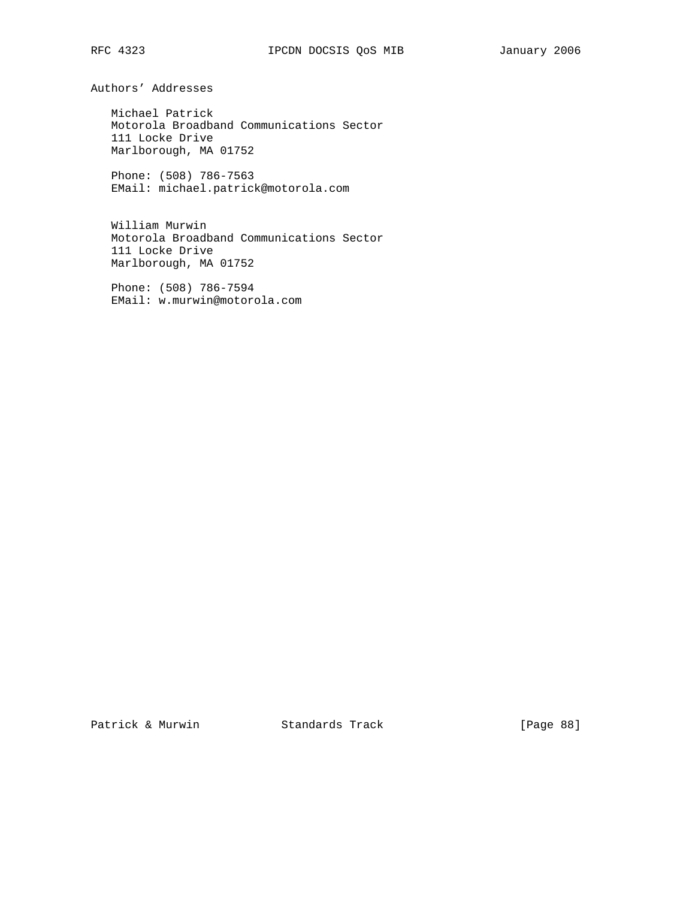## Authors' Addresses

Michael Patrick
Motorola Broadband Communications Sector
111 Locke Drive
Marlborough, MA 01752

Phone: (508) 786-7563
EMail: michael.patrick@motorola.com

William Murwin
Motorola Broadband Communications Sector
111 Locke Drive
Marlborough, MA 01752

Phone: (508) 786-7594
EMail: w.murwin@motorola.com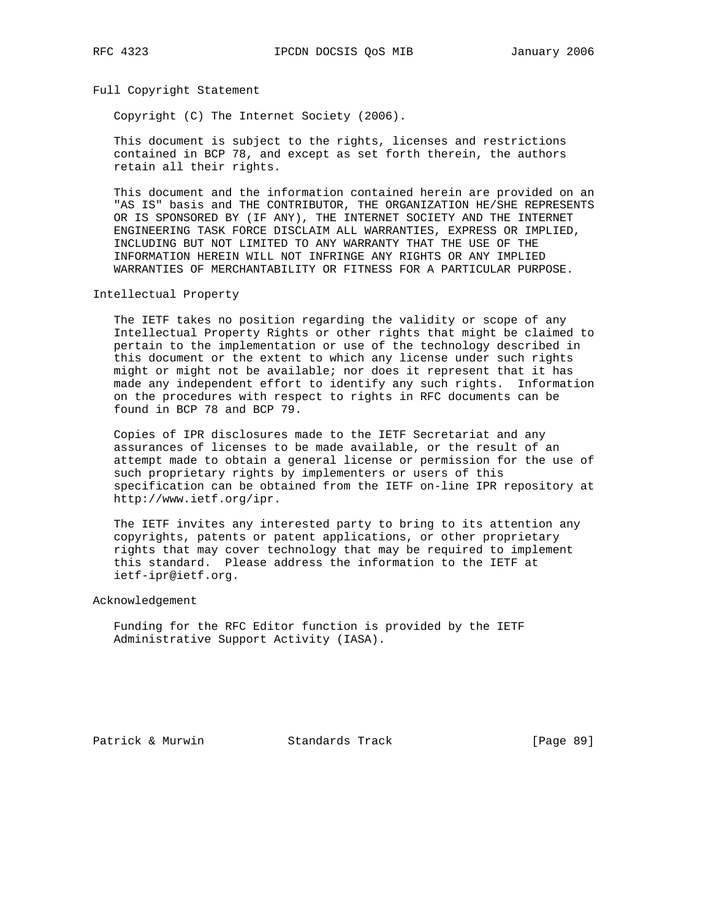## Full Copyright Statement

Copyright (C) The Internet Society (2006).

This document is subject to the rights, licenses and restrictions contained in BCP 78, and except as set forth therein, the authors retain all their rights.

This document and the information contained herein are provided on an "AS IS" basis and THE CONTRIBUTOR, THE ORGANIZATION HE/SHE REPRESENTS OR IS SPONSORED BY (IF ANY), THE INTERNET SOCIETY AND THE INTERNET ENGINEERING TASK FORCE DISCLAIM ALL WARRANTIES, EXPRESS OR IMPLIED, INCLUDING BUT NOT LIMITED TO ANY WARRANTY THAT THE USE OF THE INFORMATION HEREIN WILL NOT INFRINGE ANY RIGHTS OR ANY IMPLIED WARRANTIES OF MERCHANTABILITY OR FITNESS FOR A PARTICULAR PURPOSE.

## Intellectual Property

The IETF takes no position regarding the validity or scope of any Intellectual Property Rights or other rights that might be claimed to pertain to the implementation or use of the technology described in this document or the extent to which any license under such rights might or might not be available; nor does it represent that it has made any independent effort to identify any such rights. Information on the procedures with respect to rights in RFC documents can be found in BCP 78 and BCP 79.

Copies of IPR disclosures made to the IETF Secretariat and any assurances of licenses to be made available, or the result of an attempt made to obtain a general license or permission for the use of such proprietary rights by implementers or users of this specification can be obtained from the IETF on-line IPR repository at http://www.ietf.org/ipr.

The IETF invites any interested party to bring to its attention any copyrights, patents or patent applications, or other proprietary rights that may cover technology that may be required to implement this standard. Please address the information to the IETF at ietf-ipr@ietf.org.

## Acknowledgement

Funding for the RFC Editor function is provided by the IETF Administrative Support Activity (IASA).